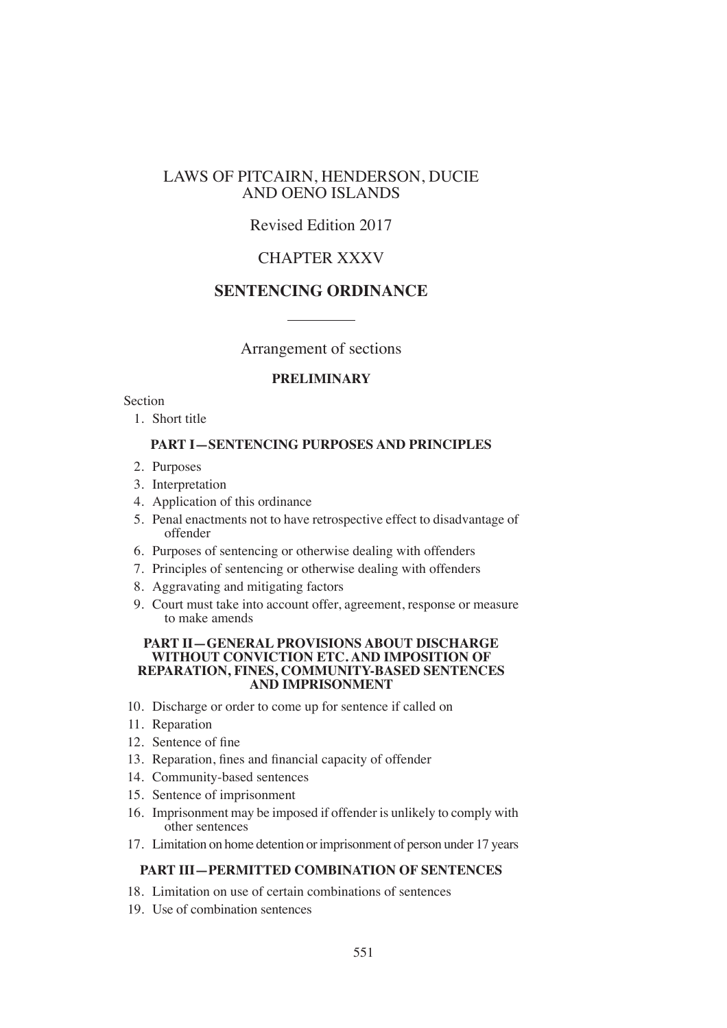# LAWS OF PITCAIRN, HENDERSON, DUCIE AND OENO ISLANDS

Revised Edition 2017

## CHAPTER XXXV

## SENTENCING ORDINANCE

Arrangement of sections

### PRELIMINARY

Section

1. Short title

### PART I—SENTENCING PURPOSES AND PRINCIPLES

2. Purposes
3. Interpretation
4. Application of this ordinance
5. Penal enactments not to have retrospective effect to disadvantage of offender
6. Purposes of sentencing or otherwise dealing with offenders
7. Principles of sentencing or otherwise dealing with offenders
8. Aggravating and mitigating factors
9. Court must take into account offer, agreement, response or measure to make amends

### PART II—GENERAL PROVISIONS ABOUT DISCHARGE WITHOUT CONVICTION ETC. AND IMPOSITION OF REPARATION, FINES, COMMUNITY-BASED SENTENCES AND IMPRISONMENT

10. Discharge or order to come up for sentence if called on
11. Reparation
12. Sentence of fine
13. Reparation, fines and financial capacity of offender
14. Community-based sentences
15. Sentence of imprisonment
16. Imprisonment may be imposed if offender is unlikely to comply with other sentences
17. Limitation on home detention or imprisonment of person under 17 years

### PART III—PERMITTED COMBINATION OF SENTENCES

18. Limitation on use of certain combinations of sentences
19. Use of combination sentences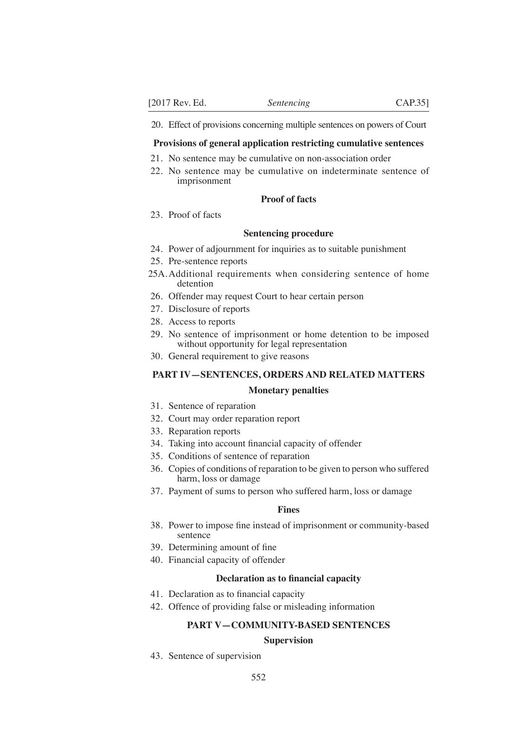20. Effect of provisions concerning multiple sentences on powers of Court

**Provisions of general application restricting cumulative sentences**

21. No sentence may be cumulative on non-association order
22. No sentence may be cumulative on indeterminate sentence of imprisonment

**Proof of facts**

23. Proof of facts

**Sentencing procedure**

24. Power of adjournment for inquiries as to suitable punishment
25. Pre-sentence reports

25A. Additional requirements when considering sentence of home detention

26. Offender may request Court to hear certain person
27. Disclosure of reports
28. Access to reports
29. No sentence of imprisonment or home detention to be imposed without opportunity for legal representation
30. General requirement to give reasons

## PART IV—SENTENCES, ORDERS AND RELATED MATTERS

**Monetary penalties**

31. Sentence of reparation
32. Court may order reparation report
33. Reparation reports
34. Taking into account financial capacity of offender
35. Conditions of sentence of reparation
36. Copies of conditions of reparation to be given to person who suffered harm, loss or damage
37. Payment of sums to person who suffered harm, loss or damage

**Fines**

38. Power to impose fine instead of imprisonment or community-based sentence
39. Determining amount of fine
40. Financial capacity of offender

**Declaration as to financial capacity**

41. Declaration as to financial capacity
42. Offence of providing false or misleading information

## PART V—COMMUNITY-BASED SENTENCES

**Supervision**

43. Sentence of supervision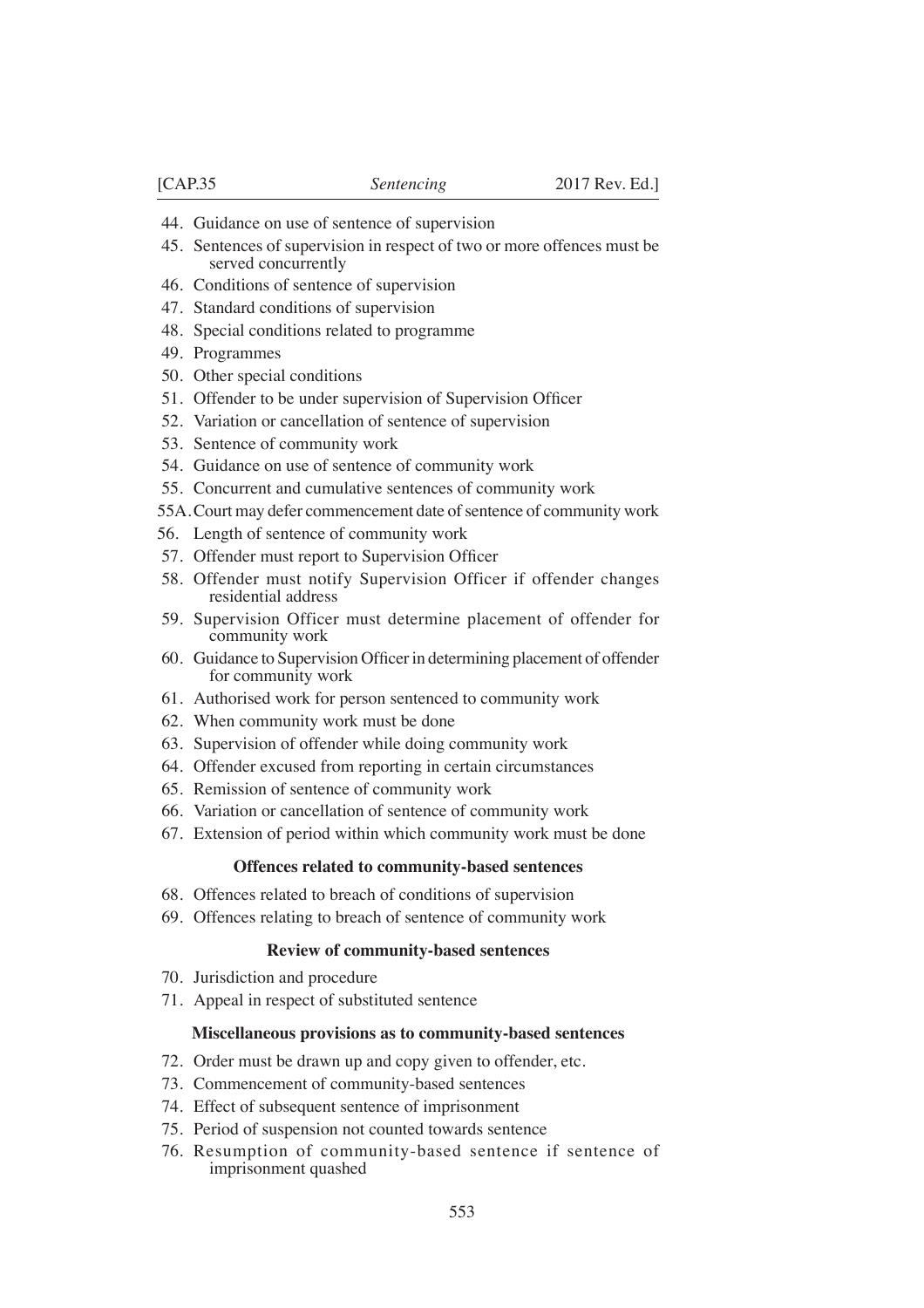44. Guidance on use of sentence of supervision
45. Sentences of supervision in respect of two or more offences must be served concurrently
46. Conditions of sentence of supervision
47. Standard conditions of supervision
48. Special conditions related to programme
49. Programmes
50. Other special conditions
51. Offender to be under supervision of Supervision Officer
52. Variation or cancellation of sentence of supervision
53. Sentence of community work
54. Guidance on use of sentence of community work
55. Concurrent and cumulative sentences of community work

55A. Court may defer commencement date of sentence of community work

56. Length of sentence of community work
57. Offender must report to Supervision Officer
58. Offender must notify Supervision Officer if offender changes residential address
59. Supervision Officer must determine placement of offender for community work
60. Guidance to Supervision Officer in determining placement of offender for community work
61. Authorised work for person sentenced to community work
62. When community work must be done
63. Supervision of offender while doing community work
64. Offender excused from reporting in certain circumstances
65. Remission of sentence of community work
66. Variation or cancellation of sentence of community work
67. Extension of period within which community work must be done

**Offences related to community-based sentences**

68. Offences related to breach of conditions of supervision
69. Offences relating to breach of sentence of community work

**Review of community-based sentences**

70. Jurisdiction and procedure
71. Appeal in respect of substituted sentence

**Miscellaneous provisions as to community-based sentences**

72. Order must be drawn up and copy given to offender, etc.
73. Commencement of community-based sentences
74. Effect of subsequent sentence of imprisonment
75. Period of suspension not counted towards sentence
76. Resumption of community-based sentence if sentence of imprisonment quashed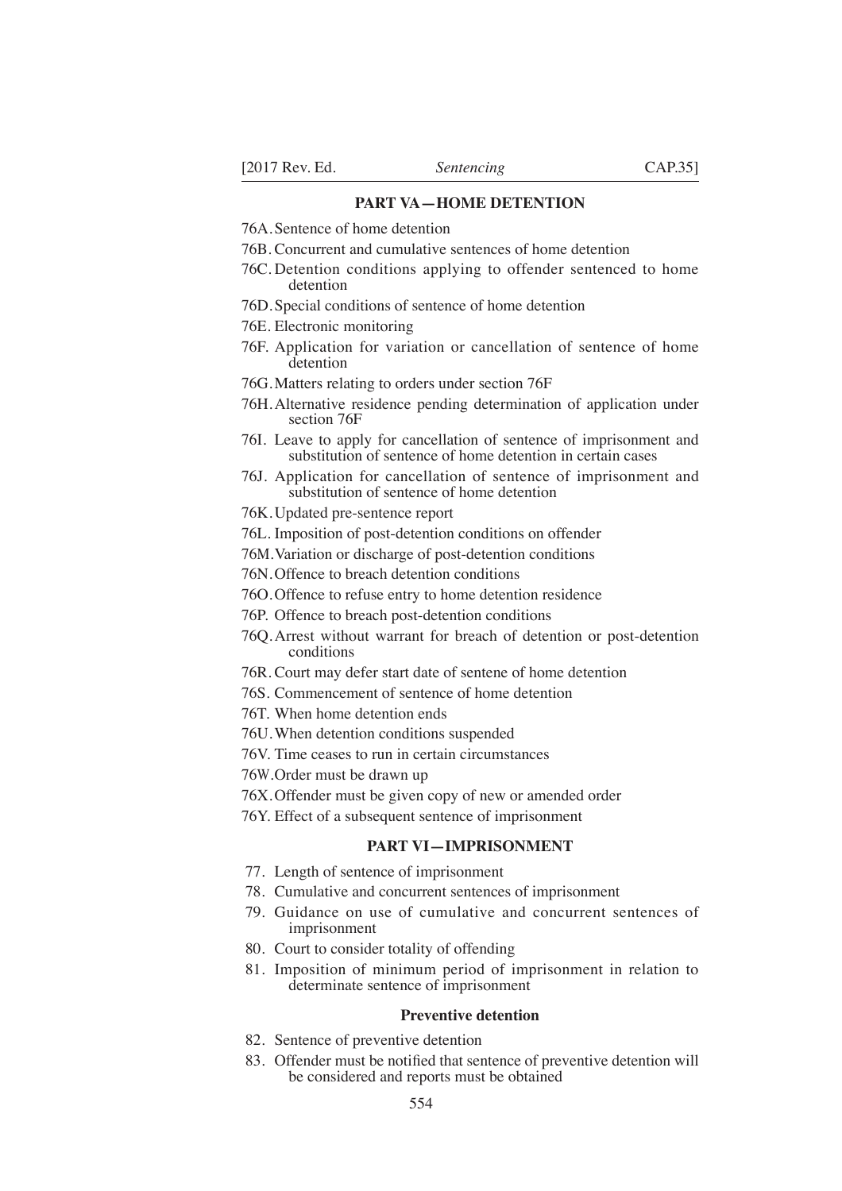## PART VA—HOME DETENTION

76A. Sentence of home detention

76B. Concurrent and cumulative sentences of home detention

76C. Detention conditions applying to offender sentenced to home detention

76D. Special conditions of sentence of home detention

76E. Electronic monitoring

76F. Application for variation or cancellation of sentence of home detention

76G. Matters relating to orders under section 76F

76H. Alternative residence pending determination of application under section 76F

76I. Leave to apply for cancellation of sentence of imprisonment and substitution of sentence of home detention in certain cases

76J. Application for cancellation of sentence of imprisonment and substitution of sentence of home detention

76K. Updated pre-sentence report

76L. Imposition of post-detention conditions on offender

76M. Variation or discharge of post-detention conditions

76N. Offence to breach detention conditions

76O. Offence to refuse entry to home detention residence

76P. Offence to breach post-detention conditions

76Q. Arrest without warrant for breach of detention or post-detention conditions

76R. Court may defer start date of sentene of home detention

76S. Commencement of sentence of home detention

76T. When home detention ends

76U. When detention conditions suspended

76V. Time ceases to run in certain circumstances

76W. Order must be drawn up

76X. Offender must be given copy of new or amended order

76Y. Effect of a subsequent sentence of imprisonment

## PART VI—IMPRISONMENT

77. Length of sentence of imprisonment

78. Cumulative and concurrent sentences of imprisonment

79. Guidance on use of cumulative and concurrent sentences of imprisonment

80. Court to consider totality of offending

81. Imposition of minimum period of imprisonment in relation to determinate sentence of imprisonment

### Preventive detention

82. Sentence of preventive detention

83. Offender must be notified that sentence of preventive detention will be considered and reports must be obtained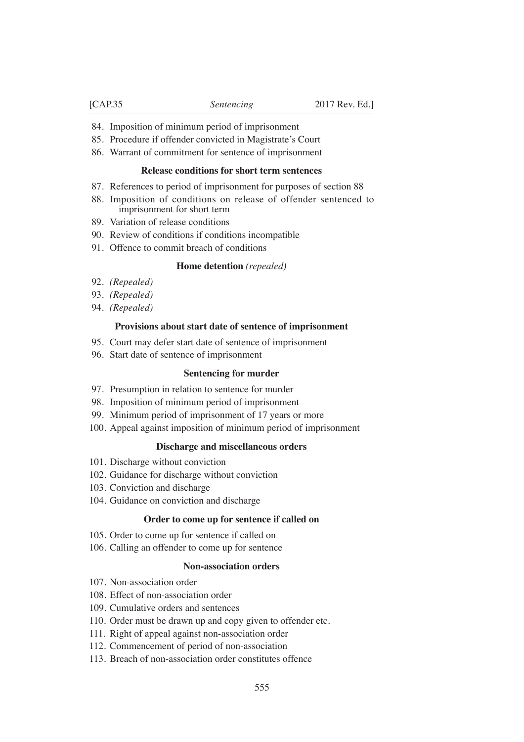84. Imposition of minimum period of imprisonment
85. Procedure if offender convicted in Magistrate's Court
86. Warrant of commitment for sentence of imprisonment

**Release conditions for short term sentences**

87. References to period of imprisonment for purposes of section 88
88. Imposition of conditions on release of offender sentenced to imprisonment for short term
89. Variation of release conditions
90. Review of conditions if conditions incompatible
91. Offence to commit breach of conditions

**Home detention** *(repealed)*

92. *(Repealed)*
93. *(Repealed)*
94. *(Repealed)*

**Provisions about start date of sentence of imprisonment**

95. Court may defer start date of sentence of imprisonment
96. Start date of sentence of imprisonment

**Sentencing for murder**

97. Presumption in relation to sentence for murder
98. Imposition of minimum period of imprisonment
99. Minimum period of imprisonment of 17 years or more
100. Appeal against imposition of minimum period of imprisonment

**Discharge and miscellaneous orders**

101. Discharge without conviction
102. Guidance for discharge without conviction
103. Conviction and discharge
104. Guidance on conviction and discharge

**Order to come up for sentence if called on**

105. Order to come up for sentence if called on
106. Calling an offender to come up for sentence

**Non-association orders**

107. Non-association order
108. Effect of non-association order
109. Cumulative orders and sentences
110. Order must be drawn up and copy given to offender etc.
111. Right of appeal against non-association order
112. Commencement of period of non-association
113. Breach of non-association order constitutes offence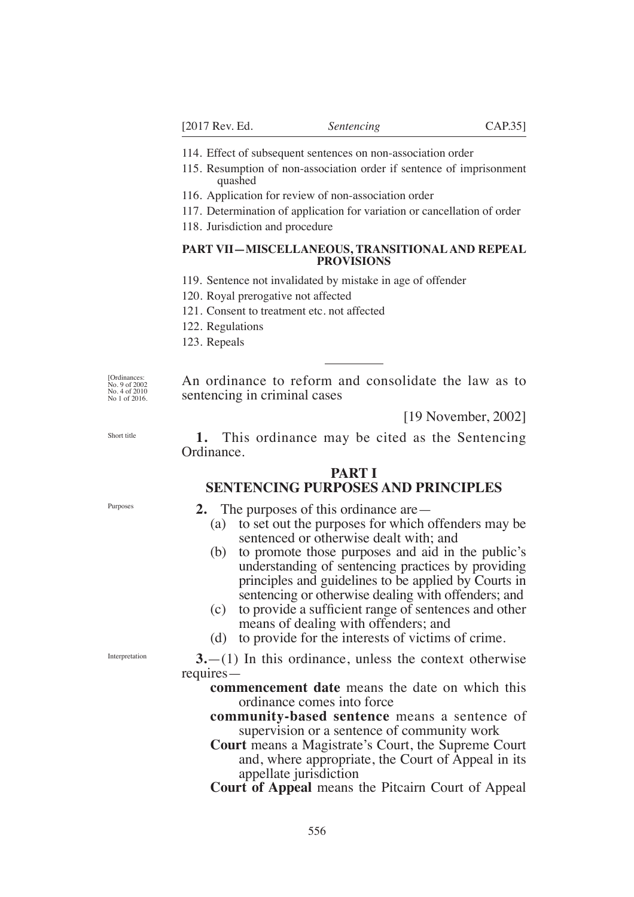114. Effect of subsequent sentences on non-association order
115. Resumption of non-association order if sentence of imprisonment quashed
116. Application for review of non-association order
117. Determination of application for variation or cancellation of order
118. Jurisdiction and procedure

**PART VII—MISCELLANEOUS, TRANSITIONAL AND REPEAL PROVISIONS**

119. Sentence not invalidated by mistake in age of offender
120. Royal prerogative not affected
121. Consent to treatment etc. not affected
122. Regulations
123. Repeals

---

[Ordinances: No. 9 of 2002 No. 4 of 2010 No 1 of 2016.

An ordinance to reform and consolidate the law as to sentencing in criminal cases

[19 November, 2002]

Short title

**1.** This ordinance may be cited as the Sentencing Ordinance.

## PART I
## SENTENCING PURPOSES AND PRINCIPLES

Purposes

**2.** The purposes of this ordinance are—

(a) to set out the purposes for which offenders may be sentenced or otherwise dealt with; and

(b) to promote those purposes and aid in the public's understanding of sentencing practices by providing principles and guidelines to be applied by Courts in sentencing or otherwise dealing with offenders; and

(c) to provide a sufficient range of sentences and other means of dealing with offenders; and

(d) to provide for the interests of victims of crime.

Interpretation

**3.**—(1) In this ordinance, unless the context otherwise requires—

**commencement date** means the date on which this ordinance comes into force

**community-based sentence** means a sentence of supervision or a sentence of community work

**Court** means a Magistrate's Court, the Supreme Court and, where appropriate, the Court of Appeal in its appellate jurisdiction

**Court of Appeal** means the Pitcairn Court of Appeal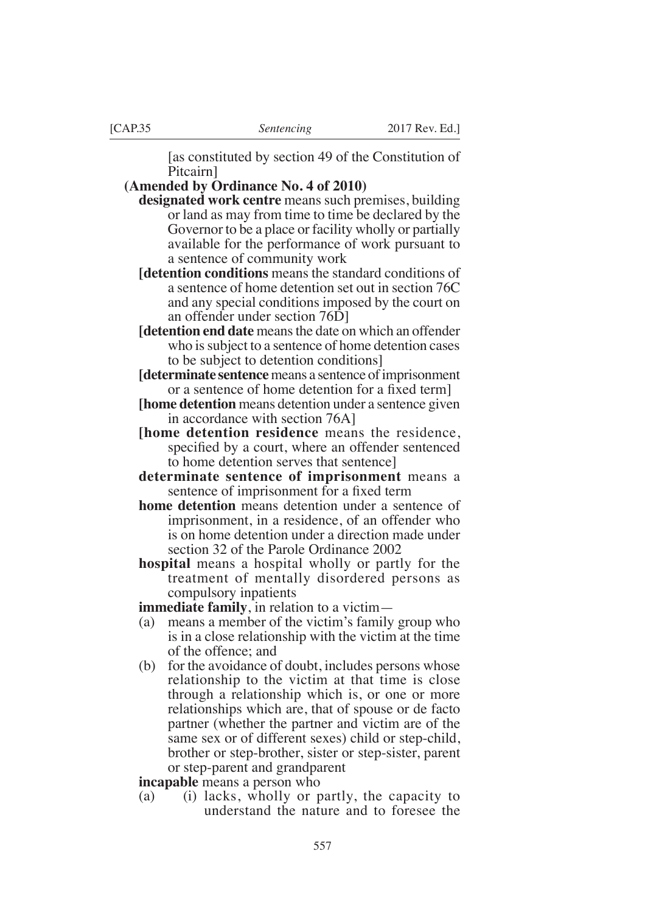[as constituted by section 49 of the Constitution of Pitcairn]

**(Amended by Ordinance No. 4 of 2010)**

**designated work centre** means such premises, building or land as may from time to time be declared by the Governor to be a place or facility wholly or partially available for the performance of work pursuant to a sentence of community work

[**detention conditions** means the standard conditions of a sentence of home detention set out in section 76C and any special conditions imposed by the court on an offender under section 76D]

[**detention end date** means the date on which an offender who is subject to a sentence of home detention cases to be subject to detention conditions]

[**determinate sentence** means a sentence of imprisonment or a sentence of home detention for a fixed term]

[**home detention** means detention under a sentence given in accordance with section 76A]

[**home detention residence** means the residence, specified by a court, where an offender sentenced to home detention serves that sentence]

**determinate sentence of imprisonment** means a sentence of imprisonment for a fixed term

**home detention** means detention under a sentence of imprisonment, in a residence, of an offender who is on home detention under a direction made under section 32 of the Parole Ordinance 2002

**hospital** means a hospital wholly or partly for the treatment of mentally disordered persons as compulsory inpatients

**immediate family**, in relation to a victim—

(a) means a member of the victim's family group who is in a close relationship with the victim at the time of the offence; and

(b) for the avoidance of doubt, includes persons whose relationship to the victim at that time is close through a relationship which is, or one or more relationships which are, that of spouse or de facto partner (whether the partner and victim are of the same sex or of different sexes) child or step-child, brother or step-brother, sister or step-sister, parent or step-parent and grandparent

**incapable** means a person who

(a) (i) lacks, wholly or partly, the capacity to understand the nature and to foresee the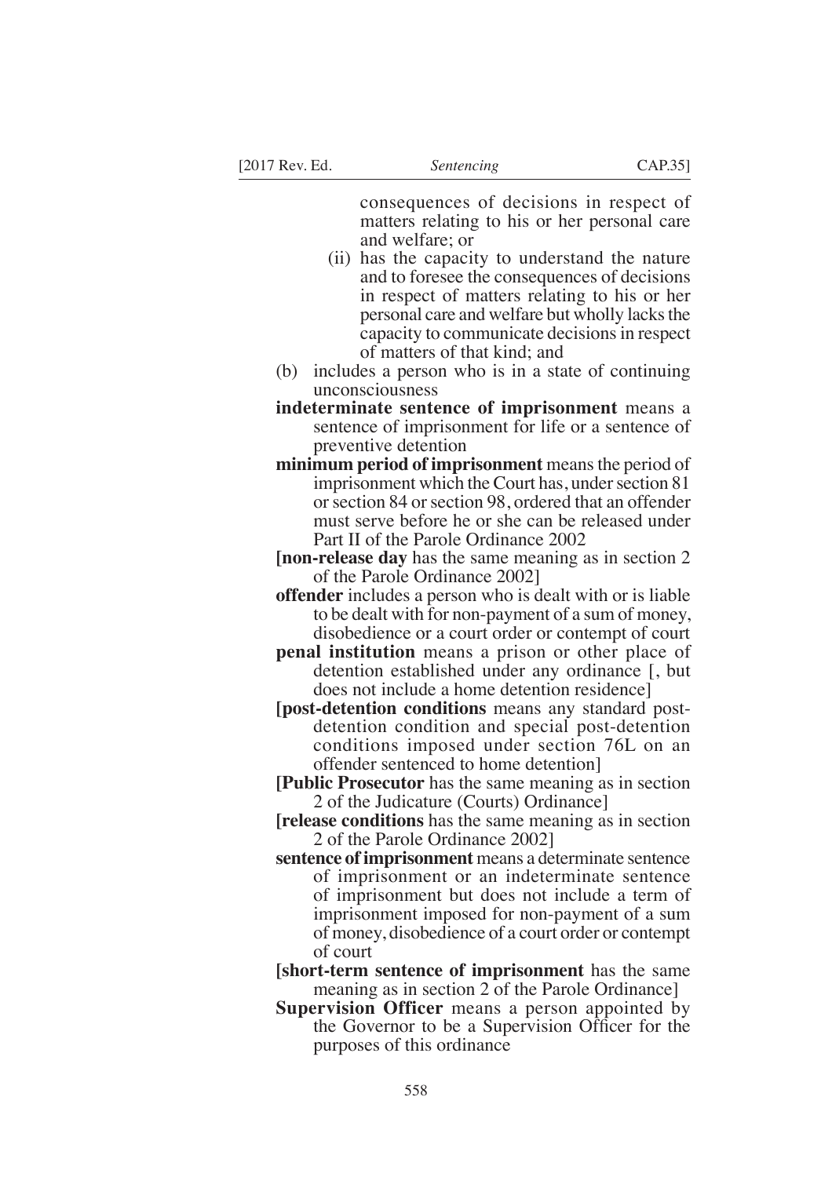consequences of decisions in respect of matters relating to his or her personal care and welfare; or

(ii) has the capacity to understand the nature and to foresee the consequences of decisions in respect of matters relating to his or her personal care and welfare but wholly lacks the capacity to communicate decisions in respect of matters of that kind; and

(b) includes a person who is in a state of continuing unconsciousness

**indeterminate sentence of imprisonment** means a sentence of imprisonment for life or a sentence of preventive detention

**minimum period of imprisonment** means the period of imprisonment which the Court has, under section 81 or section 84 or section 98, ordered that an offender must serve before he or she can be released under Part II of the Parole Ordinance 2002

[**non-release day** has the same meaning as in section 2 of the Parole Ordinance 2002]

**offender** includes a person who is dealt with or is liable to be dealt with for non-payment of a sum of money, disobedience or a court order or contempt of court

**penal institution** means a prison or other place of detention established under any ordinance [, but does not include a home detention residence]

[**post-detention conditions** means any standard post-detention condition and special post-detention conditions imposed under section 76L on an offender sentenced to home detention]

[**Public Prosecutor** has the same meaning as in section 2 of the Judicature (Courts) Ordinance]

[**release conditions** has the same meaning as in section 2 of the Parole Ordinance 2002]

**sentence of imprisonment** means a determinate sentence of imprisonment or an indeterminate sentence of imprisonment but does not include a term of imprisonment imposed for non-payment of a sum of money, disobedience of a court order or contempt of court

[**short-term sentence of imprisonment** has the same meaning as in section 2 of the Parole Ordinance]

**Supervision Officer** means a person appointed by the Governor to be a Supervision Officer for the purposes of this ordinance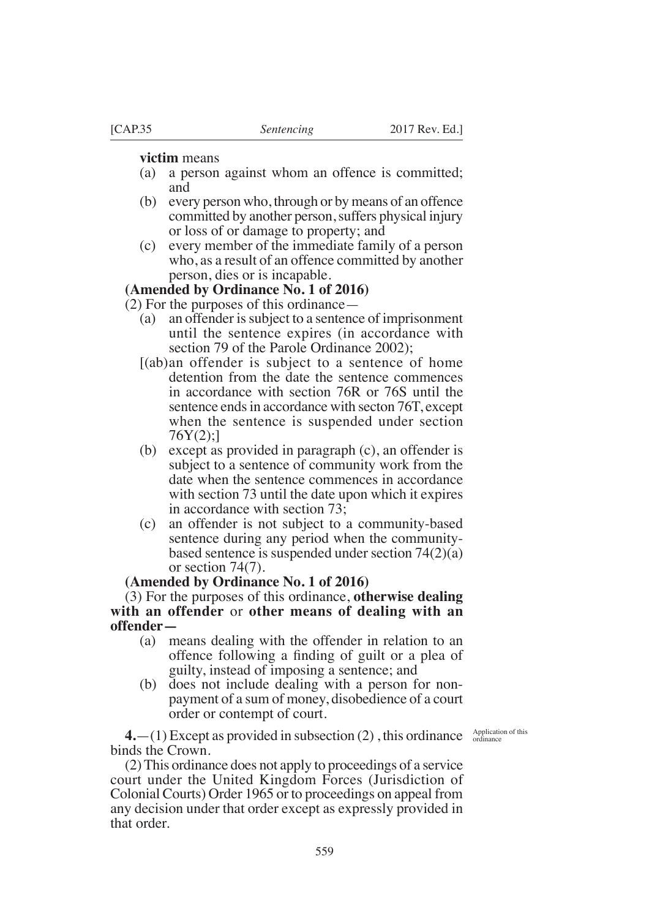**victim** means

(a) a person against whom an offence is committed; and

(b) every person who, through or by means of an offence committed by another person, suffers physical injury or loss of or damage to property; and

(c) every member of the immediate family of a person who, as a result of an offence committed by another person, dies or is incapable.

**(Amended by Ordinance No. 1 of 2016)**

(2) For the purposes of this ordinance—

(a) an offender is subject to a sentence of imprisonment until the sentence expires (in accordance with section 79 of the Parole Ordinance 2002);

[(ab)an offender is subject to a sentence of home detention from the date the sentence commences in accordance with section 76R or 76S until the sentence ends in accordance with secton 76T, except when the sentence is suspended under section 76Y(2);]

(b) except as provided in paragraph (c), an offender is subject to a sentence of community work from the date when the sentence commences in accordance with section 73 until the date upon which it expires in accordance with section 73;

(c) an offender is not subject to a community-based sentence during any period when the community-based sentence is suspended under section 74(2)(a) or section 74(7).

**(Amended by Ordinance No. 1 of 2016)**

(3) For the purposes of this ordinance, **otherwise dealing with an offender** or **other means of dealing with an offender—**

(a) means dealing with the offender in relation to an offence following a finding of guilt or a plea of guilty, instead of imposing a sentence; and

(b) does not include dealing with a person for non-payment of a sum of money, disobedience of a court order or contempt of court.

Application of this ordinance

**4.**—(1) Except as provided in subsection (2) , this ordinance binds the Crown.

(2) This ordinance does not apply to proceedings of a service court under the United Kingdom Forces (Jurisdiction of Colonial Courts) Order 1965 or to proceedings on appeal from any decision under that order except as expressly provided in that order.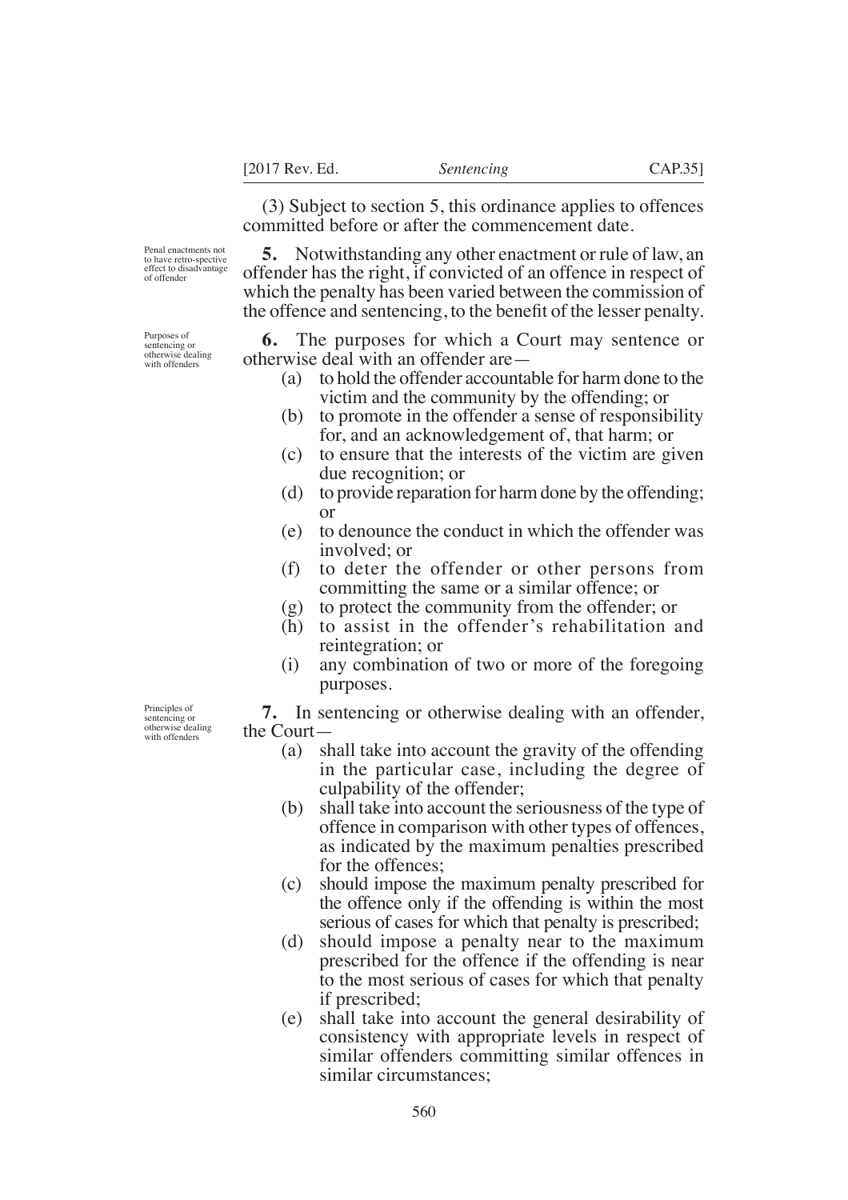(3) Subject to section 5, this ordinance applies to offences committed before or after the commencement date.

*Penal enactments not to have retro-spective effect to disadvantage of offender*

**5.** Notwithstanding any other enactment or rule of law, an offender has the right, if convicted of an offence in respect of which the penalty has been varied between the commission of the offence and sentencing, to the benefit of the lesser penalty.

*Purposes of sentencing or otherwise dealing with offenders*

**6.** The purposes for which a Court may sentence or otherwise deal with an offender are—

- (a) to hold the offender accountable for harm done to the victim and the community by the offending; or
- (b) to promote in the offender a sense of responsibility for, and an acknowledgement of, that harm; or
- (c) to ensure that the interests of the victim are given due recognition; or
- (d) to provide reparation for harm done by the offending; or
- (e) to denounce the conduct in which the offender was involved; or
- (f) to deter the offender or other persons from committing the same or a similar offence; or
- (g) to protect the community from the offender; or
- (h) to assist in the offender's rehabilitation and reintegration; or
- (i) any combination of two or more of the foregoing purposes.

*Principles of sentencing or otherwise dealing with offenders*

**7.** In sentencing or otherwise dealing with an offender, the Court—

- (a) shall take into account the gravity of the offending in the particular case, including the degree of culpability of the offender;
- (b) shall take into account the seriousness of the type of offence in comparison with other types of offences, as indicated by the maximum penalties prescribed for the offences;
- (c) should impose the maximum penalty prescribed for the offence only if the offending is within the most serious of cases for which that penalty is prescribed;
- (d) should impose a penalty near to the maximum prescribed for the offence if the offending is near to the most serious of cases for which that penalty if prescribed;
- (e) shall take into account the general desirability of consistency with appropriate levels in respect of similar offenders committing similar offences in similar circumstances;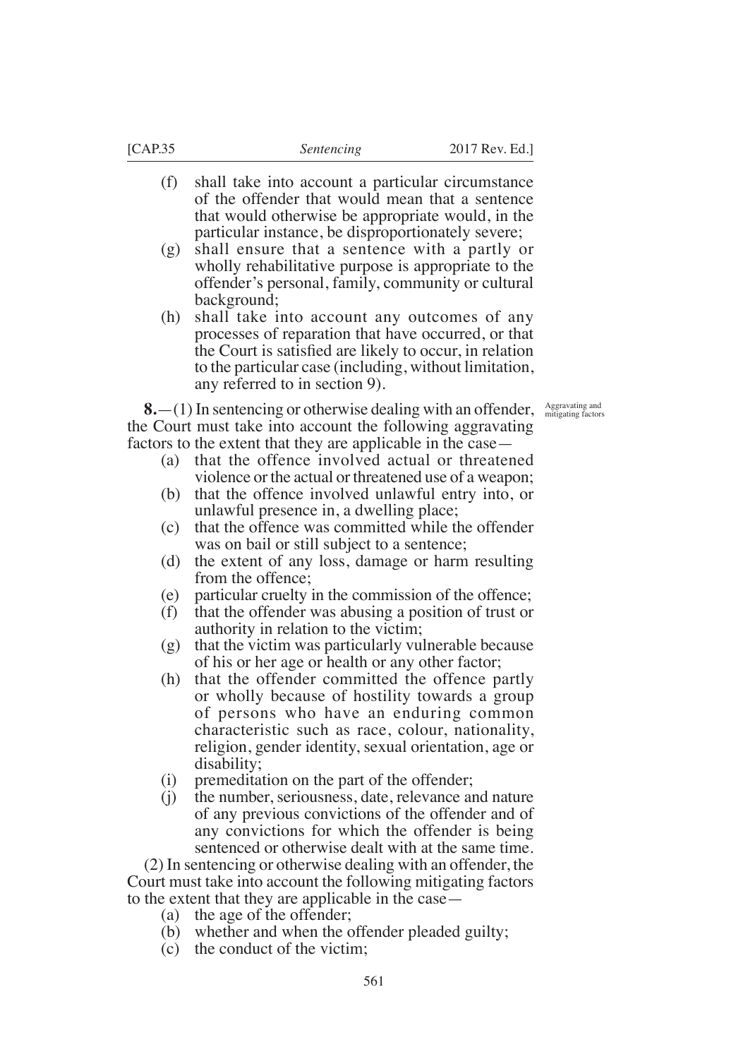(f) shall take into account a particular circumstance of the offender that would mean that a sentence that would otherwise be appropriate would, in the particular instance, be disproportionately severe;

(g) shall ensure that a sentence with a partly or wholly rehabilitative purpose is appropriate to the offender's personal, family, community or cultural background;

(h) shall take into account any outcomes of any processes of reparation that have occurred, or that the Court is satisfied are likely to occur, in relation to the particular case (including, without limitation, any referred to in section 9).

Aggravating and mitigating factors

**8.**—(1) In sentencing or otherwise dealing with an offender, the Court must take into account the following aggravating factors to the extent that they are applicable in the case—

(a) that the offence involved actual or threatened violence or the actual or threatened use of a weapon;

(b) that the offence involved unlawful entry into, or unlawful presence in, a dwelling place;

(c) that the offence was committed while the offender was on bail or still subject to a sentence;

(d) the extent of any loss, damage or harm resulting from the offence;

(e) particular cruelty in the commission of the offence;

(f) that the offender was abusing a position of trust or authority in relation to the victim;

(g) that the victim was particularly vulnerable because of his or her age or health or any other factor;

(h) that the offender committed the offence partly or wholly because of hostility towards a group of persons who have an enduring common characteristic such as race, colour, nationality, religion, gender identity, sexual orientation, age or disability;

(i) premeditation on the part of the offender;

(j) the number, seriousness, date, relevance and nature of any previous convictions of the offender and of any convictions for which the offender is being sentenced or otherwise dealt with at the same time.

(2) In sentencing or otherwise dealing with an offender, the Court must take into account the following mitigating factors to the extent that they are applicable in the case—

(a) the age of the offender;

(b) whether and when the offender pleaded guilty;

(c) the conduct of the victim;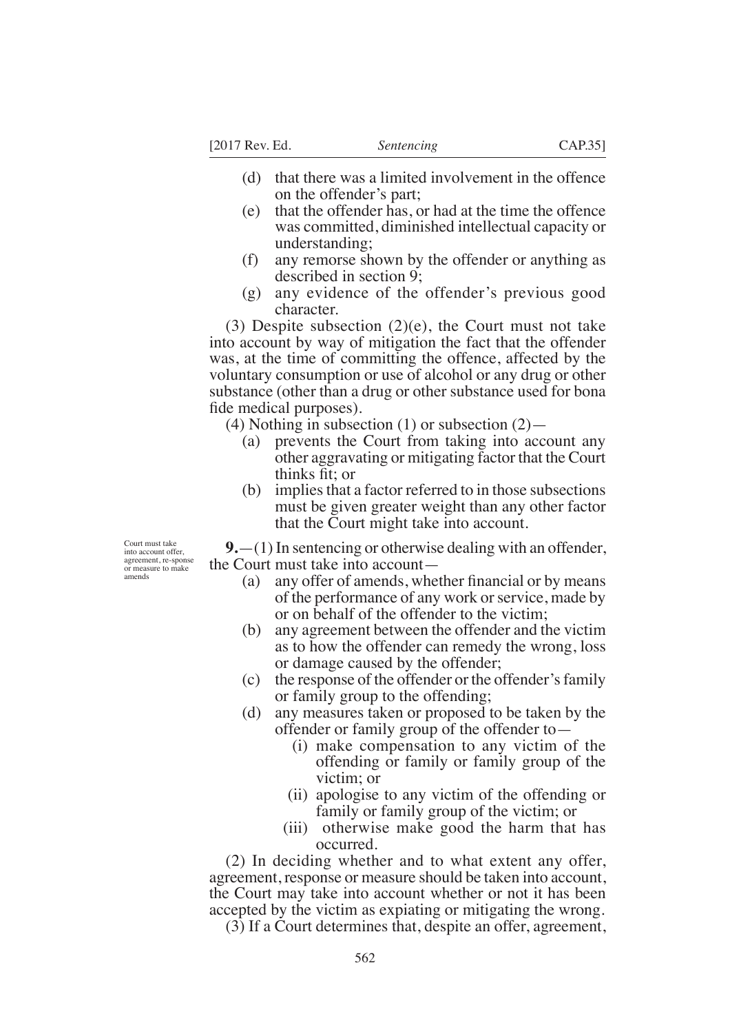(d) that there was a limited involvement in the offence on the offender's part;

(e) that the offender has, or had at the time the offence was committed, diminished intellectual capacity or understanding;

(f) any remorse shown by the offender or anything as described in section 9;

(g) any evidence of the offender's previous good character.

(3) Despite subsection (2)(e), the Court must not take into account by way of mitigation the fact that the offender was, at the time of committing the offence, affected by the voluntary consumption or use of alcohol or any drug or other substance (other than a drug or other substance used for bona fide medical purposes).

(4) Nothing in subsection (1) or subsection (2)—

(a) prevents the Court from taking into account any other aggravating or mitigating factor that the Court thinks fit; or

(b) implies that a factor referred to in those subsections must be given greater weight than any other factor that the Court might take into account.

*Court must take into account offer, agreement, re-sponse or measure to make amends*

**9.**—(1) In sentencing or otherwise dealing with an offender, the Court must take into account—

(a) any offer of amends, whether financial or by means of the performance of any work or service, made by or on behalf of the offender to the victim;

(b) any agreement between the offender and the victim as to how the offender can remedy the wrong, loss or damage caused by the offender;

(c) the response of the offender or the offender's family or family group to the offending;

(d) any measures taken or proposed to be taken by the offender or family group of the offender to—

(i) make compensation to any victim of the offending or family or family group of the victim; or

(ii) apologise to any victim of the offending or family or family group of the victim; or

(iii) otherwise make good the harm that has occurred.

(2) In deciding whether and to what extent any offer, agreement, response or measure should be taken into account, the Court may take into account whether or not it has been accepted by the victim as expiating or mitigating the wrong.

(3) If a Court determines that, despite an offer, agreement,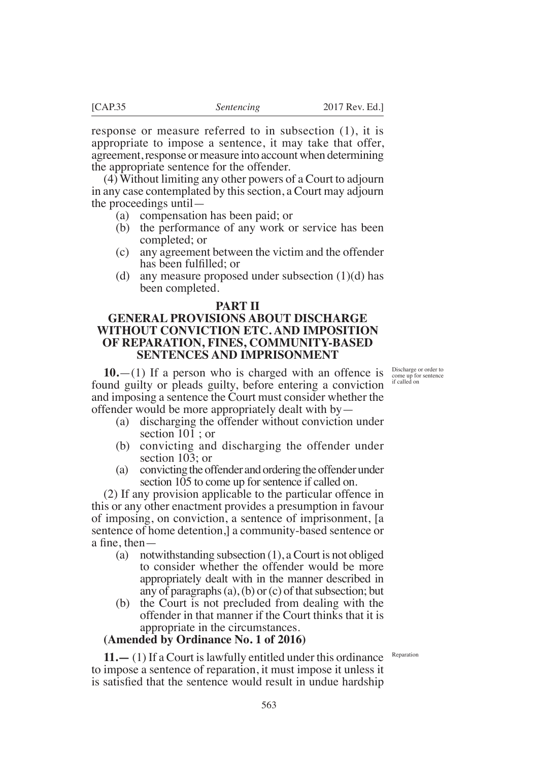response or measure referred to in subsection (1), it is appropriate to impose a sentence, it may take that offer, agreement, response or measure into account when determining the appropriate sentence for the offender.

(4) Without limiting any other powers of a Court to adjourn in any case contemplated by this section, a Court may adjourn the proceedings until—

- (a) compensation has been paid; or
- (b) the performance of any work or service has been completed; or
- (c) any agreement between the victim and the offender has been fulfilled; or
- (d) any measure proposed under subsection (1)(d) has been completed.

## PART II
## GENERAL PROVISIONS ABOUT DISCHARGE WITHOUT CONVICTION ETC. AND IMPOSITION OF REPARATION, FINES, COMMUNITY-BASED SENTENCES AND IMPRISONMENT

*Discharge or order to come up for sentence if called on*

**10.**—(1) If a person who is charged with an offence is found guilty or pleads guilty, before entering a conviction and imposing a sentence the Court must consider whether the offender would be more appropriately dealt with by—

- (a) discharging the offender without conviction under section 101 ; or
- (b) convicting and discharging the offender under section 103; or
- (a) convicting the offender and ordering the offender under section 105 to come up for sentence if called on.

(2) If any provision applicable to the particular offence in this or any other enactment provides a presumption in favour of imposing, on conviction, a sentence of imprisonment, [a sentence of home detention,] a community-based sentence or a fine, then—

- (a) notwithstanding subsection (1), a Court is not obliged to consider whether the offender would be more appropriately dealt with in the manner described in any of paragraphs (a), (b) or (c) of that subsection; but
- (b) the Court is not precluded from dealing with the offender in that manner if the Court thinks that it is appropriate in the circumstances.

**(Amended by Ordinance No. 1 of 2016)**

*Reparation*

**11.—** (1) If a Court is lawfully entitled under this ordinance to impose a sentence of reparation, it must impose it unless it is satisfied that the sentence would result in undue hardship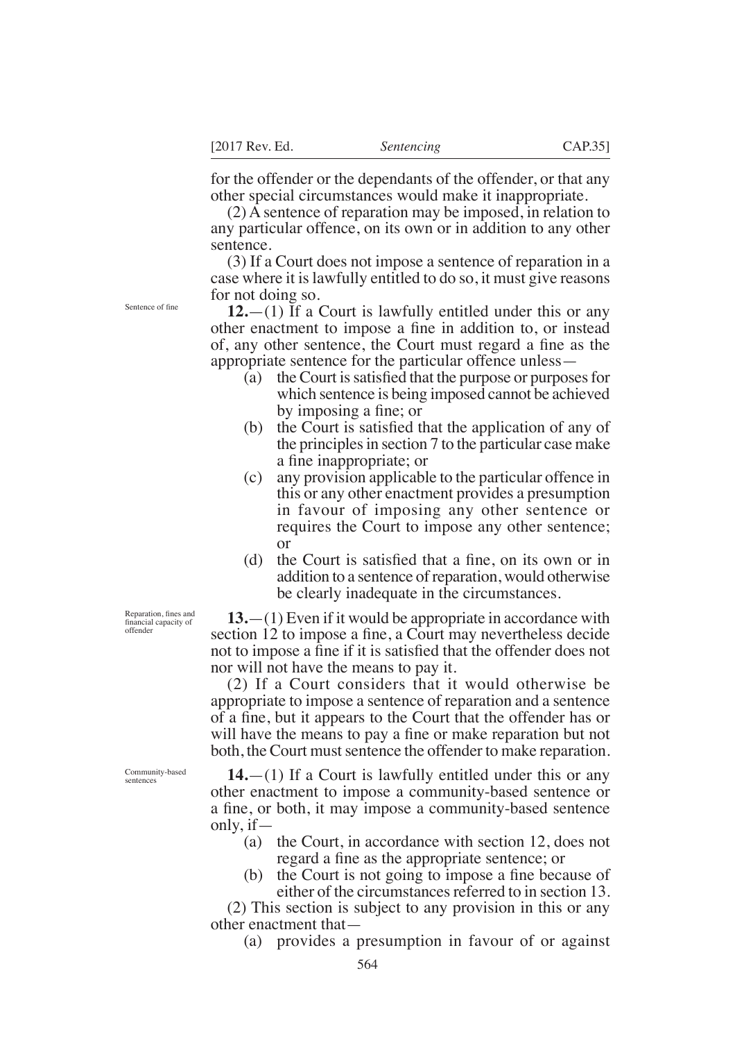for the offender or the dependants of the offender, or that any other special circumstances would make it inappropriate.

(2) A sentence of reparation may be imposed, in relation to any particular offence, on its own or in addition to any other sentence.

(3) If a Court does not impose a sentence of reparation in a case where it is lawfully entitled to do so, it must give reasons for not doing so.

*Sentence of fine*

**12.**—(1) If a Court is lawfully entitled under this or any other enactment to impose a fine in addition to, or instead of, any other sentence, the Court must regard a fine as the appropriate sentence for the particular offence unless—

- (a) the Court is satisfied that the purpose or purposes for which sentence is being imposed cannot be achieved by imposing a fine; or
- (b) the Court is satisfied that the application of any of the principles in section 7 to the particular case make a fine inappropriate; or
- (c) any provision applicable to the particular offence in this or any other enactment provides a presumption in favour of imposing any other sentence or requires the Court to impose any other sentence; or
- (d) the Court is satisfied that a fine, on its own or in addition to a sentence of reparation, would otherwise be clearly inadequate in the circumstances.

*Reparation, fines and financial capacity of offender*

**13.**—(1) Even if it would be appropriate in accordance with section 12 to impose a fine, a Court may nevertheless decide not to impose a fine if it is satisfied that the offender does not nor will not have the means to pay it.

(2) If a Court considers that it would otherwise be appropriate to impose a sentence of reparation and a sentence of a fine, but it appears to the Court that the offender has or will have the means to pay a fine or make reparation but not both, the Court must sentence the offender to make reparation.

*Community-based sentences*

**14.**—(1) If a Court is lawfully entitled under this or any other enactment to impose a community-based sentence or a fine, or both, it may impose a community-based sentence only, if—

- (a) the Court, in accordance with section 12, does not regard a fine as the appropriate sentence; or
- (b) the Court is not going to impose a fine because of either of the circumstances referred to in section 13.

(2) This section is subject to any provision in this or any other enactment that—

- (a) provides a presumption in favour of or against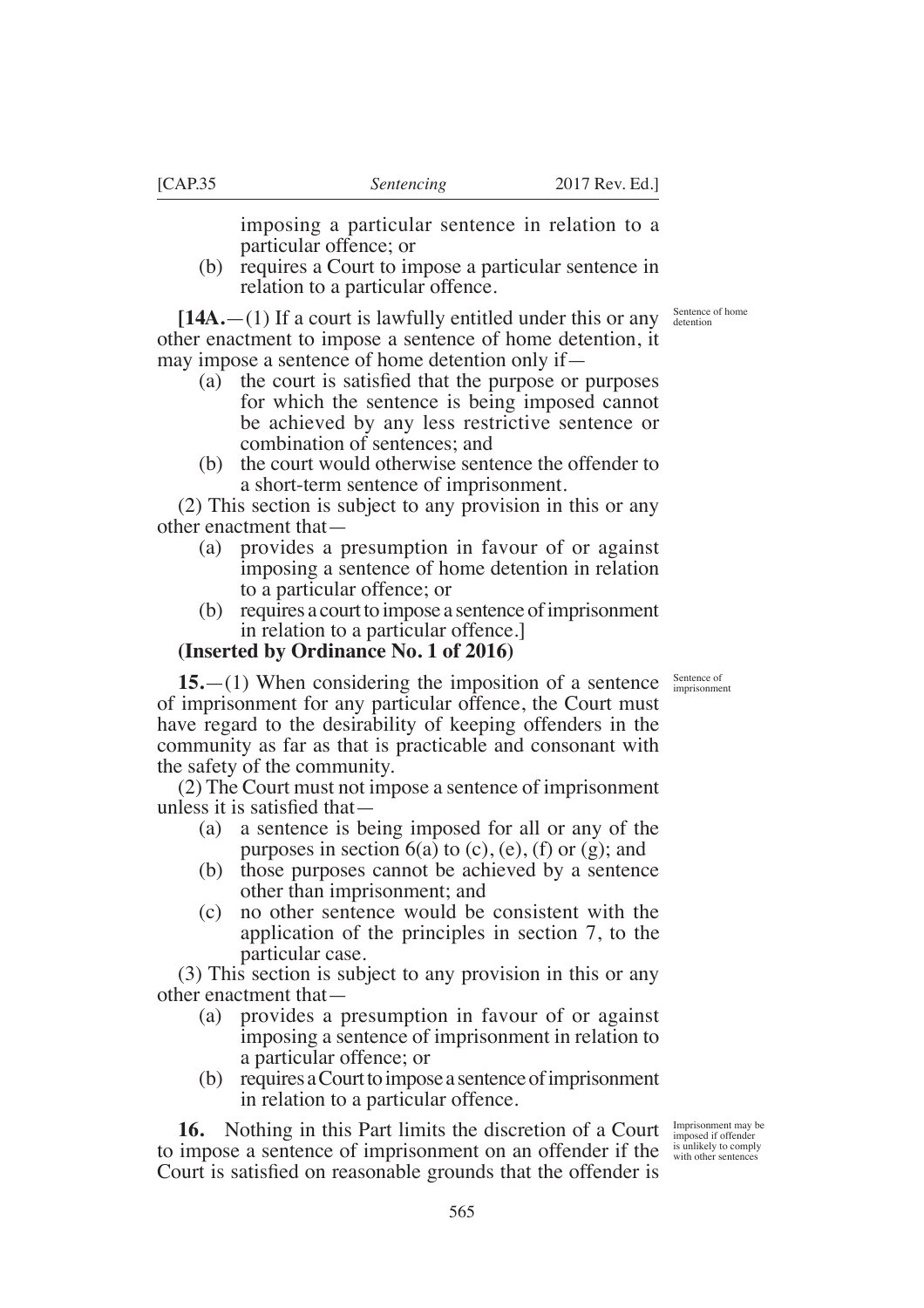imposing a particular sentence in relation to a particular offence; or

(b) requires a Court to impose a particular sentence in relation to a particular offence.

Sentence of home detention

**[14A.**—(1) If a court is lawfully entitled under this or any other enactment to impose a sentence of home detention, it may impose a sentence of home detention only if—

(a) the court is satisfied that the purpose or purposes for which the sentence is being imposed cannot be achieved by any less restrictive sentence or combination of sentences; and

(b) the court would otherwise sentence the offender to a short-term sentence of imprisonment.

(2) This section is subject to any provision in this or any other enactment that—

(a) provides a presumption in favour of or against imposing a sentence of home detention in relation to a particular offence; or

(b) requires a court to impose a sentence of imprisonment in relation to a particular offence.]

**(Inserted by Ordinance No. 1 of 2016)**

Sentence of imprisonment

**15.**—(1) When considering the imposition of a sentence of imprisonment for any particular offence, the Court must have regard to the desirability of keeping offenders in the community as far as that is practicable and consonant with the safety of the community.

(2) The Court must not impose a sentence of imprisonment unless it is satisfied that—

(a) a sentence is being imposed for all or any of the purposes in section 6(a) to (c), (e), (f) or (g); and

(b) those purposes cannot be achieved by a sentence other than imprisonment; and

(c) no other sentence would be consistent with the application of the principles in section 7, to the particular case.

(3) This section is subject to any provision in this or any other enactment that—

(a) provides a presumption in favour of or against imposing a sentence of imprisonment in relation to a particular offence; or

(b) requires a Court to impose a sentence of imprisonment in relation to a particular offence.

Imprisonment may be imposed if offender is unlikely to comply with other sentences

**16.** Nothing in this Part limits the discretion of a Court to impose a sentence of imprisonment on an offender if the Court is satisfied on reasonable grounds that the offender is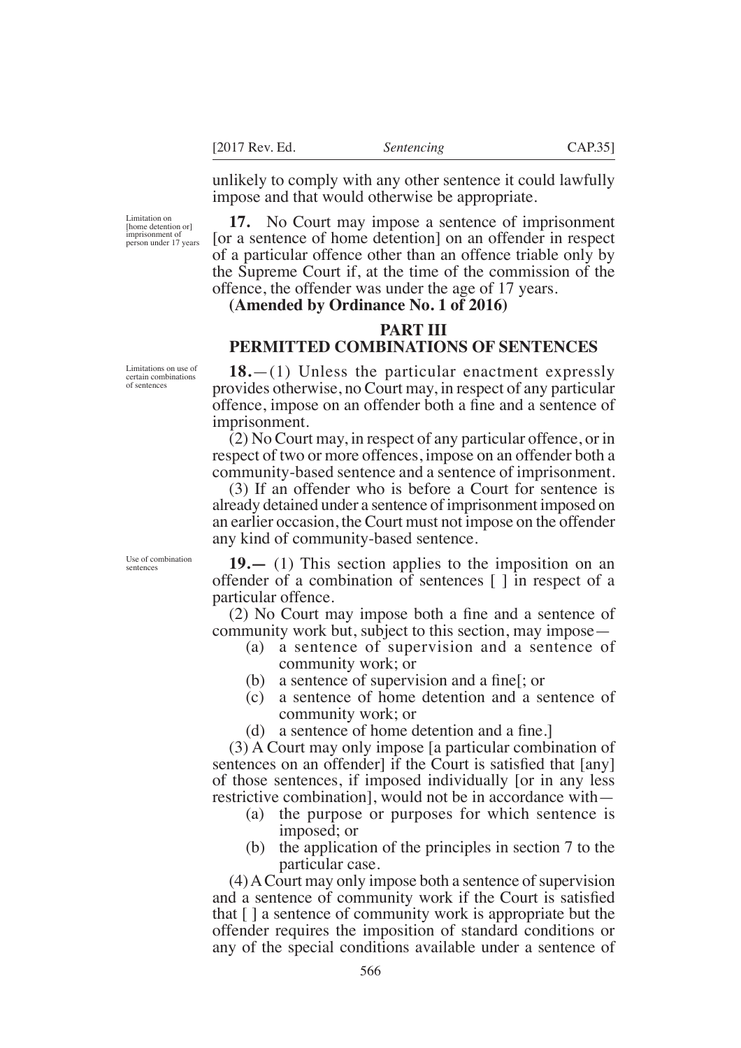unlikely to comply with any other sentence it could lawfully impose and that would otherwise be appropriate.

Limitation on [home detention or] imprisonment of person under 17 years

**17.** No Court may impose a sentence of imprisonment [or a sentence of home detention] on an offender in respect of a particular offence other than an offence triable only by the Supreme Court if, at the time of the commission of the offence, the offender was under the age of 17 years.

**(Amended by Ordinance No. 1 of 2016)**

## PART III
## PERMITTED COMBINATIONS OF SENTENCES

Limitations on use of certain combinations of sentences

**18.**—(1) Unless the particular enactment expressly provides otherwise, no Court may, in respect of any particular offence, impose on an offender both a fine and a sentence of imprisonment.

(2) No Court may, in respect of any particular offence, or in respect of two or more offences, impose on an offender both a community-based sentence and a sentence of imprisonment.

(3) If an offender who is before a Court for sentence is already detained under a sentence of imprisonment imposed on an earlier occasion, the Court must not impose on the offender any kind of community-based sentence.

Use of combination sentences

**19.—** (1) This section applies to the imposition on an offender of a combination of sentences [ ] in respect of a particular offence.

(2) No Court may impose both a fine and a sentence of community work but, subject to this section, may impose—

(a) a sentence of supervision and a sentence of community work; or

(b) a sentence of supervision and a fine[; or

(c) a sentence of home detention and a sentence of community work; or

(d) a sentence of home detention and a fine.]

(3) A Court may only impose [a particular combination of sentences on an offender] if the Court is satisfied that [any] of those sentences, if imposed individually [or in any less restrictive combination], would not be in accordance with—

(a) the purpose or purposes for which sentence is imposed; or

(b) the application of the principles in section 7 to the particular case.

(4) A Court may only impose both a sentence of supervision and a sentence of community work if the Court is satisfied that [ ] a sentence of community work is appropriate but the offender requires the imposition of standard conditions or any of the special conditions available under a sentence of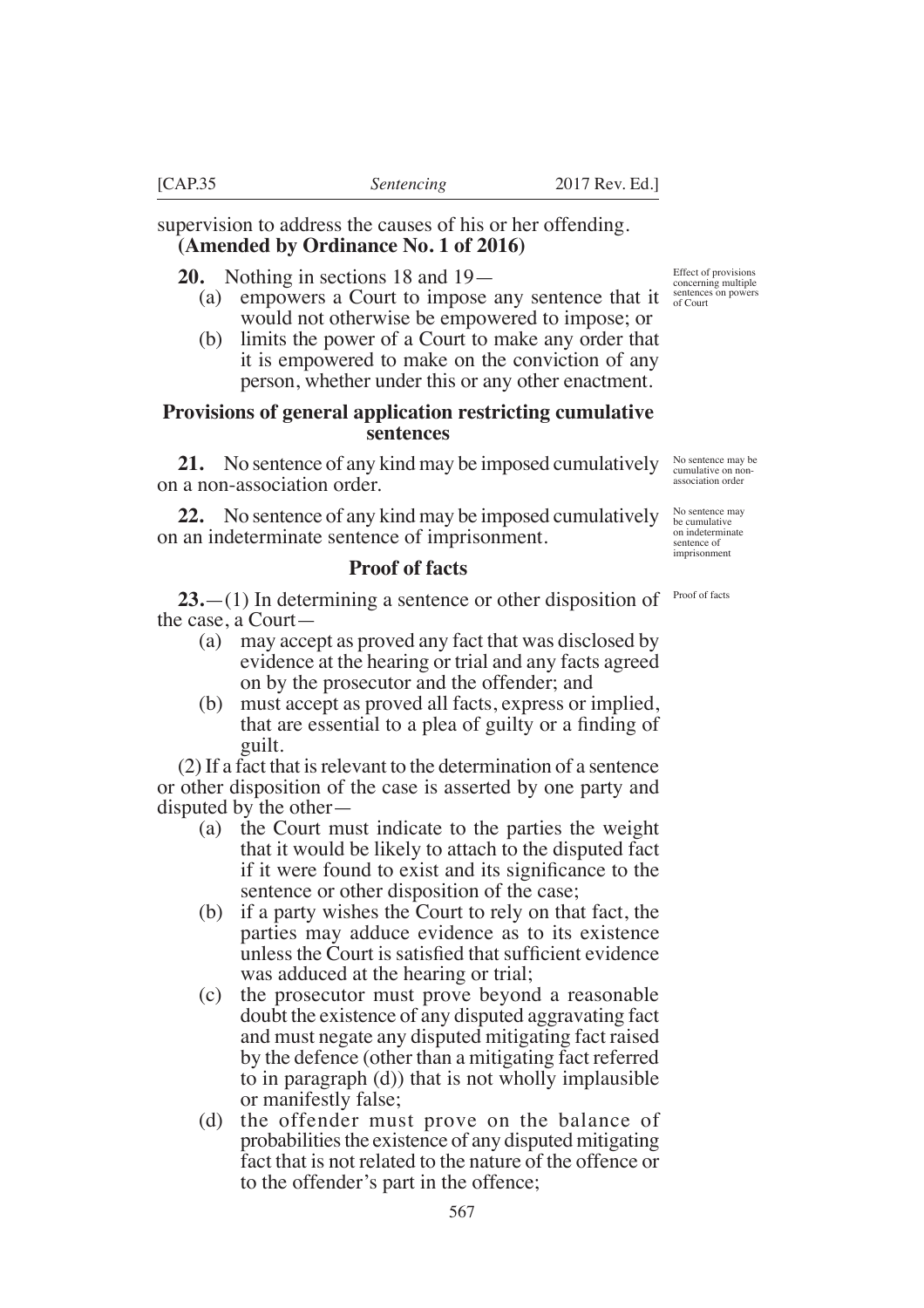supervision to address the causes of his or her offending.
**(Amended by Ordinance No. 1 of 2016)**

Effect of provisions concerning multiple sentences on powers of Court

**20.** Nothing in sections 18 and 19—

(a) empowers a Court to impose any sentence that it would not otherwise be empowered to impose; or

(b) limits the power of a Court to make any order that it is empowered to make on the conviction of any person, whether under this or any other enactment.

## Provisions of general application restricting cumulative sentences

No sentence may be cumulative on non-association order

**21.** No sentence of any kind may be imposed cumulatively on a non-association order.

No sentence may be cumulative on indeterminate sentence of imprisonment

**22.** No sentence of any kind may be imposed cumulatively on an indeterminate sentence of imprisonment.

## Proof of facts

Proof of facts

**23.**—(1) In determining a sentence or other disposition of the case, a Court—

(a) may accept as proved any fact that was disclosed by evidence at the hearing or trial and any facts agreed on by the prosecutor and the offender; and

(b) must accept as proved all facts, express or implied, that are essential to a plea of guilty or a finding of guilt.

(2) If a fact that is relevant to the determination of a sentence or other disposition of the case is asserted by one party and disputed by the other—

(a) the Court must indicate to the parties the weight that it would be likely to attach to the disputed fact if it were found to exist and its significance to the sentence or other disposition of the case;

(b) if a party wishes the Court to rely on that fact, the parties may adduce evidence as to its existence unless the Court is satisfied that sufficient evidence was adduced at the hearing or trial;

(c) the prosecutor must prove beyond a reasonable doubt the existence of any disputed aggravating fact and must negate any disputed mitigating fact raised by the defence (other than a mitigating fact referred to in paragraph (d)) that is not wholly implausible or manifestly false;

(d) the offender must prove on the balance of probabilities the existence of any disputed mitigating fact that is not related to the nature of the offence or to the offender's part in the offence;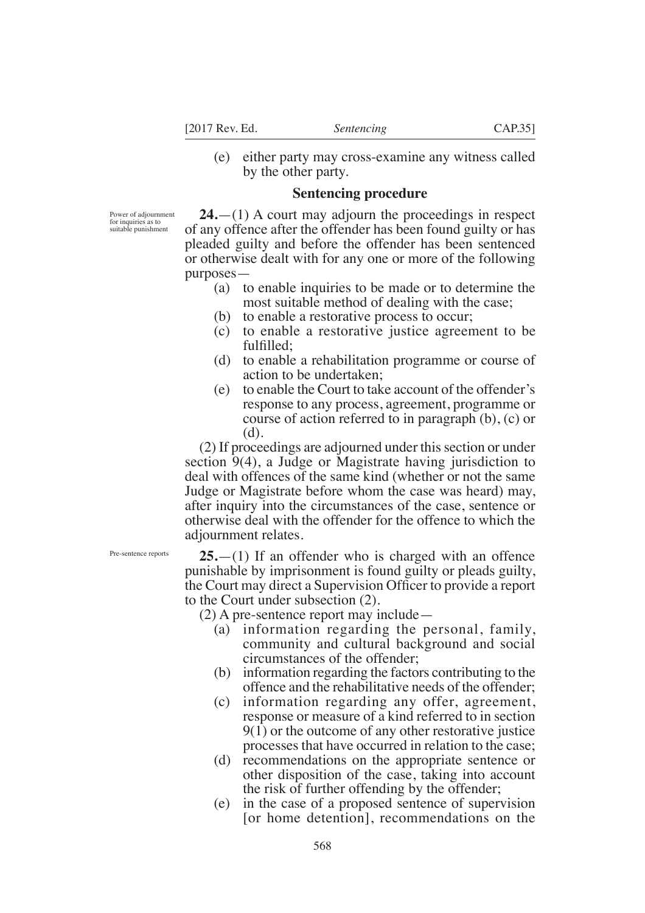(e) either party may cross-examine any witness called by the other party.

## Sentencing procedure

*Power of adjournment for inquiries as to suitable punishment*

**24.**—(1) A court may adjourn the proceedings in respect of any offence after the offender has been found guilty or has pleaded guilty and before the offender has been sentenced or otherwise dealt with for any one or more of the following purposes—

(a) to enable inquiries to be made or to determine the most suitable method of dealing with the case;

(b) to enable a restorative process to occur;

(c) to enable a restorative justice agreement to be fulfilled;

(d) to enable a rehabilitation programme or course of action to be undertaken;

(e) to enable the Court to take account of the offender's response to any process, agreement, programme or course of action referred to in paragraph (b), (c) or (d).

(2) If proceedings are adjourned under this section or under section 9(4), a Judge or Magistrate having jurisdiction to deal with offences of the same kind (whether or not the same Judge or Magistrate before whom the case was heard) may, after inquiry into the circumstances of the case, sentence or otherwise deal with the offender for the offence to which the adjournment relates.

*Pre-sentence reports*

**25.**—(1) If an offender who is charged with an offence punishable by imprisonment is found guilty or pleads guilty, the Court may direct a Supervision Officer to provide a report to the Court under subsection (2).

(2) A pre-sentence report may include—

(a) information regarding the personal, family, community and cultural background and social circumstances of the offender;

(b) information regarding the factors contributing to the offence and the rehabilitative needs of the offender;

(c) information regarding any offer, agreement, response or measure of a kind referred to in section 9(1) or the outcome of any other restorative justice processes that have occurred in relation to the case;

(d) recommendations on the appropriate sentence or other disposition of the case, taking into account the risk of further offending by the offender;

(e) in the case of a proposed sentence of supervision [or home detention], recommendations on the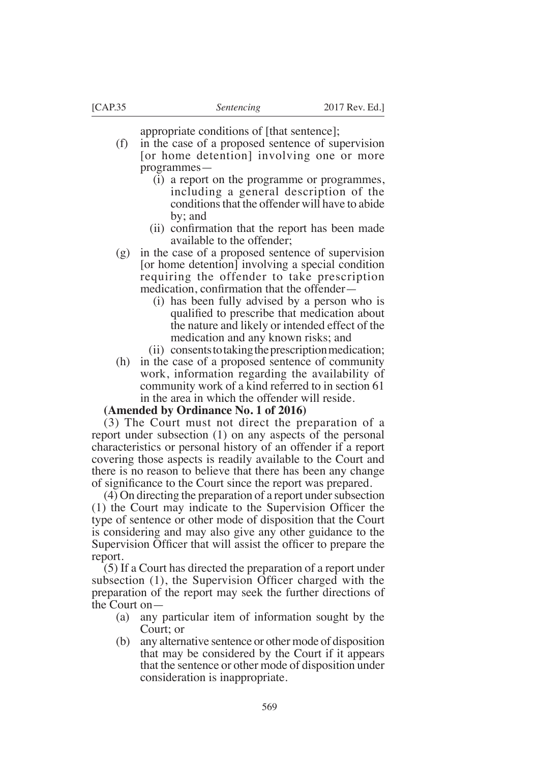appropriate conditions of [that sentence];

(f) in the case of a proposed sentence of supervision [or home detention] involving one or more programmes—

(i) a report on the programme or programmes, including a general description of the conditions that the offender will have to abide by; and

(ii) confirmation that the report has been made available to the offender;

(g) in the case of a proposed sentence of supervision [or home detention] involving a special condition requiring the offender to take prescription medication, confirmation that the offender—

(i) has been fully advised by a person who is qualified to prescribe that medication about the nature and likely or intended effect of the medication and any known risks; and

(ii) consents to taking the prescription medication;

(h) in the case of a proposed sentence of community work, information regarding the availability of community work of a kind referred to in section 61 in the area in which the offender will reside.

**(Amended by Ordinance No. 1 of 2016)**

(3) The Court must not direct the preparation of a report under subsection (1) on any aspects of the personal characteristics or personal history of an offender if a report covering those aspects is readily available to the Court and there is no reason to believe that there has been any change of significance to the Court since the report was prepared.

(4) On directing the preparation of a report under subsection (1) the Court may indicate to the Supervision Officer the type of sentence or other mode of disposition that the Court is considering and may also give any other guidance to the Supervision Officer that will assist the officer to prepare the report.

(5) If a Court has directed the preparation of a report under subsection (1), the Supervision Officer charged with the preparation of the report may seek the further directions of the Court on—

(a) any particular item of information sought by the Court; or

(b) any alternative sentence or other mode of disposition that may be considered by the Court if it appears that the sentence or other mode of disposition under consideration is inappropriate.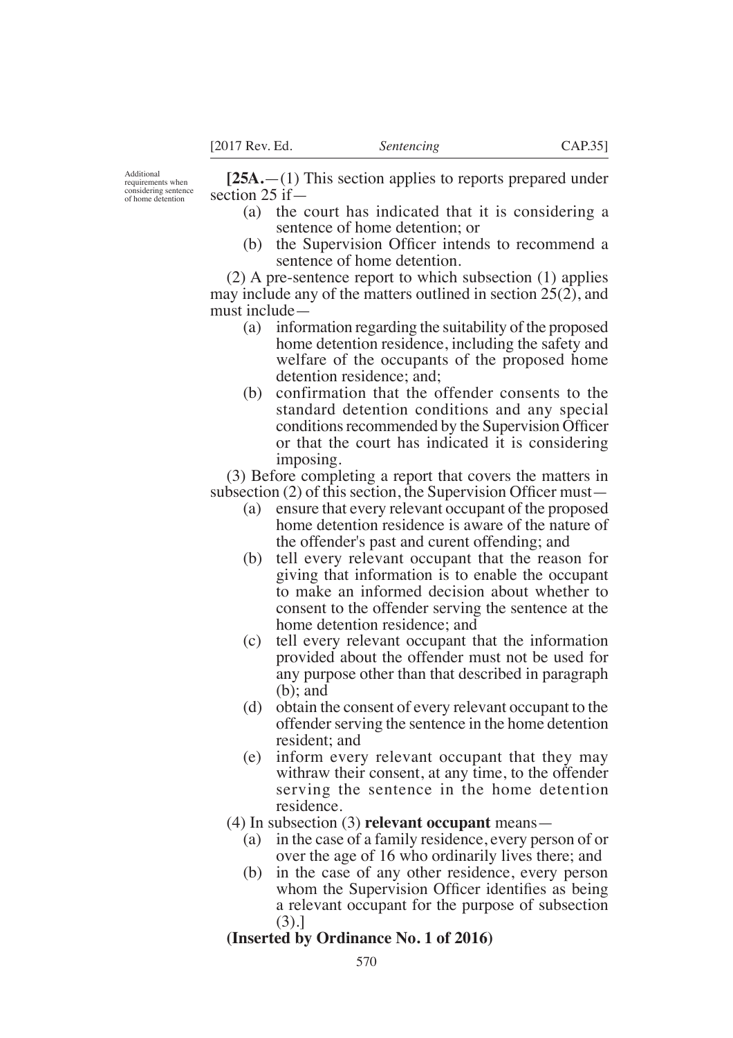Additional requirements when considering sentence of home detention

**[25A.**—(1) This section applies to reports prepared under section 25 if—

(a) the court has indicated that it is considering a sentence of home detention; or

(b) the Supervision Officer intends to recommend a sentence of home detention.

(2) A pre-sentence report to which subsection (1) applies may include any of the matters outlined in section 25(2), and must include—

(a) information regarding the suitability of the proposed home detention residence, including the safety and welfare of the occupants of the proposed home detention residence; and;

(b) confirmation that the offender consents to the standard detention conditions and any special conditions recommended by the Supervision Officer or that the court has indicated it is considering imposing.

(3) Before completing a report that covers the matters in subsection (2) of this section, the Supervision Officer must—

(a) ensure that every relevant occupant of the proposed home detention residence is aware of the nature of the offender's past and curent offending; and

(b) tell every relevant occupant that the reason for giving that information is to enable the occupant to make an informed decision about whether to consent to the offender serving the sentence at the home detention residence; and

(c) tell every relevant occupant that the information provided about the offender must not be used for any purpose other than that described in paragraph (b); and

(d) obtain the consent of every relevant occupant to the offender serving the sentence in the home detention resident; and

(e) inform every relevant occupant that they may withraw their consent, at any time, to the offender serving the sentence in the home detention residence.

(4) In subsection (3) **relevant occupant** means—

(a) in the case of a family residence, every person of or over the age of 16 who ordinarily lives there; and

(b) in the case of any other residence, every person whom the Supervision Officer identifies as being a relevant occupant for the purpose of subsection (3).]

**(Inserted by Ordinance No. 1 of 2016)**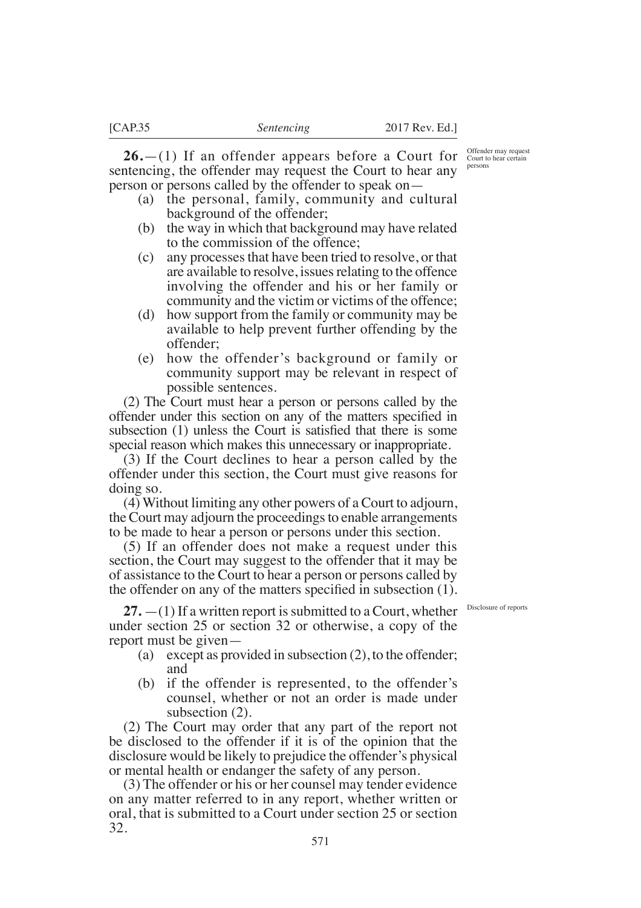**26.**—(1) If an offender appears before a Court for sentencing, the offender may request the Court to hear any person or persons called by the offender to speak on—

Offender may request Court to hear certain persons

(a) the personal, family, community and cultural background of the offender;

(b) the way in which that background may have related to the commission of the offence;

(c) any processes that have been tried to resolve, or that are available to resolve, issues relating to the offence involving the offender and his or her family or community and the victim or victims of the offence;

(d) how support from the family or community may be available to help prevent further offending by the offender;

(e) how the offender's background or family or community support may be relevant in respect of possible sentences.

(2) The Court must hear a person or persons called by the offender under this section on any of the matters specified in subsection (1) unless the Court is satisfied that there is some special reason which makes this unnecessary or inappropriate.

(3) If the Court declines to hear a person called by the offender under this section, the Court must give reasons for doing so.

(4) Without limiting any other powers of a Court to adjourn, the Court may adjourn the proceedings to enable arrangements to be made to hear a person or persons under this section.

(5) If an offender does not make a request under this section, the Court may suggest to the offender that it may be of assistance to the Court to hear a person or persons called by the offender on any of the matters specified in subsection (1).

**27.**—(1) If a written report is submitted to a Court, whether under section 25 or section 32 or otherwise, a copy of the report must be given—

Disclosure of reports

(a) except as provided in subsection (2), to the offender; and

(b) if the offender is represented, to the offender's counsel, whether or not an order is made under subsection (2).

(2) The Court may order that any part of the report not be disclosed to the offender if it is of the opinion that the disclosure would be likely to prejudice the offender's physical or mental health or endanger the safety of any person.

(3) The offender or his or her counsel may tender evidence on any matter referred to in any report, whether written or oral, that is submitted to a Court under section 25 or section 32.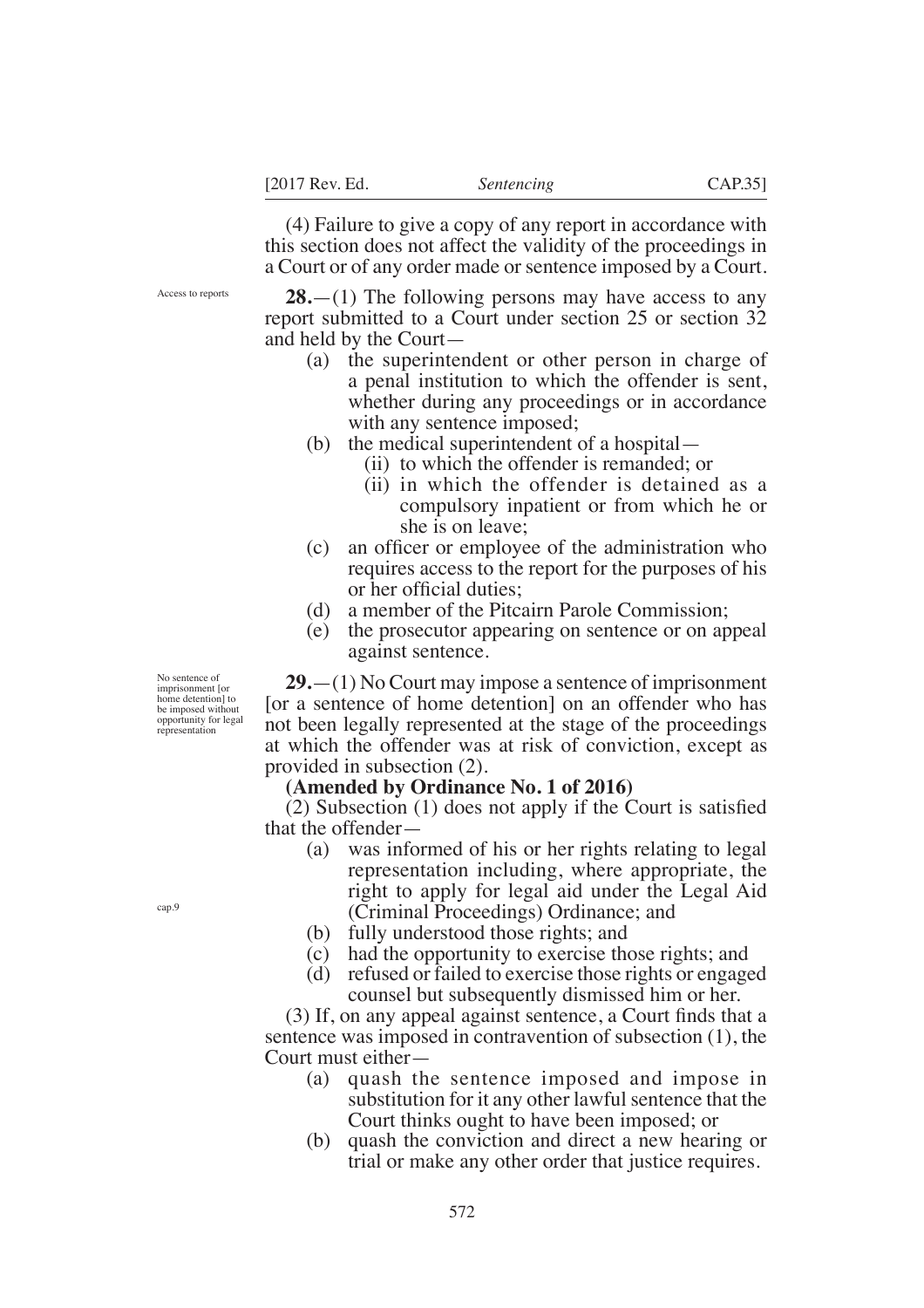(4) Failure to give a copy of any report in accordance with this section does not affect the validity of the proceedings in a Court or of any order made or sentence imposed by a Court.

Access to reports

**28.**—(1) The following persons may have access to any report submitted to a Court under section 25 or section 32 and held by the Court—

- (a) the superintendent or other person in charge of a penal institution to which the offender is sent, whether during any proceedings or in accordance with any sentence imposed;
- (b) the medical superintendent of a hospital—
  - (ii) to which the offender is remanded; or
  - (ii) in which the offender is detained as a compulsory inpatient or from which he or she is on leave;
- (c) an officer or employee of the administration who requires access to the report for the purposes of his or her official duties;
- (d) a member of the Pitcairn Parole Commission;
- (e) the prosecutor appearing on sentence or on appeal against sentence.

No sentence of imprisonment [or home detention] to be imposed without opportunity for legal representation

**29.**—(1) No Court may impose a sentence of imprisonment [or a sentence of home detention] on an offender who has not been legally represented at the stage of the proceedings at which the offender was at risk of conviction, except as provided in subsection (2).

**(Amended by Ordinance No. 1 of 2016)**

(2) Subsection (1) does not apply if the Court is satisfied that the offender—

- (a) was informed of his or her rights relating to legal representation including, where appropriate, the right to apply for legal aid under the Legal Aid (Criminal Proceedings) Ordinance; and
- (b) fully understood those rights; and
- (c) had the opportunity to exercise those rights; and
- (d) refused or failed to exercise those rights or engaged counsel but subsequently dismissed him or her.

cap.9

(3) If, on any appeal against sentence, a Court finds that a sentence was imposed in contravention of subsection (1), the Court must either—

- (a) quash the sentence imposed and impose in substitution for it any other lawful sentence that the Court thinks ought to have been imposed; or
- (b) quash the conviction and direct a new hearing or trial or make any other order that justice requires.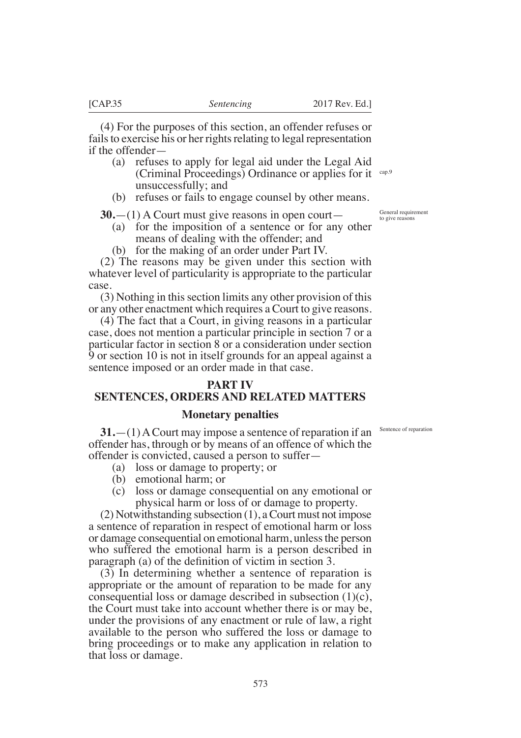(4) For the purposes of this section, an offender refuses or fails to exercise his or her rights relating to legal representation if the offender—

(a) refuses to apply for legal aid under the Legal Aid (Criminal Proceedings) Ordinance or applies for it unsuccessfully; and

cap.9

(b) refuses or fails to engage counsel by other means.

General requirement to give reasons

**30.**—(1) A Court must give reasons in open court—

(a) for the imposition of a sentence or for any other means of dealing with the offender; and

(b) for the making of an order under Part IV.

(2) The reasons may be given under this section with whatever level of particularity is appropriate to the particular case.

(3) Nothing in this section limits any other provision of this or any other enactment which requires a Court to give reasons.

(4) The fact that a Court, in giving reasons in a particular case, does not mention a particular principle in section 7 or a particular factor in section 8 or a consideration under section 9 or section 10 is not in itself grounds for an appeal against a sentence imposed or an order made in that case.

## PART IV
## SENTENCES, ORDERS AND RELATED MATTERS

### Monetary penalties

Sentence of reparation

**31.**—(1) A Court may impose a sentence of reparation if an offender has, through or by means of an offence of which the offender is convicted, caused a person to suffer—

(a) loss or damage to property; or

(b) emotional harm; or

(c) loss or damage consequential on any emotional or physical harm or loss of or damage to property.

(2) Notwithstanding subsection (1), a Court must not impose a sentence of reparation in respect of emotional harm or loss or damage consequential on emotional harm, unless the person who suffered the emotional harm is a person described in paragraph (a) of the definition of victim in section 3.

(3) In determining whether a sentence of reparation is appropriate or the amount of reparation to be made for any consequential loss or damage described in subsection (1)(c), the Court must take into account whether there is or may be, under the provisions of any enactment or rule of law, a right available to the person who suffered the loss or damage to bring proceedings or to make any application in relation to that loss or damage.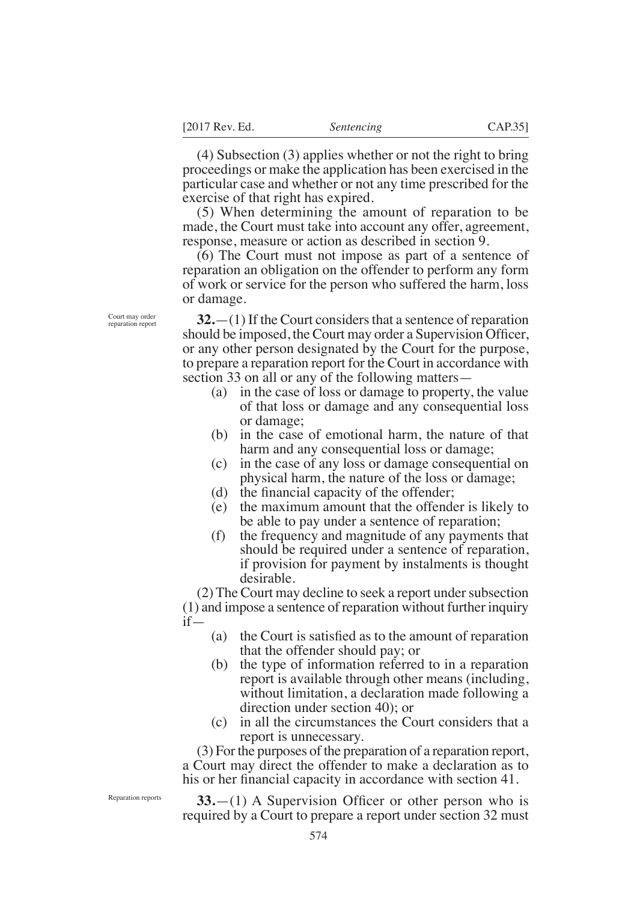(4) Subsection (3) applies whether or not the right to bring proceedings or make the application has been exercised in the particular case and whether or not any time prescribed for the exercise of that right has expired.

(5) When determining the amount of reparation to be made, the Court must take into account any offer, agreement, response, measure or action as described in section 9.

(6) The Court must not impose as part of a sentence of reparation an obligation on the offender to perform any form of work or service for the person who suffered the harm, loss or damage.

*Court may order reparation report*

**32.**—(1) If the Court considers that a sentence of reparation should be imposed, the Court may order a Supervision Officer, or any other person designated by the Court for the purpose, to prepare a reparation report for the Court in accordance with section 33 on all or any of the following matters—

- (a) in the case of loss or damage to property, the value of that loss or damage and any consequential loss or damage;
- (b) in the case of emotional harm, the nature of that harm and any consequential loss or damage;
- (c) in the case of any loss or damage consequential on physical harm, the nature of the loss or damage;
- (d) the financial capacity of the offender;
- (e) the maximum amount that the offender is likely to be able to pay under a sentence of reparation;
- (f) the frequency and magnitude of any payments that should be required under a sentence of reparation, if provision for payment by instalments is thought desirable.

(2) The Court may decline to seek a report under subsection (1) and impose a sentence of reparation without further inquiry if—

- (a) the Court is satisfied as to the amount of reparation that the offender should pay; or
- (b) the type of information referred to in a reparation report is available through other means (including, without limitation, a declaration made following a direction under section 40); or
- (c) in all the circumstances the Court considers that a report is unnecessary.

(3) For the purposes of the preparation of a reparation report, a Court may direct the offender to make a declaration as to his or her financial capacity in accordance with section 41.

*Reparation reports*

**33.**—(1) A Supervision Officer or other person who is required by a Court to prepare a report under section 32 must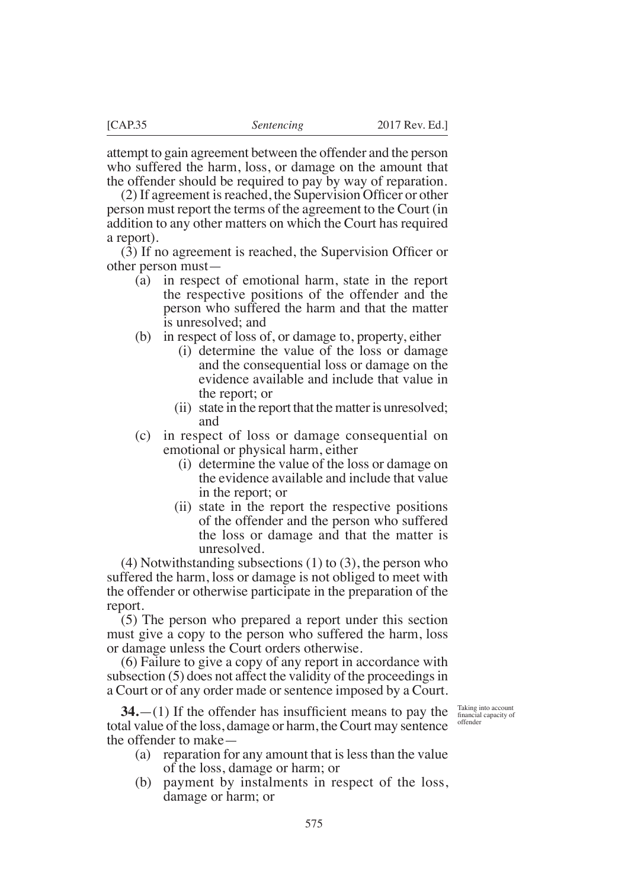attempt to gain agreement between the offender and the person who suffered the harm, loss, or damage on the amount that the offender should be required to pay by way of reparation.

(2) If agreement is reached, the Supervision Officer or other person must report the terms of the agreement to the Court (in addition to any other matters on which the Court has required a report).

(3) If no agreement is reached, the Supervision Officer or other person must—

- (a) in respect of emotional harm, state in the report the respective positions of the offender and the person who suffered the harm and that the matter is unresolved; and
- (b) in respect of loss of, or damage to, property, either
  - (i) determine the value of the loss or damage and the consequential loss or damage on the evidence available and include that value in the report; or
  - (ii) state in the report that the matter is unresolved; and
- (c) in respect of loss or damage consequential on emotional or physical harm, either
  - (i) determine the value of the loss or damage on the evidence available and include that value in the report; or
  - (ii) state in the report the respective positions of the offender and the person who suffered the loss or damage and that the matter is unresolved.

(4) Notwithstanding subsections (1) to (3), the person who suffered the harm, loss or damage is not obliged to meet with the offender or otherwise participate in the preparation of the report.

(5) The person who prepared a report under this section must give a copy to the person who suffered the harm, loss or damage unless the Court orders otherwise.

(6) Failure to give a copy of any report in accordance with subsection (5) does not affect the validity of the proceedings in a Court or of any order made or sentence imposed by a Court.

*Taking into account financial capacity of offender*

**34.**—(1) If the offender has insufficient means to pay the total value of the loss, damage or harm, the Court may sentence the offender to make—

- (a) reparation for any amount that is less than the value of the loss, damage or harm; or
- (b) payment by instalments in respect of the loss, damage or harm; or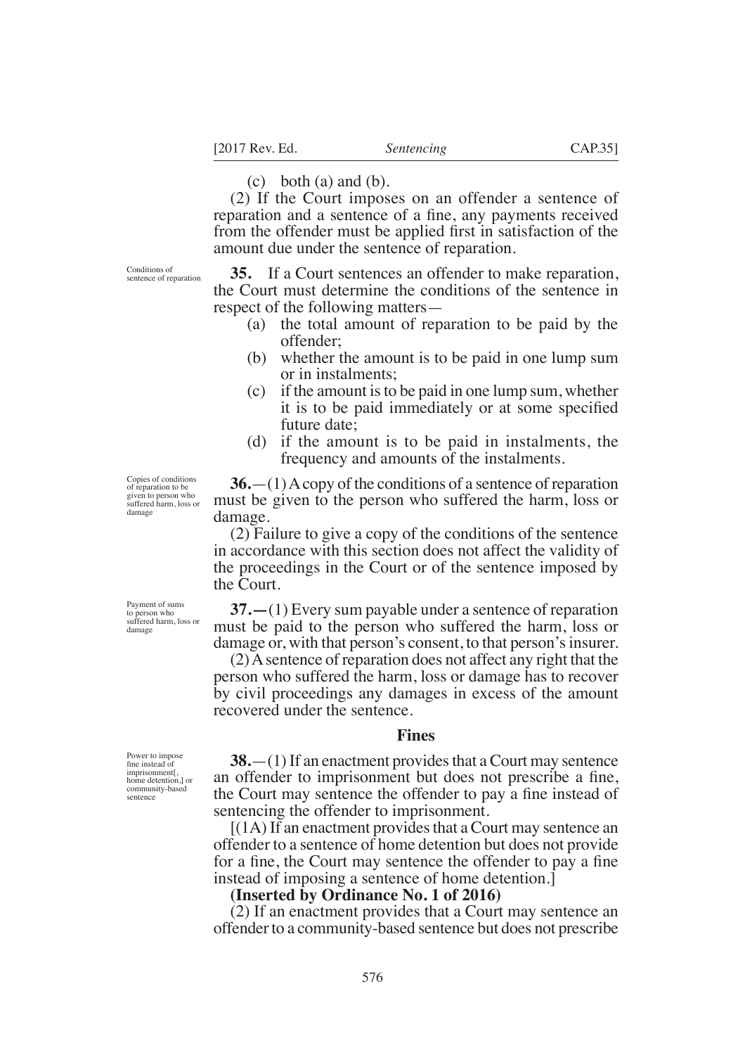(c) both (a) and (b).

(2) If the Court imposes on an offender a sentence of reparation and a sentence of a fine, any payments received from the offender must be applied first in satisfaction of the amount due under the sentence of reparation.

*Conditions of sentence of reparation*

**35.** If a Court sentences an offender to make reparation, the Court must determine the conditions of the sentence in respect of the following matters—

- (a) the total amount of reparation to be paid by the offender;
- (b) whether the amount is to be paid in one lump sum or in instalments;
- (c) if the amount is to be paid in one lump sum, whether it is to be paid immediately or at some specified future date;
- (d) if the amount is to be paid in instalments, the frequency and amounts of the instalments.

*Copies of conditions of reparation to be given to person who suffered harm, loss or damage*

**36.**—(1) A copy of the conditions of a sentence of reparation must be given to the person who suffered the harm, loss or damage.

(2) Failure to give a copy of the conditions of the sentence in accordance with this section does not affect the validity of the proceedings in the Court or of the sentence imposed by the Court.

*Payment of sums to person who suffered harm, loss or damage*

**37.—**(1) Every sum payable under a sentence of reparation must be paid to the person who suffered the harm, loss or damage or, with that person's consent, to that person's insurer.

(2) A sentence of reparation does not affect any right that the person who suffered the harm, loss or damage has to recover by civil proceedings any damages in excess of the amount recovered under the sentence.

## Fines

*Power to impose fine instead of imprisonment[, home detention,] or community-based sentence*

**38.**—(1) If an enactment provides that a Court may sentence an offender to imprisonment but does not prescribe a fine, the Court may sentence the offender to pay a fine instead of sentencing the offender to imprisonment.

[(1A) If an enactment provides that a Court may sentence an offender to a sentence of home detention but does not provide for a fine, the Court may sentence the offender to pay a fine instead of imposing a sentence of home detention.]

**(Inserted by Ordinance No. 1 of 2016)**

(2) If an enactment provides that a Court may sentence an offender to a community-based sentence but does not prescribe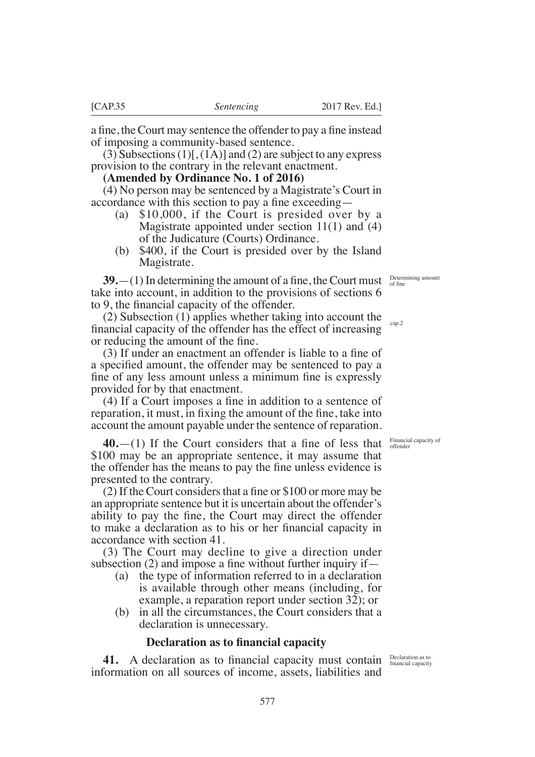a fine, the Court may sentence the offender to pay a fine instead of imposing a community-based sentence.

(3) Subsections (1)[, (1A)] and (2) are subject to any express provision to the contrary in the relevant enactment.

**(Amended by Ordinance No. 1 of 2016)**

(4) No person may be sentenced by a Magistrate's Court in accordance with this section to pay a fine exceeding—

- (a) $10,000, if the Court is presided over by a Magistrate appointed under section 11(1) and (4) of the Judicature (Courts) Ordinance.
- (b) $400, if the Court is presided over by the Island Magistrate.

*Determining amount of fine*

**39.**—(1) In determining the amount of a fine, the Court must take into account, in addition to the provisions of sections 6 to 9, the financial capacity of the offender.

*cap.2*

(2) Subsection (1) applies whether taking into account the financial capacity of the offender has the effect of increasing or reducing the amount of the fine.

(3) If under an enactment an offender is liable to a fine of a specified amount, the offender may be sentenced to pay a fine of any less amount unless a minimum fine is expressly provided for by that enactment.

(4) If a Court imposes a fine in addition to a sentence of reparation, it must, in fixing the amount of the fine, take into account the amount payable under the sentence of reparation.

*Financial capacity of offender*

**40.**—(1) If the Court considers that a fine of less that $100 may be an appropriate sentence, it may assume that the offender has the means to pay the fine unless evidence is presented to the contrary.

(2) If the Court considers that a fine or $100 or more may be an appropriate sentence but it is uncertain about the offender's ability to pay the fine, the Court may direct the offender to make a declaration as to his or her financial capacity in accordance with section 41.

(3) The Court may decline to give a direction under subsection (2) and impose a fine without further inquiry if—

- (a) the type of information referred to in a declaration is available through other means (including, for example, a reparation report under section 32); or
- (b) in all the circumstances, the Court considers that a declaration is unnecessary.

### Declaration as to financial capacity

*Declaration as to financial capacity*

**41.** A declaration as to financial capacity must contain information on all sources of income, assets, liabilities and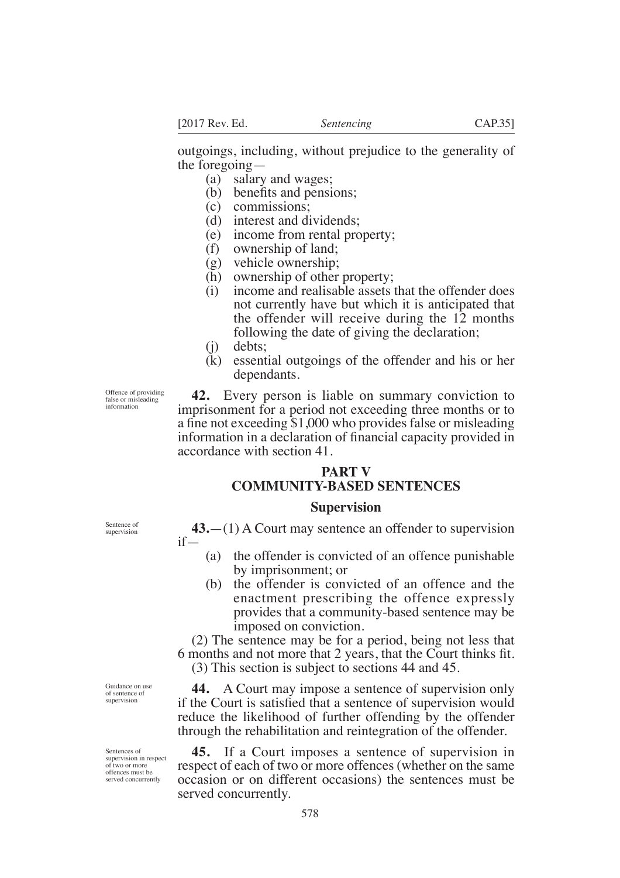outgoings, including, without prejudice to the generality of the foregoing—

(a) salary and wages;
(b) benefits and pensions;
(c) commissions;
(d) interest and dividends;
(e) income from rental property;
(f) ownership of land;
(g) vehicle ownership;
(h) ownership of other property;
(i) income and realisable assets that the offender does not currently have but which it is anticipated that the offender will receive during the 12 months following the date of giving the declaration;
(j) debts;
(k) essential outgoings of the offender and his or her dependants.

*Offence of providing false or misleading information*

**42.** Every person is liable on summary conviction to imprisonment for a period not exceeding three months or to a fine not exceeding $1,000 who provides false or misleading information in a declaration of financial capacity provided in accordance with section 41.

## PART V
## COMMUNITY-BASED SENTENCES

### Supervision

*Sentence of supervision*

**43.**—(1) A Court may sentence an offender to supervision if—

(a) the offender is convicted of an offence punishable by imprisonment; or
(b) the offender is convicted of an offence and the enactment prescribing the offence expressly provides that a community-based sentence may be imposed on conviction.

(2) The sentence may be for a period, being not less that 6 months and not more that 2 years, that the Court thinks fit.

(3) This section is subject to sections 44 and 45.

*Guidance on use of sentence of supervision*

**44.** A Court may impose a sentence of supervision only if the Court is satisfied that a sentence of supervision would reduce the likelihood of further offending by the offender through the rehabilitation and reintegration of the offender.

*Sentences of supervision in respect of two or more offences must be served concurrently*

**45.** If a Court imposes a sentence of supervision in respect of each of two or more offences (whether on the same occasion or on different occasions) the sentences must be served concurrently.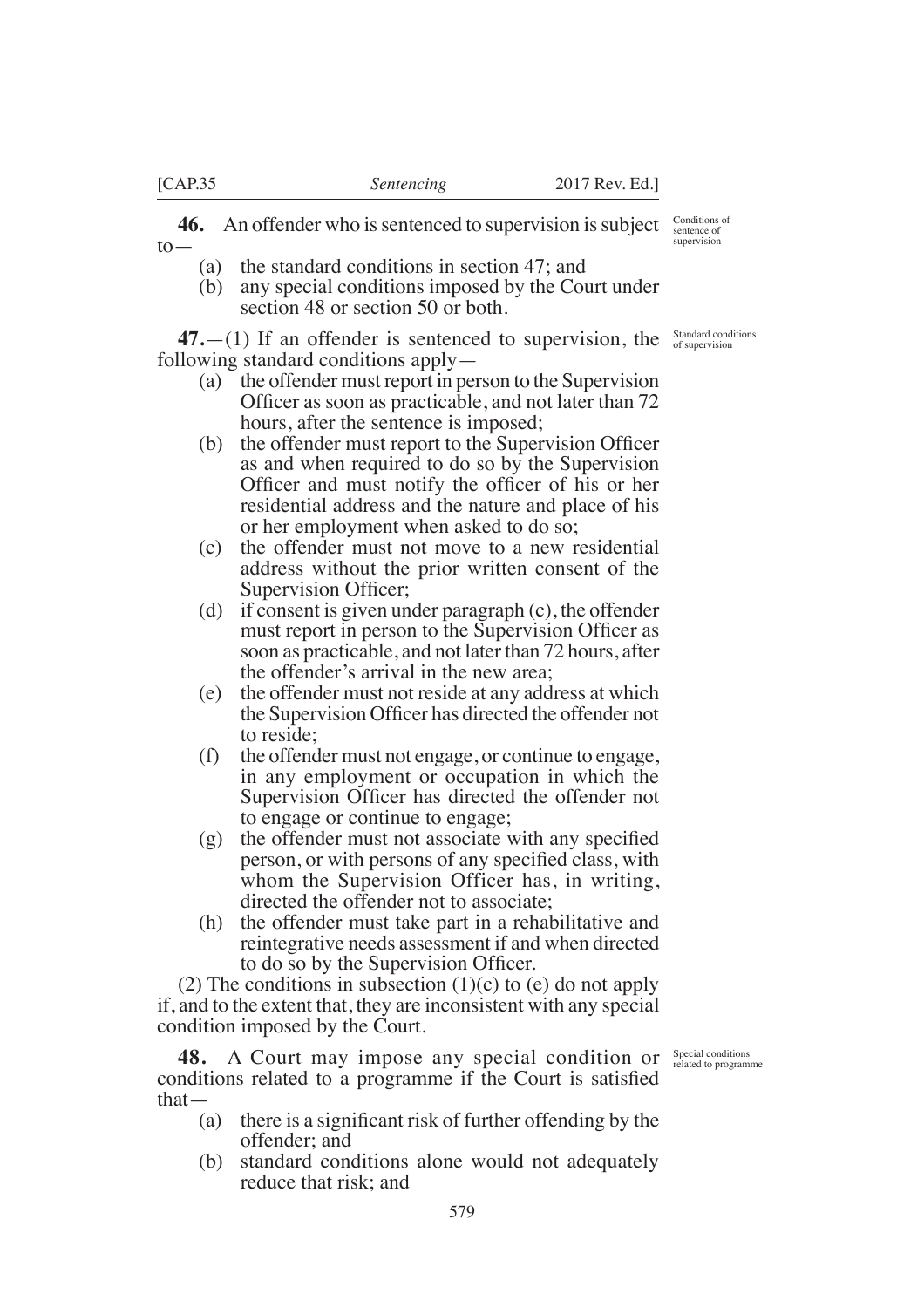**46.** An offender who is sentenced to supervision is subject to—

(a) the standard conditions in section 47; and
(b) any special conditions imposed by the Court under section 48 or section 50 or both.

*Conditions of sentence of supervision*

**47.**—(1) If an offender is sentenced to supervision, the following standard conditions apply—

*Standard conditions of supervision*

(a) the offender must report in person to the Supervision Officer as soon as practicable, and not later than 72 hours, after the sentence is imposed;
(b) the offender must report to the Supervision Officer as and when required to do so by the Supervision Officer and must notify the officer of his or her residential address and the nature and place of his or her employment when asked to do so;
(c) the offender must not move to a new residential address without the prior written consent of the Supervision Officer;
(d) if consent is given under paragraph (c), the offender must report in person to the Supervision Officer as soon as practicable, and not later than 72 hours, after the offender's arrival in the new area;
(e) the offender must not reside at any address at which the Supervision Officer has directed the offender not to reside;
(f) the offender must not engage, or continue to engage, in any employment or occupation in which the Supervision Officer has directed the offender not to engage or continue to engage;
(g) the offender must not associate with any specified person, or with persons of any specified class, with whom the Supervision Officer has, in writing, directed the offender not to associate;
(h) the offender must take part in a rehabilitative and reintegrative needs assessment if and when directed to do so by the Supervision Officer.

(2) The conditions in subsection (1)(c) to (e) do not apply if, and to the extent that, they are inconsistent with any special condition imposed by the Court.

**48.** A Court may impose any special condition or conditions related to a programme if the Court is satisfied that—

*Special conditions related to programme*

(a) there is a significant risk of further offending by the offender; and
(b) standard conditions alone would not adequately reduce that risk; and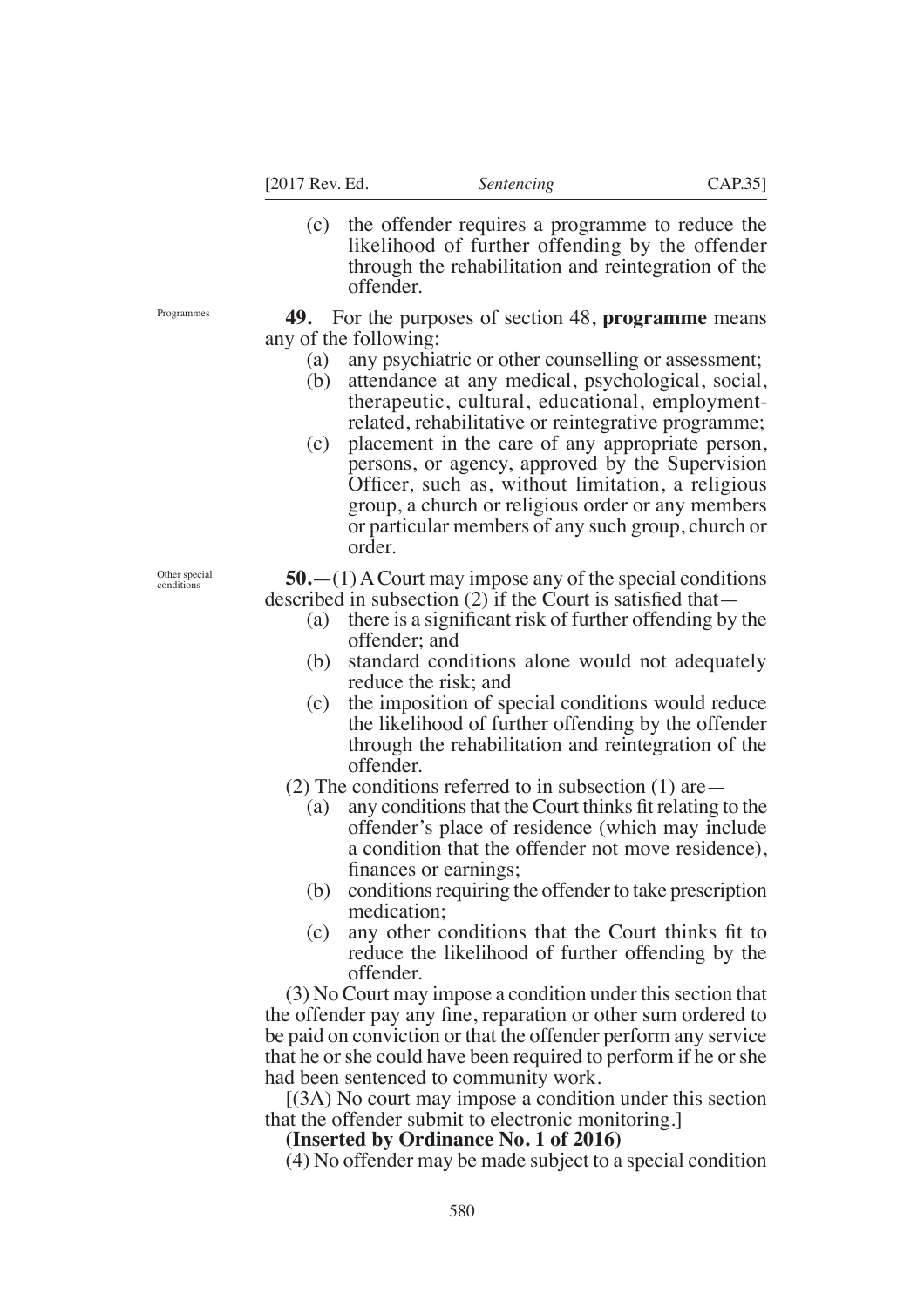(c) the offender requires a programme to reduce the likelihood of further offending by the offender through the rehabilitation and reintegration of the offender.

Programmes

**49.** For the purposes of section 48, **programme** means any of the following:

(a) any psychiatric or other counselling or assessment;

(b) attendance at any medical, psychological, social, therapeutic, cultural, educational, employment-related, rehabilitative or reintegrative programme;

(c) placement in the care of any appropriate person, persons, or agency, approved by the Supervision Officer, such as, without limitation, a religious group, a church or religious order or any members or particular members of any such group, church or order.

Other special conditions

**50.**—(1) A Court may impose any of the special conditions described in subsection (2) if the Court is satisfied that—

(a) there is a significant risk of further offending by the offender; and

(b) standard conditions alone would not adequately reduce the risk; and

(c) the imposition of special conditions would reduce the likelihood of further offending by the offender through the rehabilitation and reintegration of the offender.

(2) The conditions referred to in subsection (1) are—

(a) any conditions that the Court thinks fit relating to the offender's place of residence (which may include a condition that the offender not move residence), finances or earnings;

(b) conditions requiring the offender to take prescription medication;

(c) any other conditions that the Court thinks fit to reduce the likelihood of further offending by the offender.

(3) No Court may impose a condition under this section that the offender pay any fine, reparation or other sum ordered to be paid on conviction or that the offender perform any service that he or she could have been required to perform if he or she had been sentenced to community work.

[(3A) No court may impose a condition under this section that the offender submit to electronic monitoring.]

**(Inserted by Ordinance No. 1 of 2016)**

(4) No offender may be made subject to a special condition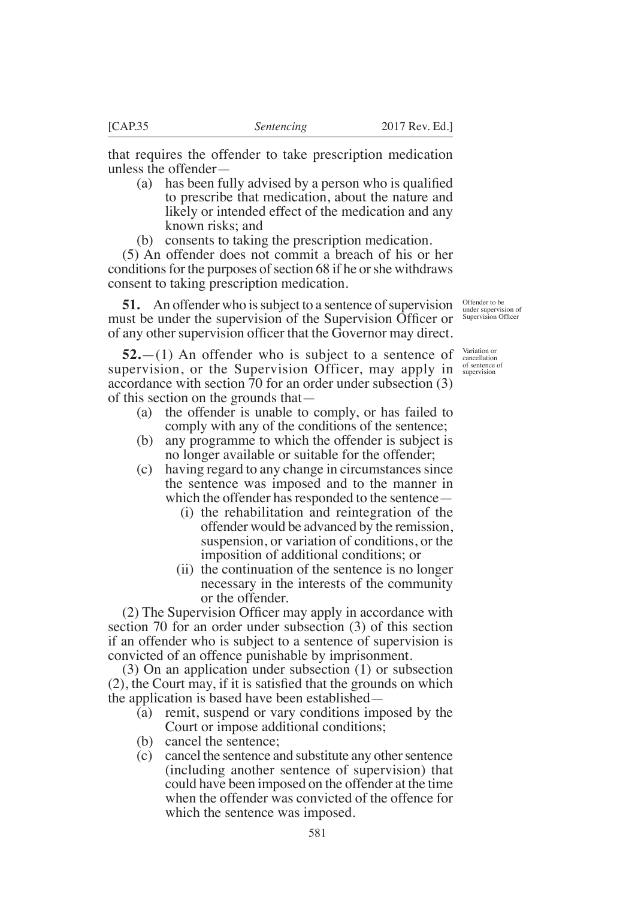that requires the offender to take prescription medication unless the offender—

(a) has been fully advised by a person who is qualified to prescribe that medication, about the nature and likely or intended effect of the medication and any known risks; and

(b) consents to taking the prescription medication.

(5) An offender does not commit a breach of his or her conditions for the purposes of section 68 if he or she withdraws consent to taking prescription medication.

*Offender to be under supervision of Supervision Officer*

**51.** An offender who is subject to a sentence of supervision must be under the supervision of the Supervision Officer or of any other supervision officer that the Governor may direct.

*Variation or cancellation of sentence of supervision*

**52.**—(1) An offender who is subject to a sentence of supervision, or the Supervision Officer, may apply in accordance with section 70 for an order under subsection (3) of this section on the grounds that—

(a) the offender is unable to comply, or has failed to comply with any of the conditions of the sentence;

(b) any programme to which the offender is subject is no longer available or suitable for the offender;

(c) having regard to any change in circumstances since the sentence was imposed and to the manner in which the offender has responded to the sentence—

(i) the rehabilitation and reintegration of the offender would be advanced by the remission, suspension, or variation of conditions, or the imposition of additional conditions; or

(ii) the continuation of the sentence is no longer necessary in the interests of the community or the offender.

(2) The Supervision Officer may apply in accordance with section 70 for an order under subsection (3) of this section if an offender who is subject to a sentence of supervision is convicted of an offence punishable by imprisonment.

(3) On an application under subsection (1) or subsection (2), the Court may, if it is satisfied that the grounds on which the application is based have been established—

(a) remit, suspend or vary conditions imposed by the Court or impose additional conditions;

(b) cancel the sentence;

(c) cancel the sentence and substitute any other sentence (including another sentence of supervision) that could have been imposed on the offender at the time when the offender was convicted of the offence for which the sentence was imposed.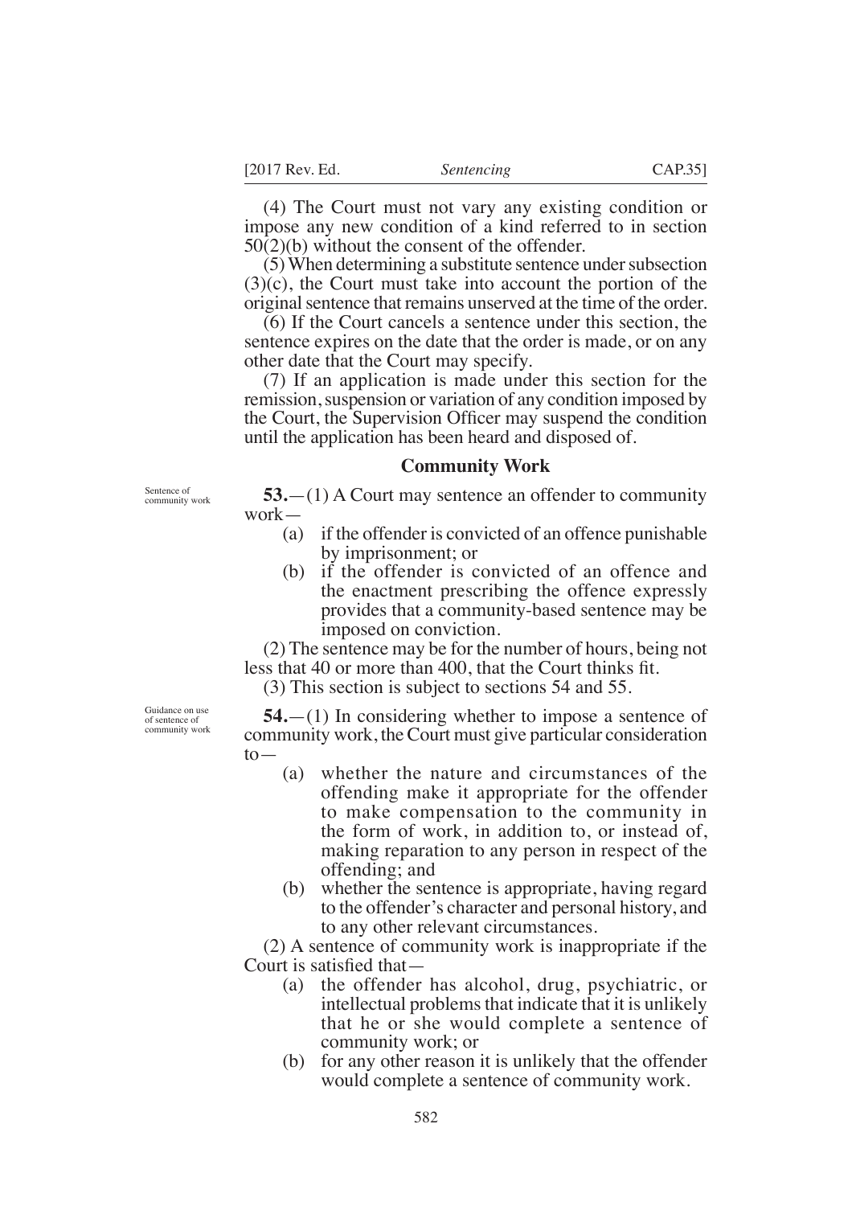(4) The Court must not vary any existing condition or impose any new condition of a kind referred to in section 50(2)(b) without the consent of the offender.

(5) When determining a substitute sentence under subsection (3)(c), the Court must take into account the portion of the original sentence that remains unserved at the time of the order.

(6) If the Court cancels a sentence under this section, the sentence expires on the date that the order is made, or on any other date that the Court may specify.

(7) If an application is made under this section for the remission, suspension or variation of any condition imposed by the Court, the Supervision Officer may suspend the condition until the application has been heard and disposed of.

## Community Work

*Sentence of community work*

**53.**—(1) A Court may sentence an offender to community work—

(a) if the offender is convicted of an offence punishable by imprisonment; or

(b) if the offender is convicted of an offence and the enactment prescribing the offence expressly provides that a community-based sentence may be imposed on conviction.

(2) The sentence may be for the number of hours, being not less that 40 or more than 400, that the Court thinks fit.

(3) This section is subject to sections 54 and 55.

*Guidance on use of sentence of community work*

**54.**—(1) In considering whether to impose a sentence of community work, the Court must give particular consideration to—

(a) whether the nature and circumstances of the offending make it appropriate for the offender to make compensation to the community in the form of work, in addition to, or instead of, making reparation to any person in respect of the offending; and

(b) whether the sentence is appropriate, having regard to the offender's character and personal history, and to any other relevant circumstances.

(2) A sentence of community work is inappropriate if the Court is satisfied that—

(a) the offender has alcohol, drug, psychiatric, or intellectual problems that indicate that it is unlikely that he or she would complete a sentence of community work; or

(b) for any other reason it is unlikely that the offender would complete a sentence of community work.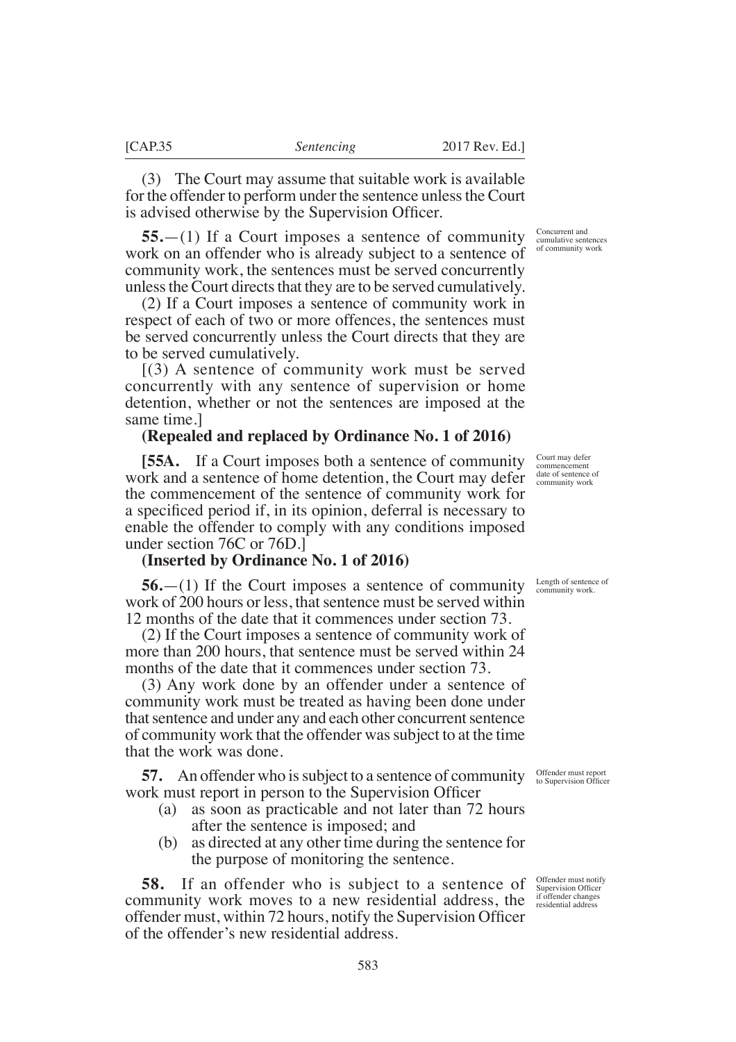(3) The Court may assume that suitable work is available for the offender to perform under the sentence unless the Court is advised otherwise by the Supervision Officer.

*Concurrent and cumulative sentences of community work*

**55.**—(1) If a Court imposes a sentence of community work on an offender who is already subject to a sentence of community work, the sentences must be served concurrently unless the Court directs that they are to be served cumulatively.

(2) If a Court imposes a sentence of community work in respect of each of two or more offences, the sentences must be served concurrently unless the Court directs that they are to be served cumulatively.

[(3) A sentence of community work must be served concurrently with any sentence of supervision or home detention, whether or not the sentences are imposed at the same time.]

**(Repealed and replaced by Ordinance No. 1 of 2016)**

*Court may defer commencement date of sentence of community work*

**[55A.** If a Court imposes both a sentence of community work and a sentence of home detention, the Court may defer the commencement of the sentence of community work for a specificed period if, in its opinion, deferral is necessary to enable the offender to comply with any conditions imposed under section 76C or 76D.]

**(Inserted by Ordinance No. 1 of 2016)**

*Length of sentence of community work.*

**56.**—(1) If the Court imposes a sentence of community work of 200 hours or less, that sentence must be served within 12 months of the date that it commences under section 73.

(2) If the Court imposes a sentence of community work of more than 200 hours, that sentence must be served within 24 months of the date that it commences under section 73.

(3) Any work done by an offender under a sentence of community work must be treated as having been done under that sentence and under any and each other concurrent sentence of community work that the offender was subject to at the time that the work was done.

*Offender must report to Supervision Officer*

**57.** An offender who is subject to a sentence of community work must report in person to the Supervision Officer

(a) as soon as practicable and not later than 72 hours after the sentence is imposed; and

(b) as directed at any other time during the sentence for the purpose of monitoring the sentence.

*Offender must notify Supervision Officer if offender changes residential address*

**58.** If an offender who is subject to a sentence of community work moves to a new residential address, the offender must, within 72 hours, notify the Supervision Officer of the offender's new residential address.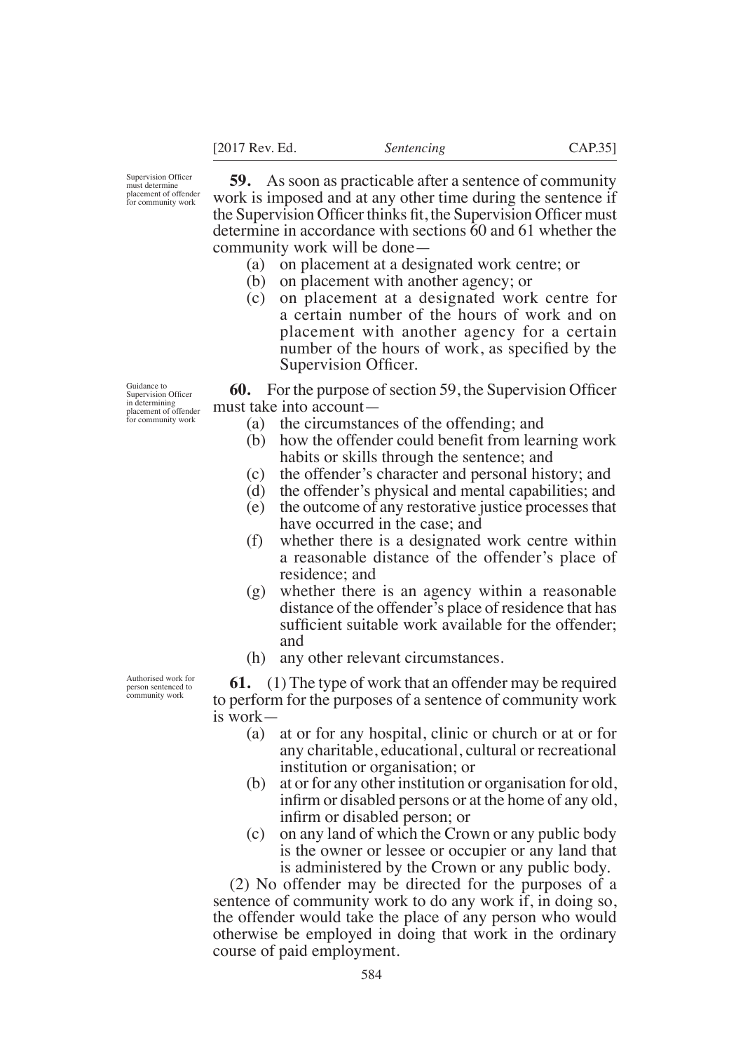Supervision Officer must determine placement of offender for community work

**59.** As soon as practicable after a sentence of community work is imposed and at any other time during the sentence if the Supervision Officer thinks fit, the Supervision Officer must determine in accordance with sections 60 and 61 whether the community work will be done—

(a) on placement at a designated work centre; or

(b) on placement with another agency; or

(c) on placement at a designated work centre for a certain number of the hours of work and on placement with another agency for a certain number of the hours of work, as specified by the Supervision Officer.

Guidance to Supervision Officer in determining placement of offender for community work

**60.** For the purpose of section 59, the Supervision Officer must take into account—

(a) the circumstances of the offending; and

(b) how the offender could benefit from learning work habits or skills through the sentence; and

(c) the offender's character and personal history; and

(d) the offender's physical and mental capabilities; and

(e) the outcome of any restorative justice processes that have occurred in the case; and

(f) whether there is a designated work centre within a reasonable distance of the offender's place of residence; and

(g) whether there is an agency within a reasonable distance of the offender's place of residence that has sufficient suitable work available for the offender; and

(h) any other relevant circumstances.

Authorised work for person sentenced to community work

**61.** (1) The type of work that an offender may be required to perform for the purposes of a sentence of community work is work—

(a) at or for any hospital, clinic or church or at or for any charitable, educational, cultural or recreational institution or organisation; or

(b) at or for any other institution or organisation for old, infirm or disabled persons or at the home of any old, infirm or disabled person; or

(c) on any land of which the Crown or any public body is the owner or lessee or occupier or any land that is administered by the Crown or any public body.

(2) No offender may be directed for the purposes of a sentence of community work to do any work if, in doing so, the offender would take the place of any person who would otherwise be employed in doing that work in the ordinary course of paid employment.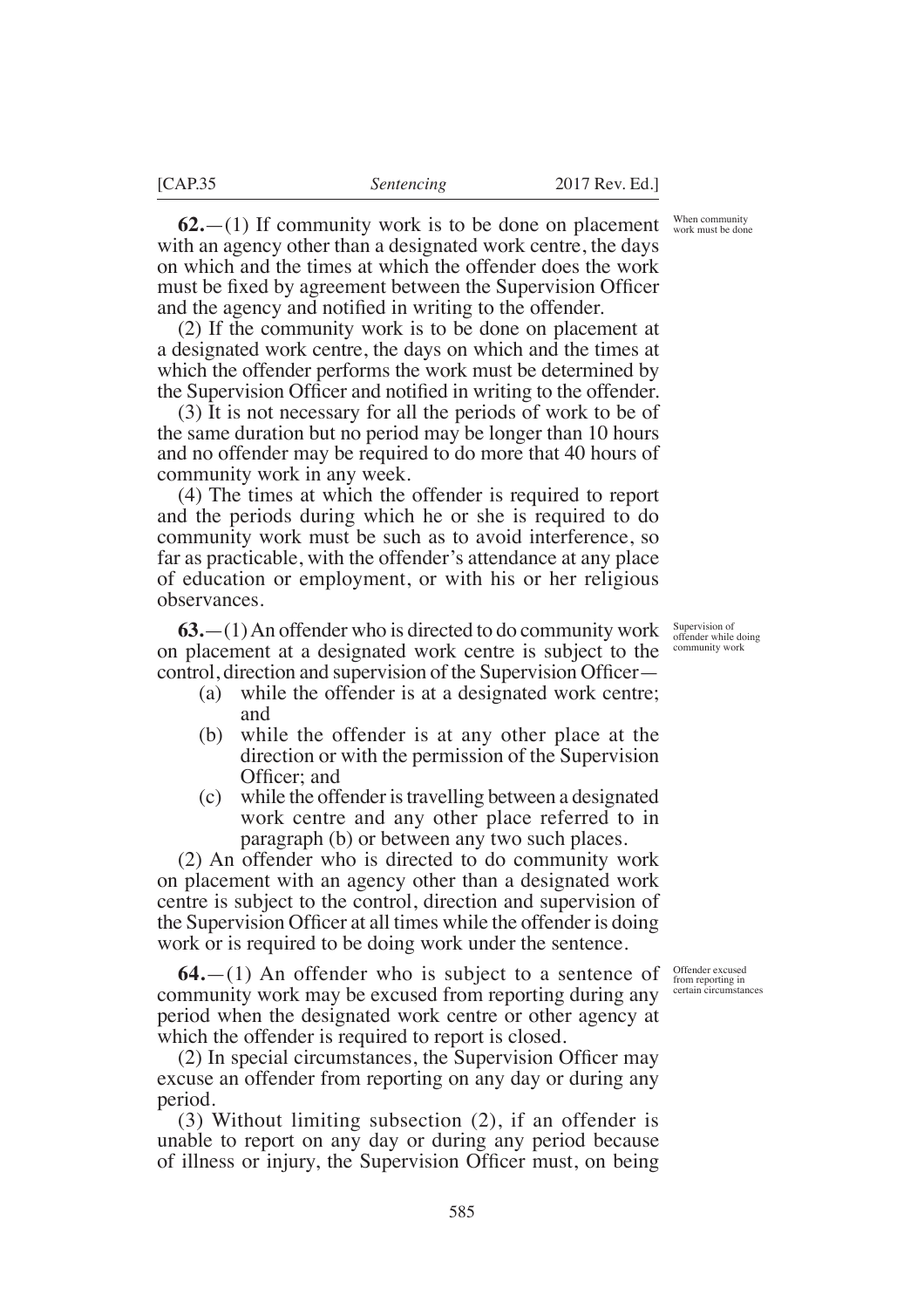**62.**—(1) If community work is to be done on placement with an agency other than a designated work centre, the days on which and the times at which the offender does the work must be fixed by agreement between the Supervision Officer and the agency and notified in writing to the offender.

When community work must be done

(2) If the community work is to be done on placement at a designated work centre, the days on which and the times at which the offender performs the work must be determined by the Supervision Officer and notified in writing to the offender.

(3) It is not necessary for all the periods of work to be of the same duration but no period may be longer than 10 hours and no offender may be required to do more that 40 hours of community work in any week.

(4) The times at which the offender is required to report and the periods during which he or she is required to do community work must be such as to avoid interference, so far as practicable, with the offender's attendance at any place of education or employment, or with his or her religious observances.

**63.**—(1) An offender who is directed to do community work on placement at a designated work centre is subject to the control, direction and supervision of the Supervision Officer—

Supervision of offender while doing community work

(a) while the offender is at a designated work centre; and

(b) while the offender is at any other place at the direction or with the permission of the Supervision Officer; and

(c) while the offender is travelling between a designated work centre and any other place referred to in paragraph (b) or between any two such places.

(2) An offender who is directed to do community work on placement with an agency other than a designated work centre is subject to the control, direction and supervision of the Supervision Officer at all times while the offender is doing work or is required to be doing work under the sentence.

**64.**—(1) An offender who is subject to a sentence of community work may be excused from reporting during any period when the designated work centre or other agency at which the offender is required to report is closed.

Offender excused from reporting in certain circumstances

(2) In special circumstances, the Supervision Officer may excuse an offender from reporting on any day or during any period.

(3) Without limiting subsection (2), if an offender is unable to report on any day or during any period because of illness or injury, the Supervision Officer must, on being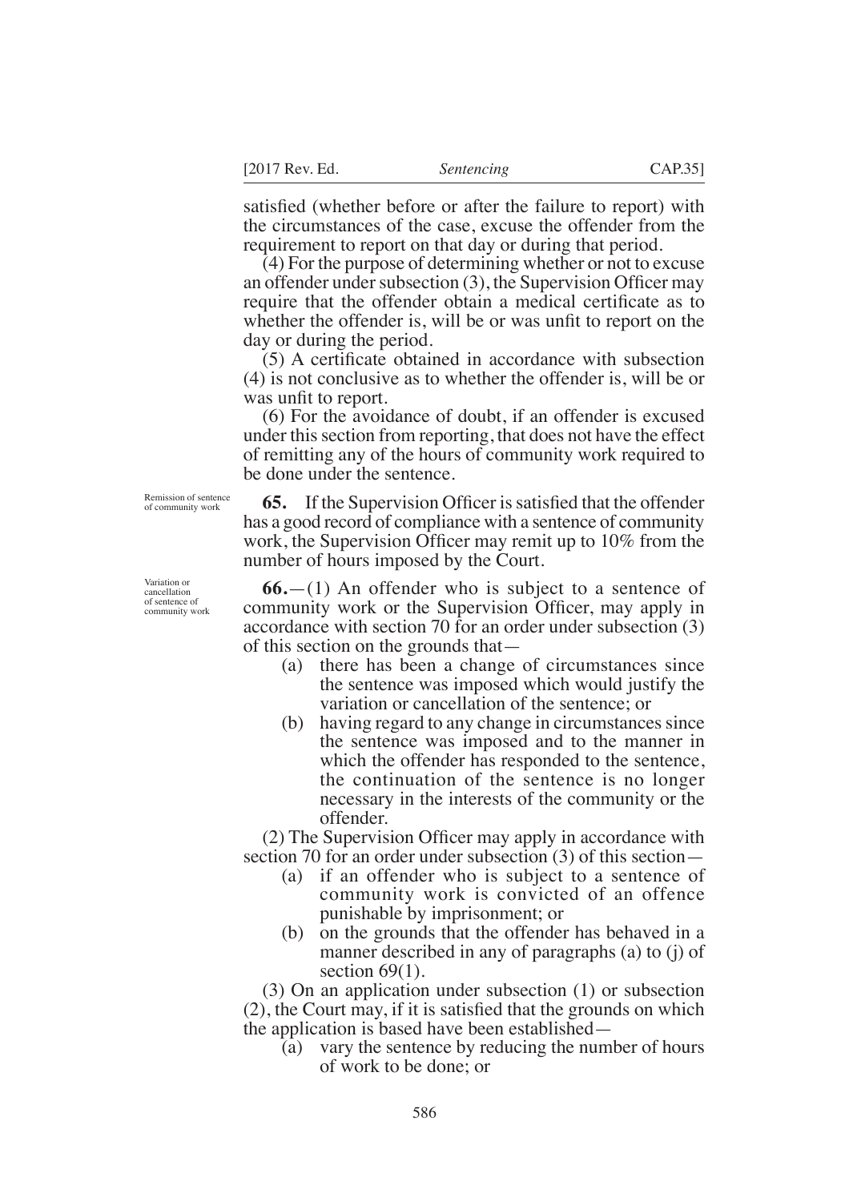satisfied (whether before or after the failure to report) with the circumstances of the case, excuse the offender from the requirement to report on that day or during that period.

(4) For the purpose of determining whether or not to excuse an offender under subsection (3), the Supervision Officer may require that the offender obtain a medical certificate as to whether the offender is, will be or was unfit to report on the day or during the period.

(5) A certificate obtained in accordance with subsection (4) is not conclusive as to whether the offender is, will be or was unfit to report.

(6) For the avoidance of doubt, if an offender is excused under this section from reporting, that does not have the effect of remitting any of the hours of community work required to be done under the sentence.

Remission of sentence of community work

**65.** If the Supervision Officer is satisfied that the offender has a good record of compliance with a sentence of community work, the Supervision Officer may remit up to 10% from the number of hours imposed by the Court.

Variation or cancellation of sentence of community work

**66.**—(1) An offender who is subject to a sentence of community work or the Supervision Officer, may apply in accordance with section 70 for an order under subsection (3) of this section on the grounds that—

- (a) there has been a change of circumstances since the sentence was imposed which would justify the variation or cancellation of the sentence; or
- (b) having regard to any change in circumstances since the sentence was imposed and to the manner in which the offender has responded to the sentence, the continuation of the sentence is no longer necessary in the interests of the community or the offender.

(2) The Supervision Officer may apply in accordance with section 70 for an order under subsection (3) of this section—

- (a) if an offender who is subject to a sentence of community work is convicted of an offence punishable by imprisonment; or
- (b) on the grounds that the offender has behaved in a manner described in any of paragraphs (a) to (j) of section 69(1).

(3) On an application under subsection (1) or subsection (2), the Court may, if it is satisfied that the grounds on which the application is based have been established—

- (a) vary the sentence by reducing the number of hours of work to be done; or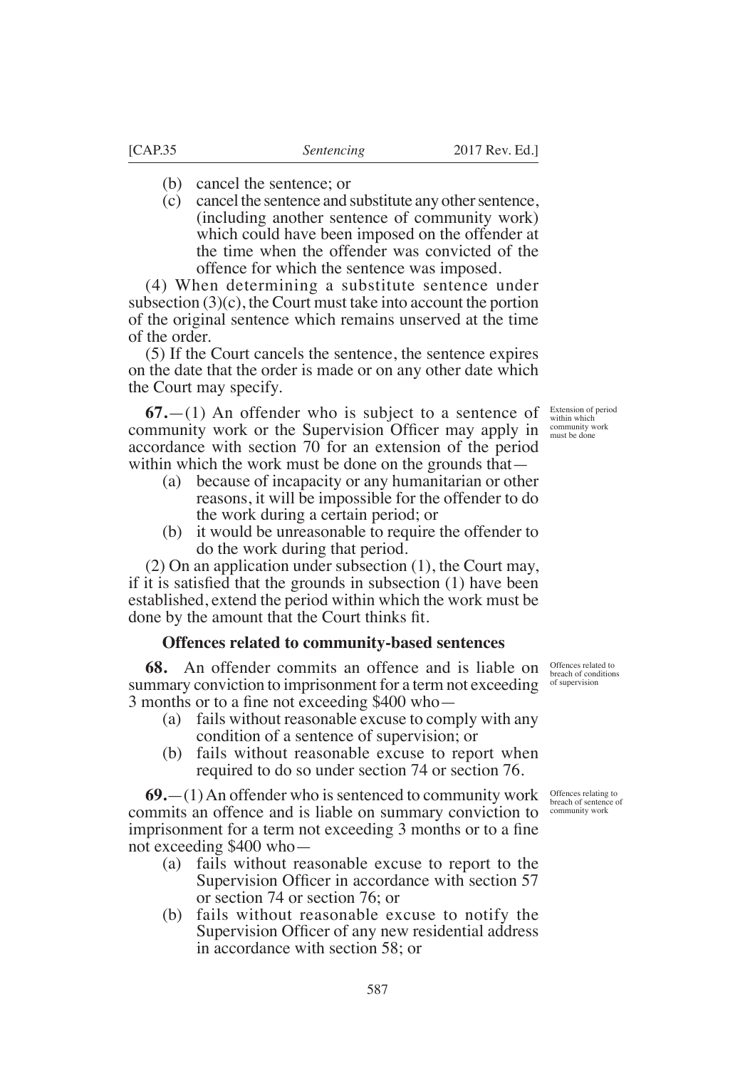(b) cancel the sentence; or

(c) cancel the sentence and substitute any other sentence, (including another sentence of community work) which could have been imposed on the offender at the time when the offender was convicted of the offence for which the sentence was imposed.

(4) When determining a substitute sentence under subsection (3)(c), the Court must take into account the portion of the original sentence which remains unserved at the time of the order.

(5) If the Court cancels the sentence, the sentence expires on the date that the order is made or on any other date which the Court may specify.

Extension of period within which community work must be done

**67.**—(1) An offender who is subject to a sentence of community work or the Supervision Officer may apply in accordance with section 70 for an extension of the period within which the work must be done on the grounds that—

(a) because of incapacity or any humanitarian or other reasons, it will be impossible for the offender to do the work during a certain period; or

(b) it would be unreasonable to require the offender to do the work during that period.

(2) On an application under subsection (1), the Court may, if it is satisfied that the grounds in subsection (1) have been established, extend the period within which the work must be done by the amount that the Court thinks fit.

### Offences related to community-based sentences

Offences related to breach of conditions of supervision

**68.** An offender commits an offence and is liable on summary conviction to imprisonment for a term not exceeding 3 months or to a fine not exceeding $400 who—

(a) fails without reasonable excuse to comply with any condition of a sentence of supervision; or

(b) fails without reasonable excuse to report when required to do so under section 74 or section 76.

Offences relating to breach of sentence of community work

**69.**—(1) An offender who is sentenced to community work commits an offence and is liable on summary conviction to imprisonment for a term not exceeding 3 months or to a fine not exceeding $400 who—

(a) fails without reasonable excuse to report to the Supervision Officer in accordance with section 57 or section 74 or section 76; or

(b) fails without reasonable excuse to notify the Supervision Officer of any new residential address in accordance with section 58; or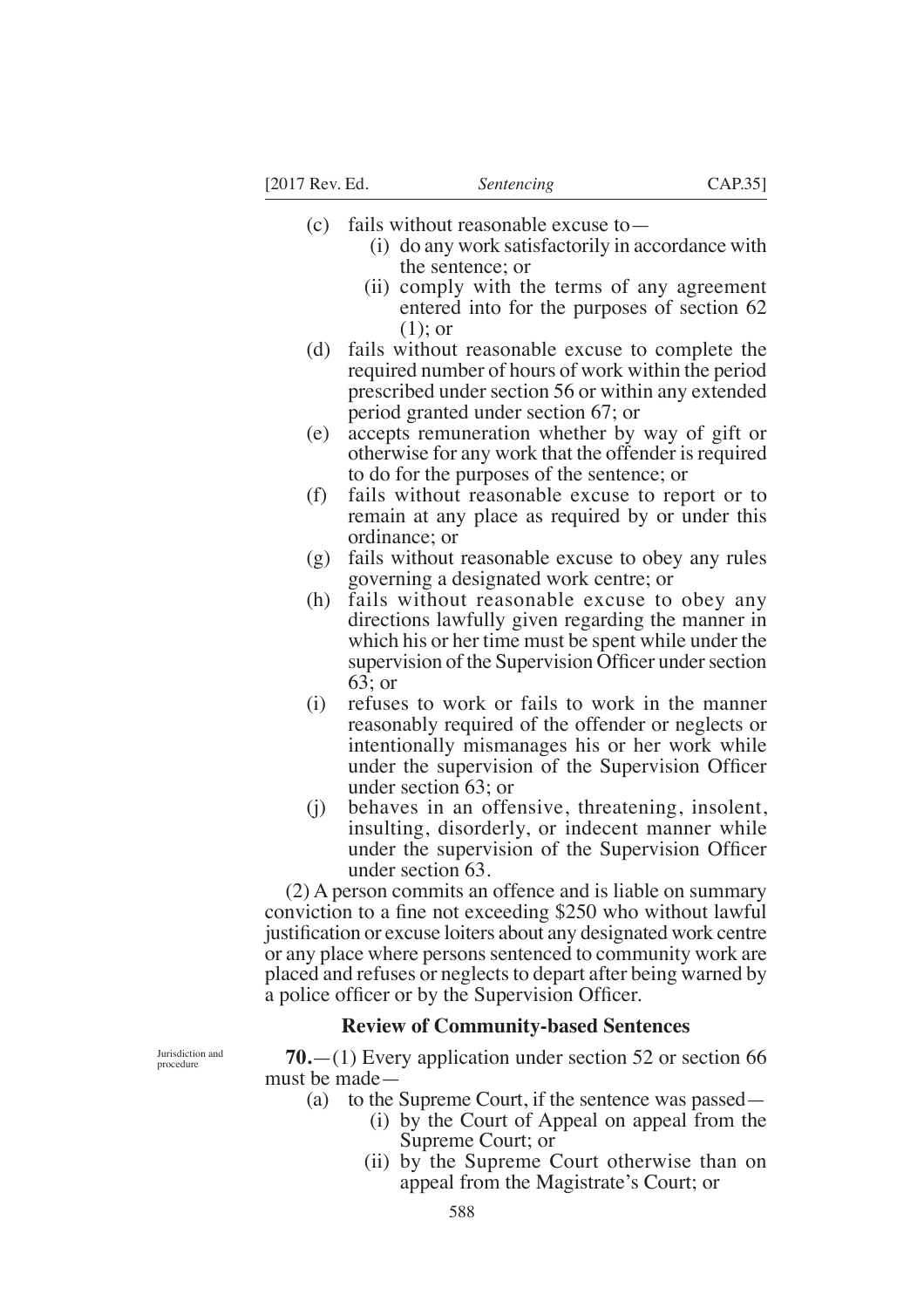(c) fails without reasonable excuse to—

 (i) do any work satisfactorily in accordance with the sentence; or

 (ii) comply with the terms of any agreement entered into for the purposes of section 62 (1); or

(d) fails without reasonable excuse to complete the required number of hours of work within the period prescribed under section 56 or within any extended period granted under section 67; or

(e) accepts remuneration whether by way of gift or otherwise for any work that the offender is required to do for the purposes of the sentence; or

(f) fails without reasonable excuse to report or to remain at any place as required by or under this ordinance; or

(g) fails without reasonable excuse to obey any rules governing a designated work centre; or

(h) fails without reasonable excuse to obey any directions lawfully given regarding the manner in which his or her time must be spent while under the supervision of the Supervision Officer under section 63; or

(i) refuses to work or fails to work in the manner reasonably required of the offender or neglects or intentionally mismanages his or her work while under the supervision of the Supervision Officer under section 63; or

(j) behaves in an offensive, threatening, insolent, insulting, disorderly, or indecent manner while under the supervision of the Supervision Officer under section 63.

(2) A person commits an offence and is liable on summary conviction to a fine not exceeding $250 who without lawful justification or excuse loiters about any designated work centre or any place where persons sentenced to community work are placed and refuses or neglects to depart after being warned by a police officer or by the Supervision Officer.

### Review of Community-based Sentences

Jurisdiction and procedure

**70.**—(1) Every application under section 52 or section 66 must be made—

(a) to the Supreme Court, if the sentence was passed—

 (i) by the Court of Appeal on appeal from the Supreme Court; or

 (ii) by the Supreme Court otherwise than on appeal from the Magistrate's Court; or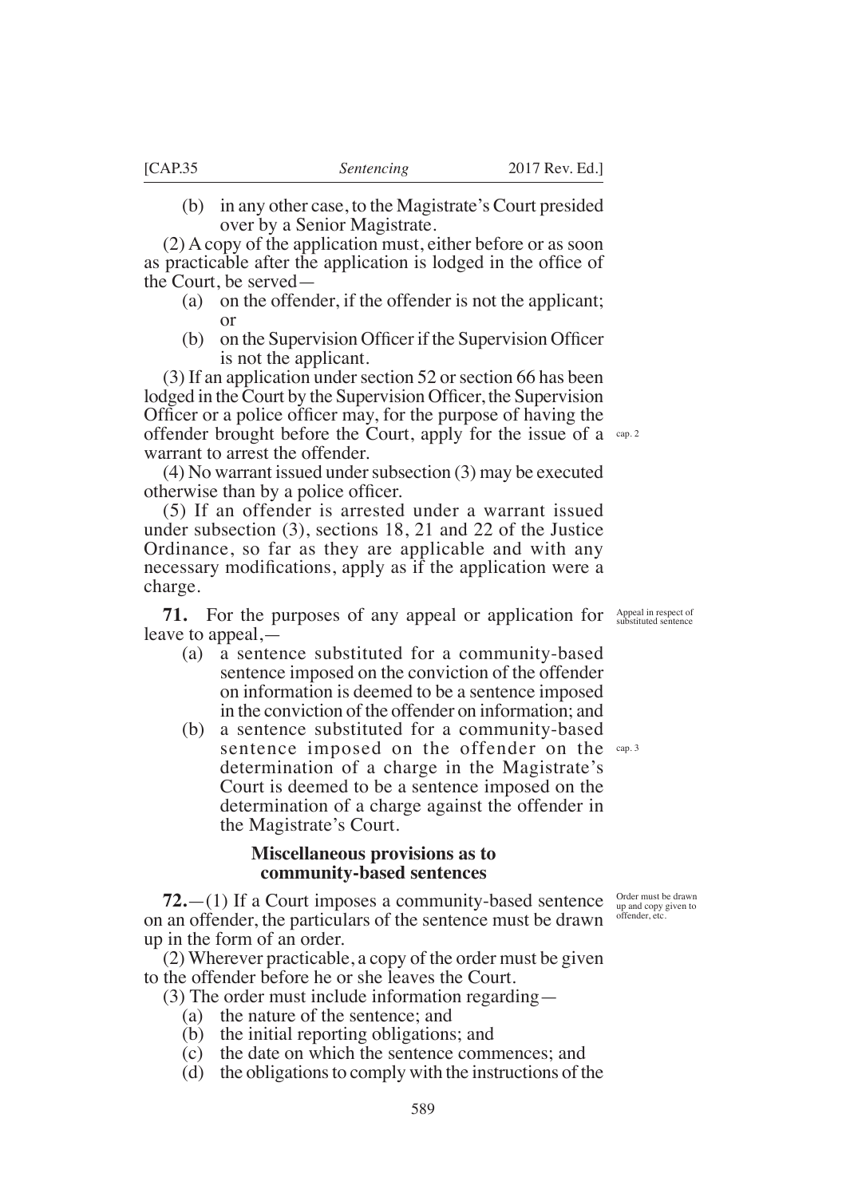(b) in any other case, to the Magistrate's Court presided over by a Senior Magistrate.

(2) A copy of the application must, either before or as soon as practicable after the application is lodged in the office of the Court, be served—

(a) on the offender, if the offender is not the applicant; or

(b) on the Supervision Officer if the Supervision Officer is not the applicant.

(3) If an application under section 52 or section 66 has been lodged in the Court by the Supervision Officer, the Supervision Officer or a police officer may, for the purpose of having the offender brought before the Court, apply for the issue of a warrant to arrest the offender.

cap. 2

(4) No warrant issued under subsection (3) may be executed otherwise than by a police officer.

(5) If an offender is arrested under a warrant issued under subsection (3), sections 18, 21 and 22 of the Justice Ordinance, so far as they are applicable and with any necessary modifications, apply as if the application were a charge.

Appeal in respect of substituted sentence

**71.** For the purposes of any appeal or application for leave to appeal,—

(a) a sentence substituted for a community-based sentence imposed on the conviction of the offender on information is deemed to be a sentence imposed in the conviction of the offender on information; and

(b) a sentence substituted for a community-based sentence imposed on the offender on the determination of a charge in the Magistrate's Court is deemed to be a sentence imposed on the determination of a charge against the offender in the Magistrate's Court.

cap. 3

**Miscellaneous provisions as to community-based sentences**

Order must be drawn up and copy given to offender, etc.

**72.**—(1) If a Court imposes a community-based sentence on an offender, the particulars of the sentence must be drawn up in the form of an order.

(2) Wherever practicable, a copy of the order must be given to the offender before he or she leaves the Court.

(3) The order must include information regarding—

(a) the nature of the sentence; and

(b) the initial reporting obligations; and

(c) the date on which the sentence commences; and

(d) the obligations to comply with the instructions of the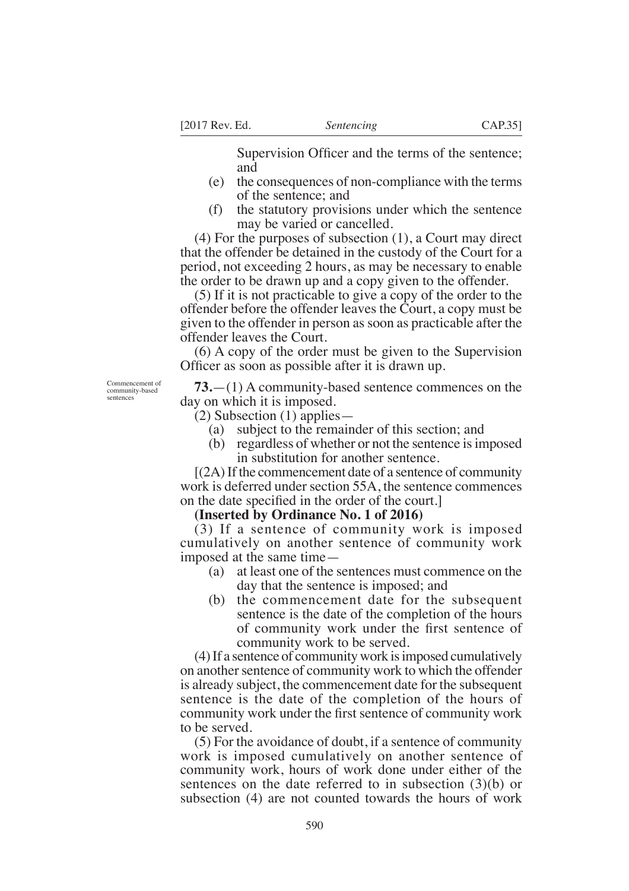Supervision Officer and the terms of the sentence; and

(e) the consequences of non-compliance with the terms of the sentence; and

(f) the statutory provisions under which the sentence may be varied or cancelled.

(4) For the purposes of subsection (1), a Court may direct that the offender be detained in the custody of the Court for a period, not exceeding 2 hours, as may be necessary to enable the order to be drawn up and a copy given to the offender.

(5) If it is not practicable to give a copy of the order to the offender before the offender leaves the Court, a copy must be given to the offender in person as soon as practicable after the offender leaves the Court.

(6) A copy of the order must be given to the Supervision Officer as soon as possible after it is drawn up.

Commencement of community-based sentences

**73.**—(1) A community-based sentence commences on the day on which it is imposed.

(2) Subsection (1) applies—

(a) subject to the remainder of this section; and

(b) regardless of whether or not the sentence is imposed in substitution for another sentence.

[(2A) If the commencement date of a sentence of community work is deferred under section 55A, the sentence commences on the date specified in the order of the court.]

**(Inserted by Ordinance No. 1 of 2016)**

(3) If a sentence of community work is imposed cumulatively on another sentence of community work imposed at the same time—

(a) at least one of the sentences must commence on the day that the sentence is imposed; and

(b) the commencement date for the subsequent sentence is the date of the completion of the hours of community work under the first sentence of community work to be served.

(4) If a sentence of community work is imposed cumulatively on another sentence of community work to which the offender is already subject, the commencement date for the subsequent sentence is the date of the completion of the hours of community work under the first sentence of community work to be served.

(5) For the avoidance of doubt, if a sentence of community work is imposed cumulatively on another sentence of community work, hours of work done under either of the sentences on the date referred to in subsection (3)(b) or subsection (4) are not counted towards the hours of work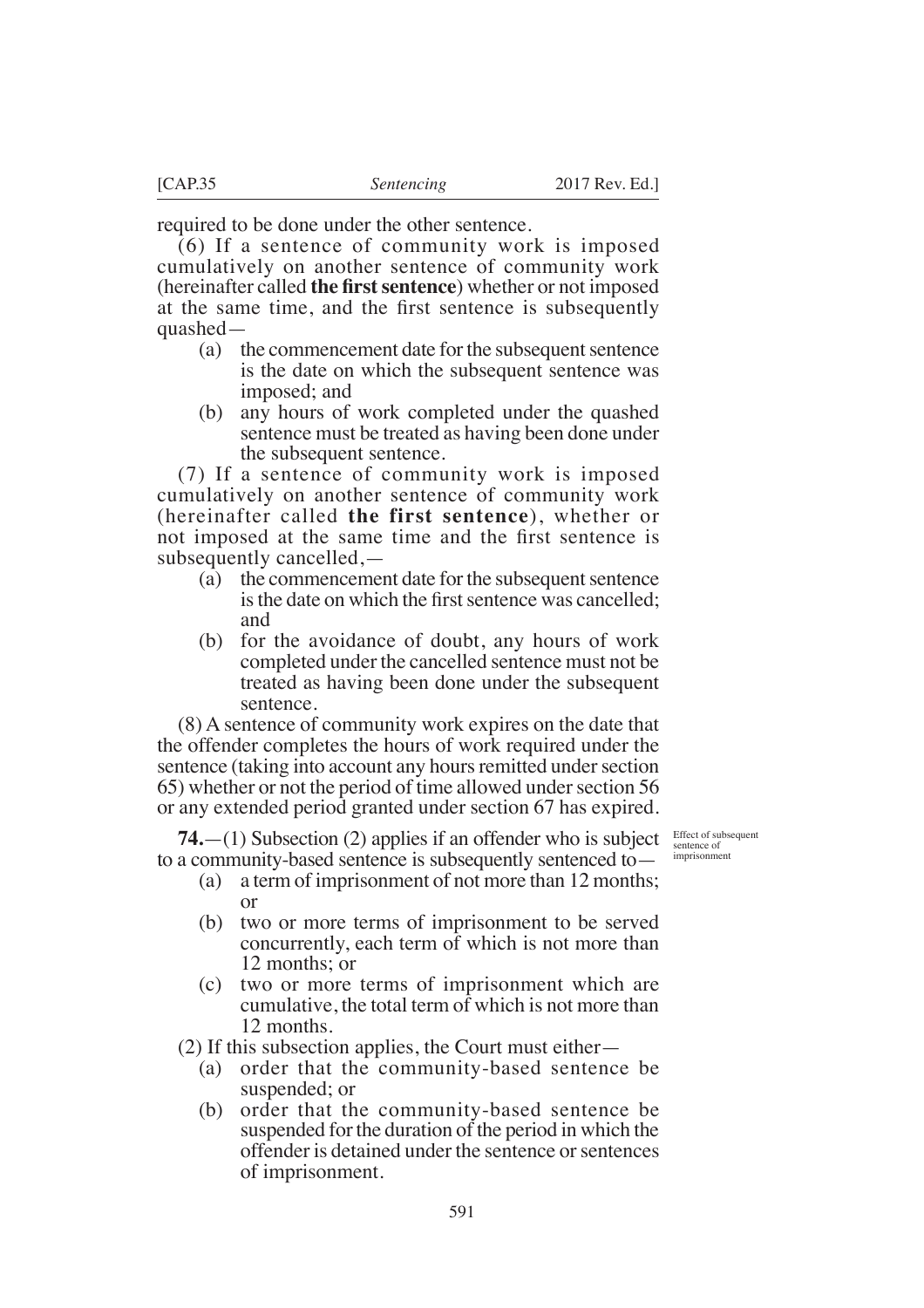required to be done under the other sentence.

(6) If a sentence of community work is imposed cumulatively on another sentence of community work (hereinafter called **the first sentence**) whether or not imposed at the same time, and the first sentence is subsequently quashed—

(a) the commencement date for the subsequent sentence is the date on which the subsequent sentence was imposed; and

(b) any hours of work completed under the quashed sentence must be treated as having been done under the subsequent sentence.

(7) If a sentence of community work is imposed cumulatively on another sentence of community work (hereinafter called **the first sentence**), whether or not imposed at the same time and the first sentence is subsequently cancelled,—

(a) the commencement date for the subsequent sentence is the date on which the first sentence was cancelled; and

(b) for the avoidance of doubt, any hours of work completed under the cancelled sentence must not be treated as having been done under the subsequent sentence.

(8) A sentence of community work expires on the date that the offender completes the hours of work required under the sentence (taking into account any hours remitted under section 65) whether or not the period of time allowed under section 56 or any extended period granted under section 67 has expired.

Effect of subsequent sentence of imprisonment

**74.**—(1) Subsection (2) applies if an offender who is subject to a community-based sentence is subsequently sentenced to—

(a) a term of imprisonment of not more than 12 months; or

(b) two or more terms of imprisonment to be served concurrently, each term of which is not more than 12 months; or

(c) two or more terms of imprisonment which are cumulative, the total term of which is not more than 12 months.

(2) If this subsection applies, the Court must either—

(a) order that the community-based sentence be suspended; or

(b) order that the community-based sentence be suspended for the duration of the period in which the offender is detained under the sentence or sentences of imprisonment.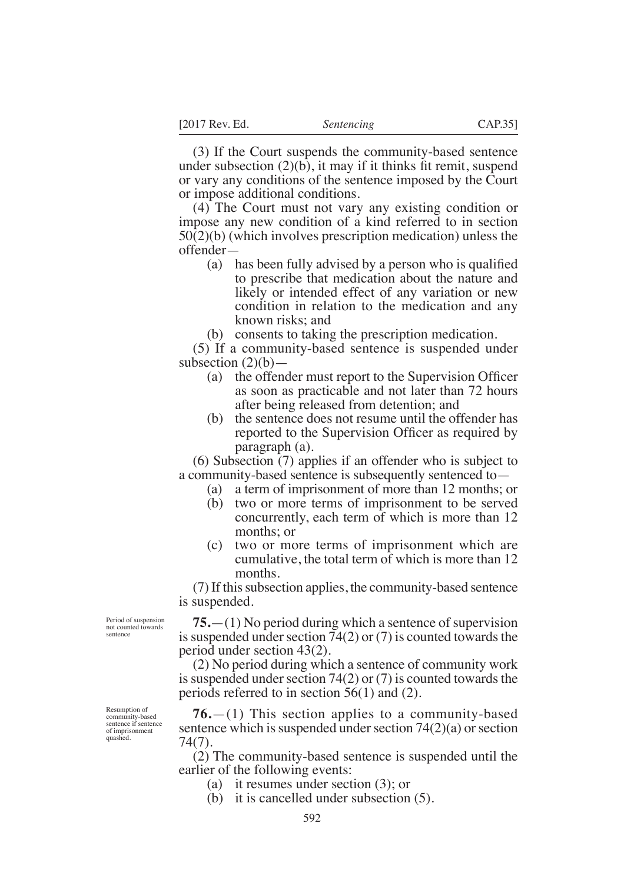(3) If the Court suspends the community-based sentence under subsection (2)(b), it may if it thinks fit remit, suspend or vary any conditions of the sentence imposed by the Court or impose additional conditions.

(4) The Court must not vary any existing condition or impose any new condition of a kind referred to in section 50(2)(b) (which involves prescription medication) unless the offender—

(a) has been fully advised by a person who is qualified to prescribe that medication about the nature and likely or intended effect of any variation or new condition in relation to the medication and any known risks; and

(b) consents to taking the prescription medication.

(5) If a community-based sentence is suspended under subsection (2)(b)—

(a) the offender must report to the Supervision Officer as soon as practicable and not later than 72 hours after being released from detention; and

(b) the sentence does not resume until the offender has reported to the Supervision Officer as required by paragraph (a).

(6) Subsection (7) applies if an offender who is subject to a community-based sentence is subsequently sentenced to—

(a) a term of imprisonment of more than 12 months; or

(b) two or more terms of imprisonment to be served concurrently, each term of which is more than 12 months; or

(c) two or more terms of imprisonment which are cumulative, the total term of which is more than 12 months.

(7) If this subsection applies, the community-based sentence is suspended.

*Period of suspension not counted towards sentence*

**75.**—(1) No period during which a sentence of supervision is suspended under section 74(2) or (7) is counted towards the period under section 43(2).

(2) No period during which a sentence of community work is suspended under section 74(2) or (7) is counted towards the periods referred to in section 56(1) and (2).

*Resumption of community-based sentence if sentence of imprisonment quashed.*

**76.**—(1) This section applies to a community-based sentence which is suspended under section 74(2)(a) or section 74(7).

(2) The community-based sentence is suspended until the earlier of the following events:

(a) it resumes under section (3); or

(b) it is cancelled under subsection (5).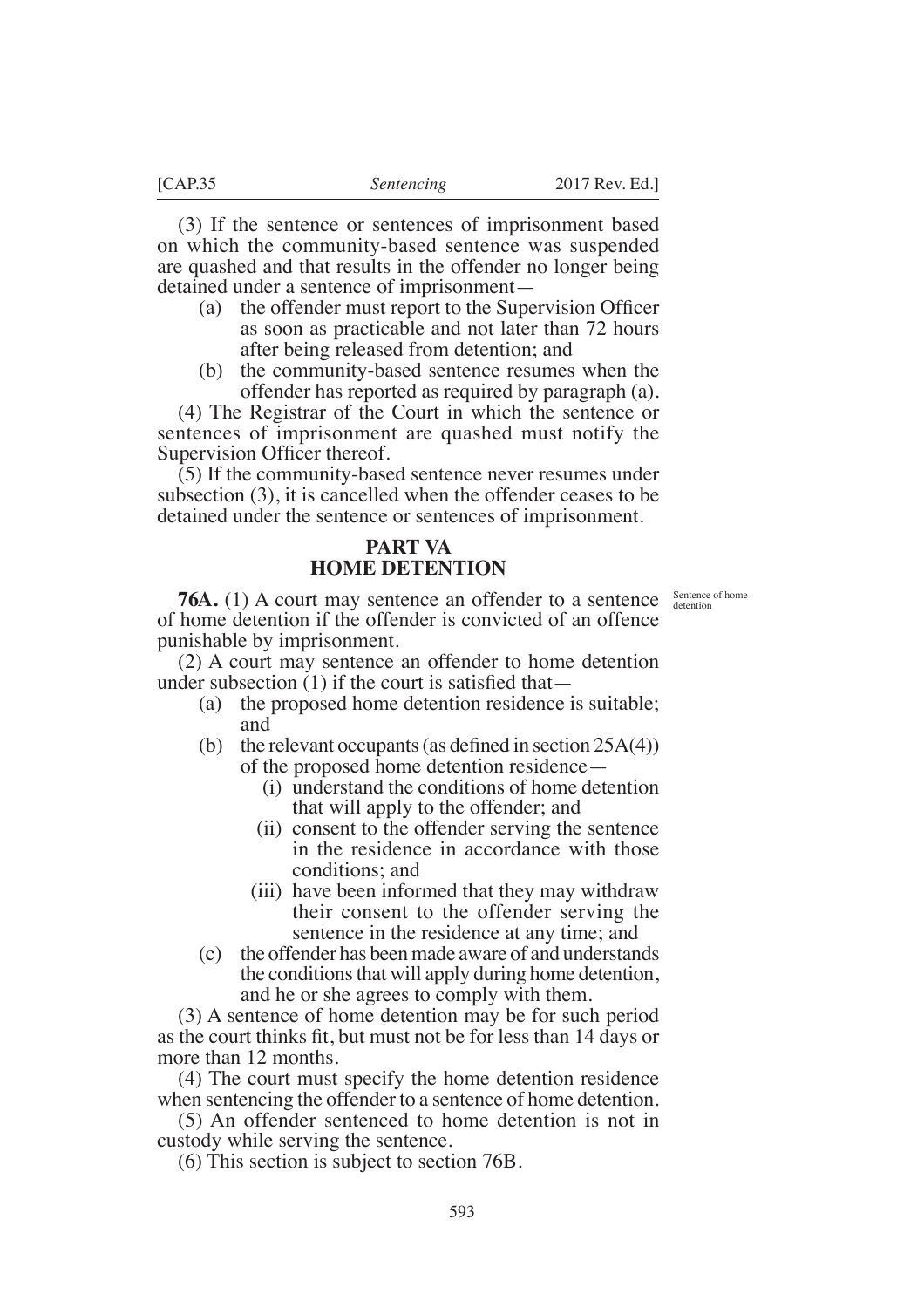(3) If the sentence or sentences of imprisonment based on which the community-based sentence was suspended are quashed and that results in the offender no longer being detained under a sentence of imprisonment—

(a) the offender must report to the Supervision Officer as soon as practicable and not later than 72 hours after being released from detention; and

(b) the community-based sentence resumes when the offender has reported as required by paragraph (a).

(4) The Registrar of the Court in which the sentence or sentences of imprisonment are quashed must notify the Supervision Officer thereof.

(5) If the community-based sentence never resumes under subsection (3), it is cancelled when the offender ceases to be detained under the sentence or sentences of imprisonment.

## PART VA
## HOME DETENTION

Sentence of home detention

**76A.** (1) A court may sentence an offender to a sentence of home detention if the offender is convicted of an offence punishable by imprisonment.

(2) A court may sentence an offender to home detention under subsection (1) if the court is satisfied that—

(a) the proposed home detention residence is suitable; and

(b) the relevant occupants (as defined in section 25A(4)) of the proposed home detention residence—

(i) understand the conditions of home detention that will apply to the offender; and

(ii) consent to the offender serving the sentence in the residence in accordance with those conditions; and

(iii) have been informed that they may withdraw their consent to the offender serving the sentence in the residence at any time; and

(c) the offender has been made aware of and understands the conditions that will apply during home detention, and he or she agrees to comply with them.

(3) A sentence of home detention may be for such period as the court thinks fit, but must not be for less than 14 days or more than 12 months.

(4) The court must specify the home detention residence when sentencing the offender to a sentence of home detention.

(5) An offender sentenced to home detention is not in custody while serving the sentence.

(6) This section is subject to section 76B.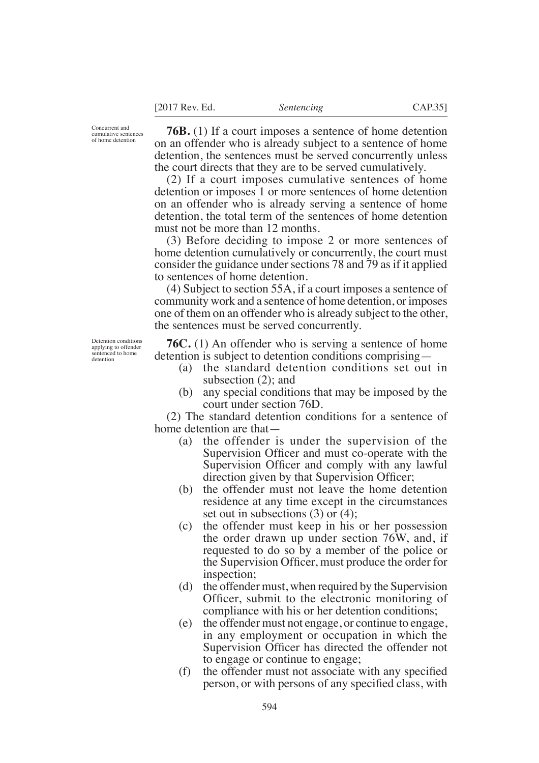Concurrent and cumulative sentences of home detention

**76B.** (1) If a court imposes a sentence of home detention on an offender who is already subject to a sentence of home detention, the sentences must be served concurrently unless the court directs that they are to be served cumulatively.

(2) If a court imposes cumulative sentences of home detention or imposes 1 or more sentences of home detention on an offender who is already serving a sentence of home detention, the total term of the sentences of home detention must not be more than 12 months.

(3) Before deciding to impose 2 or more sentences of home detention cumulatively or concurrently, the court must consider the guidance under sections 78 and 79 as if it applied to sentences of home detention.

(4) Subject to section 55A, if a court imposes a sentence of community work and a sentence of home detention, or imposes one of them on an offender who is already subject to the other, the sentences must be served concurrently.

Detention conditions applying to offender sentenced to home detention

**76C.** (1) An offender who is serving a sentence of home detention is subject to detention conditions comprising—

(a) the standard detention conditions set out in subsection (2); and

(b) any special conditions that may be imposed by the court under section 76D.

(2) The standard detention conditions for a sentence of home detention are that—

(a) the offender is under the supervision of the Supervision Officer and must co-operate with the Supervision Officer and comply with any lawful direction given by that Supervision Officer;

(b) the offender must not leave the home detention residence at any time except in the circumstances set out in subsections (3) or (4);

(c) the offender must keep in his or her possession the order drawn up under section 76W, and, if requested to do so by a member of the police or the Supervision Officer, must produce the order for inspection;

(d) the offender must, when required by the Supervision Officer, submit to the electronic monitoring of compliance with his or her detention conditions;

(e) the offender must not engage, or continue to engage, in any employment or occupation in which the Supervision Officer has directed the offender not to engage or continue to engage;

(f) the offender must not associate with any specified person, or with persons of any specified class, with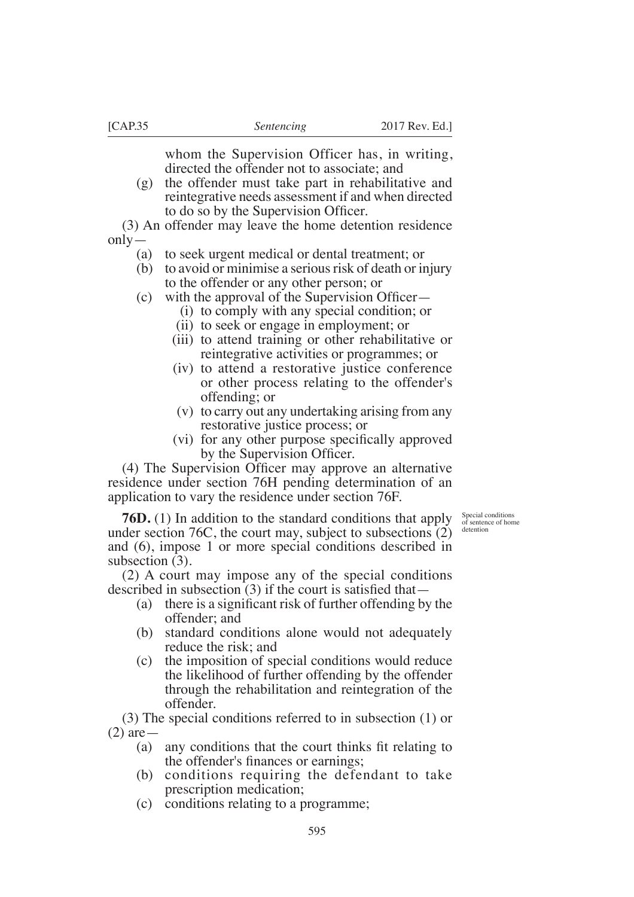whom the Supervision Officer has, in writing, directed the offender not to associate; and

(g) the offender must take part in rehabilitative and reintegrative needs assessment if and when directed to do so by the Supervision Officer.

(3) An offender may leave the home detention residence only—

(a) to seek urgent medical or dental treatment; or

(b) to avoid or minimise a serious risk of death or injury to the offender or any other person; or

(c) with the approval of the Supervision Officer—

(i) to comply with any special condition; or

(ii) to seek or engage in employment; or

(iii) to attend training or other rehabilitative or reintegrative activities or programmes; or

(iv) to attend a restorative justice conference or other process relating to the offender's offending; or

(v) to carry out any undertaking arising from any restorative justice process; or

(vi) for any other purpose specifically approved by the Supervision Officer.

(4) The Supervision Officer may approve an alternative residence under section 76H pending determination of an application to vary the residence under section 76F.

Special conditions of sentence of home detention

**76D.** (1) In addition to the standard conditions that apply under section 76C, the court may, subject to subsections (2) and (6), impose 1 or more special conditions described in subsection (3).

(2) A court may impose any of the special conditions described in subsection (3) if the court is satisfied that—

(a) there is a significant risk of further offending by the offender; and

(b) standard conditions alone would not adequately reduce the risk; and

(c) the imposition of special conditions would reduce the likelihood of further offending by the offender through the rehabilitation and reintegration of the offender.

(3) The special conditions referred to in subsection (1) or (2) are—

(a) any conditions that the court thinks fit relating to the offender's finances or earnings;

(b) conditions requiring the defendant to take prescription medication;

(c) conditions relating to a programme;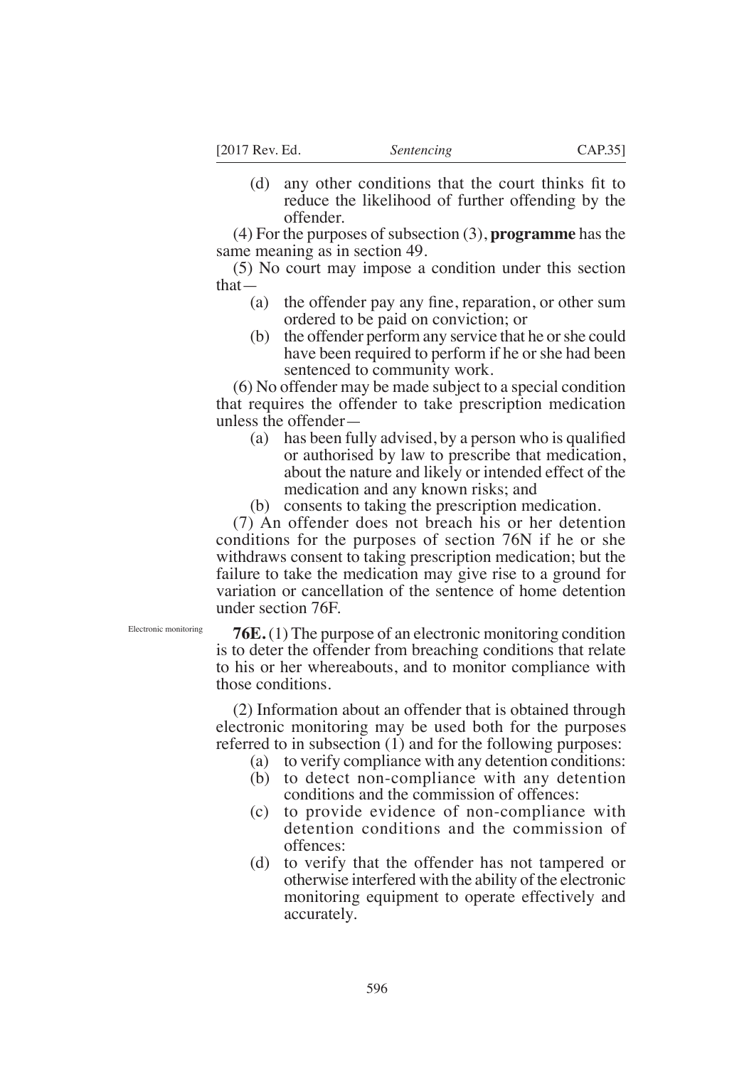(d) any other conditions that the court thinks fit to reduce the likelihood of further offending by the offender.

(4) For the purposes of subsection (3), **programme** has the same meaning as in section 49.

(5) No court may impose a condition under this section that—

(a) the offender pay any fine, reparation, or other sum ordered to be paid on conviction; or

(b) the offender perform any service that he or she could have been required to perform if he or she had been sentenced to community work.

(6) No offender may be made subject to a special condition that requires the offender to take prescription medication unless the offender—

(a) has been fully advised, by a person who is qualified or authorised by law to prescribe that medication, about the nature and likely or intended effect of the medication and any known risks; and

(b) consents to taking the prescription medication.

(7) An offender does not breach his or her detention conditions for the purposes of section 76N if he or she withdraws consent to taking prescription medication; but the failure to take the medication may give rise to a ground for variation or cancellation of the sentence of home detention under section 76F.

Electronic monitoring

**76E.** (1) The purpose of an electronic monitoring condition is to deter the offender from breaching conditions that relate to his or her whereabouts, and to monitor compliance with those conditions.

(2) Information about an offender that is obtained through electronic monitoring may be used both for the purposes referred to in subsection (1) and for the following purposes:

(a) to verify compliance with any detention conditions:

(b) to detect non-compliance with any detention conditions and the commission of offences:

(c) to provide evidence of non-compliance with detention conditions and the commission of offences:

(d) to verify that the offender has not tampered or otherwise interfered with the ability of the electronic monitoring equipment to operate effectively and accurately.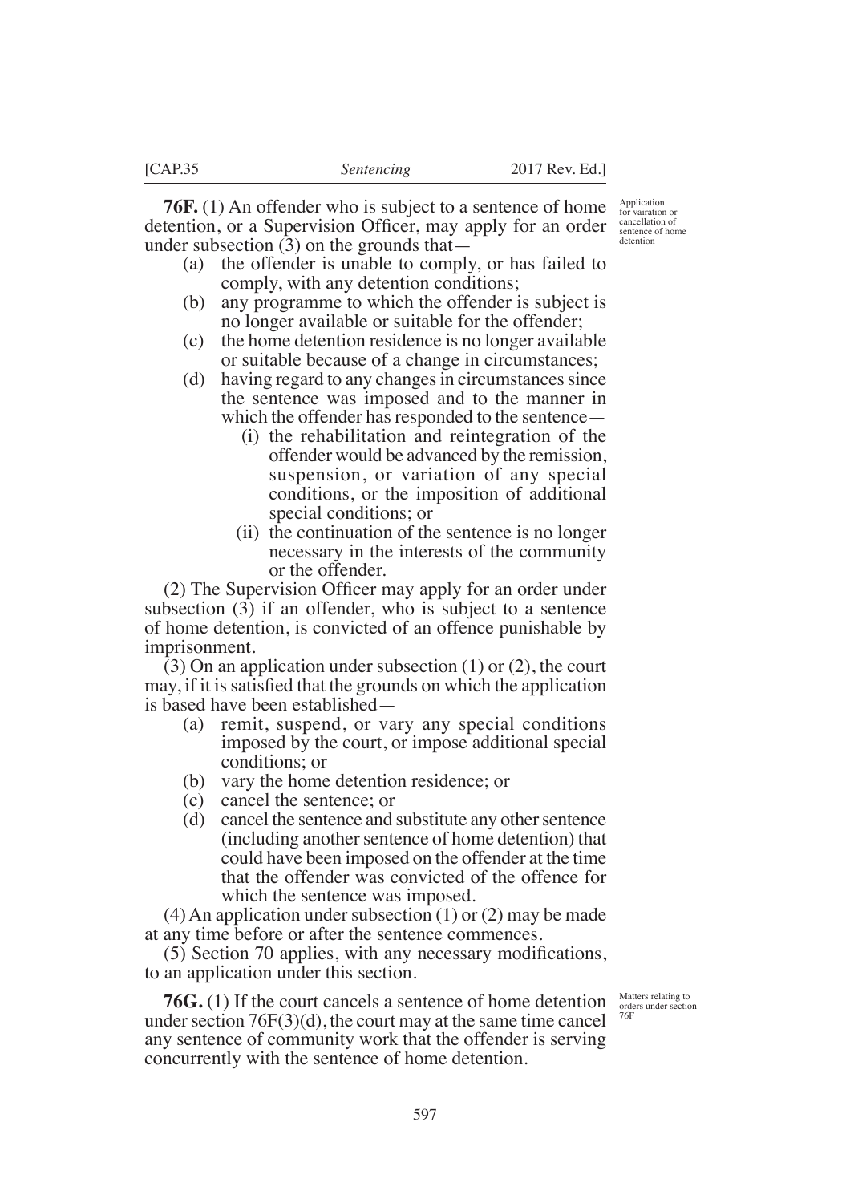**76F.** (1) An offender who is subject to a sentence of home detention, or a Supervision Officer, may apply for an order under subsection (3) on the grounds that—

Application for vairation or cancellation of sentence of home detention

- (a) the offender is unable to comply, or has failed to comply, with any detention conditions;
- (b) any programme to which the offender is subject is no longer available or suitable for the offender;
- (c) the home detention residence is no longer available or suitable because of a change in circumstances;
- (d) having regard to any changes in circumstances since the sentence was imposed and to the manner in which the offender has responded to the sentence—
  - (i) the rehabilitation and reintegration of the offender would be advanced by the remission, suspension, or variation of any special conditions, or the imposition of additional special conditions; or
  - (ii) the continuation of the sentence is no longer necessary in the interests of the community or the offender.

(2) The Supervision Officer may apply for an order under subsection (3) if an offender, who is subject to a sentence of home detention, is convicted of an offence punishable by imprisonment.

(3) On an application under subsection (1) or (2), the court may, if it is satisfied that the grounds on which the application is based have been established—

- (a) remit, suspend, or vary any special conditions imposed by the court, or impose additional special conditions; or
- (b) vary the home detention residence; or
- (c) cancel the sentence; or
- (d) cancel the sentence and substitute any other sentence (including another sentence of home detention) that could have been imposed on the offender at the time that the offender was convicted of the offence for which the sentence was imposed.

(4) An application under subsection (1) or (2) may be made at any time before or after the sentence commences.

(5) Section 70 applies, with any necessary modifications, to an application under this section.

**76G.** (1) If the court cancels a sentence of home detention under section 76F(3)(d), the court may at the same time cancel any sentence of community work that the offender is serving concurrently with the sentence of home detention.

Matters relating to orders under section 76F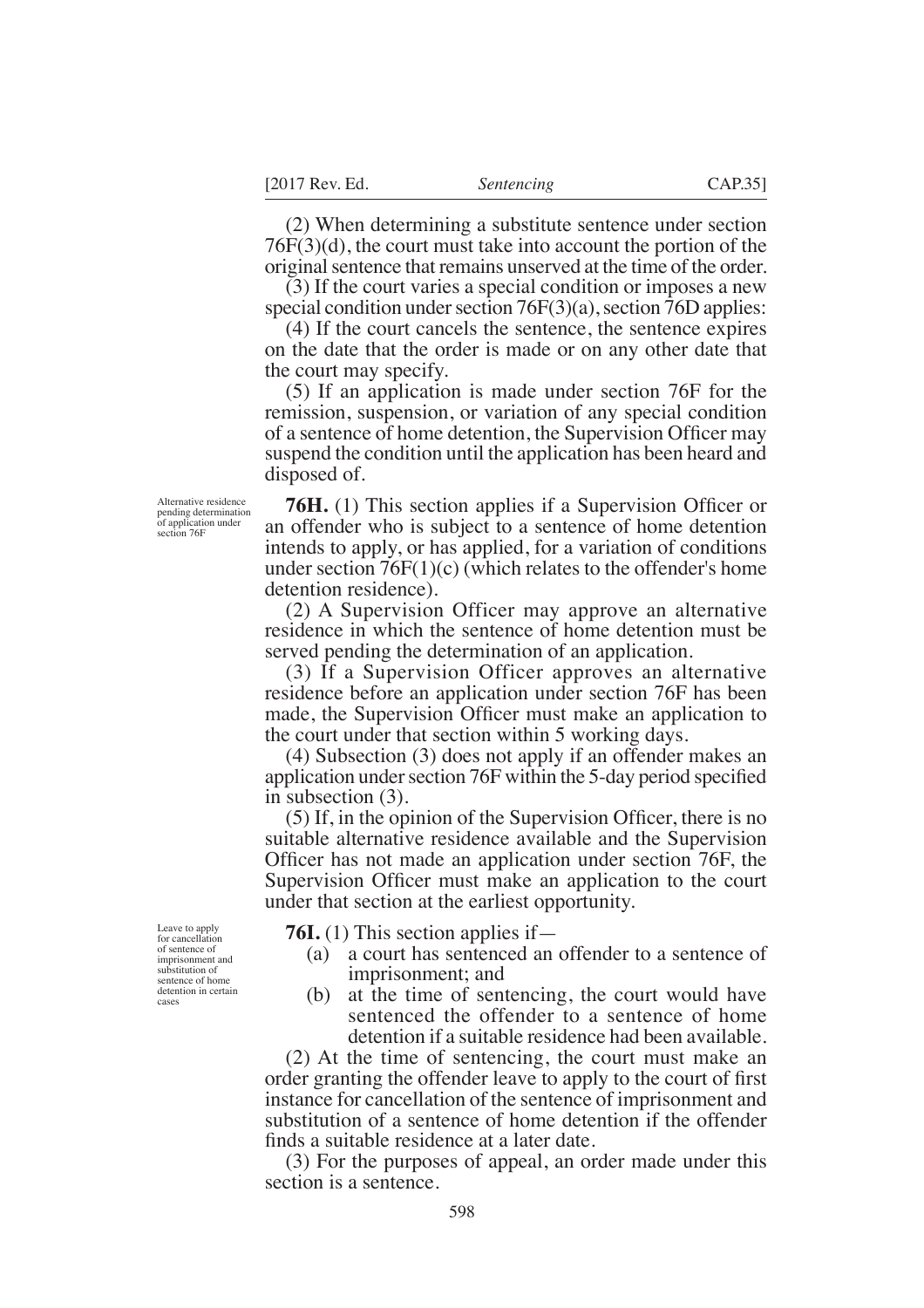(2) When determining a substitute sentence under section 76F(3)(d), the court must take into account the portion of the original sentence that remains unserved at the time of the order.

(3) If the court varies a special condition or imposes a new special condition under section 76F(3)(a), section 76D applies:

(4) If the court cancels the sentence, the sentence expires on the date that the order is made or on any other date that the court may specify.

(5) If an application is made under section 76F for the remission, suspension, or variation of any special condition of a sentence of home detention, the Supervision Officer may suspend the condition until the application has been heard and disposed of.

*Alternative residence pending determination of application under section 76F*

**76H.** (1) This section applies if a Supervision Officer or an offender who is subject to a sentence of home detention intends to apply, or has applied, for a variation of conditions under section 76F(1)(c) (which relates to the offender's home detention residence).

(2) A Supervision Officer may approve an alternative residence in which the sentence of home detention must be served pending the determination of an application.

(3) If a Supervision Officer approves an alternative residence before an application under section 76F has been made, the Supervision Officer must make an application to the court under that section within 5 working days.

(4) Subsection (3) does not apply if an offender makes an application under section 76F within the 5-day period specified in subsection (3).

(5) If, in the opinion of the Supervision Officer, there is no suitable alternative residence available and the Supervision Officer has not made an application under section 76F, the Supervision Officer must make an application to the court under that section at the earliest opportunity.

*Leave to apply for cancellation of sentence of imprisonment and substitution of sentence of home detention in certain cases*

**76I.** (1) This section applies if—

- (a) a court has sentenced an offender to a sentence of imprisonment; and
- (b) at the time of sentencing, the court would have sentenced the offender to a sentence of home detention if a suitable residence had been available.

(2) At the time of sentencing, the court must make an order granting the offender leave to apply to the court of first instance for cancellation of the sentence of imprisonment and substitution of a sentence of home detention if the offender finds a suitable residence at a later date.

(3) For the purposes of appeal, an order made under this section is a sentence.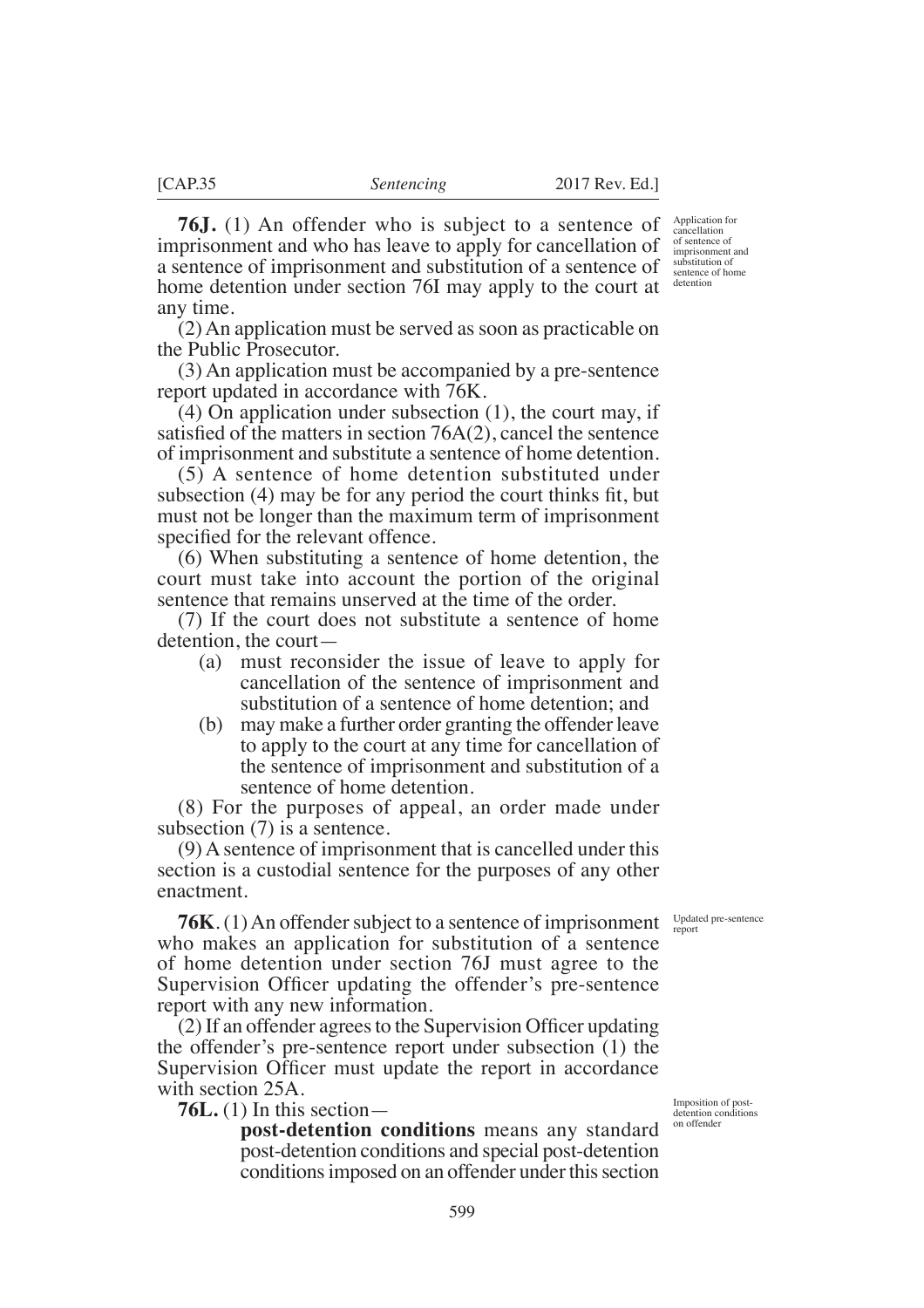**76J.** (1) An offender who is subject to a sentence of imprisonment and who has leave to apply for cancellation of a sentence of imprisonment and substitution of a sentence of home detention under section 76I may apply to the court at any time.

Application for cancellation of sentence of imprisonment and substitution of sentence of home detention

(2) An application must be served as soon as practicable on the Public Prosecutor.

(3) An application must be accompanied by a pre-sentence report updated in accordance with 76K.

(4) On application under subsection (1), the court may, if satisfied of the matters in section 76A(2), cancel the sentence of imprisonment and substitute a sentence of home detention.

(5) A sentence of home detention substituted under subsection (4) may be for any period the court thinks fit, but must not be longer than the maximum term of imprisonment specified for the relevant offence.

(6) When substituting a sentence of home detention, the court must take into account the portion of the original sentence that remains unserved at the time of the order.

(7) If the court does not substitute a sentence of home detention, the court—

(a) must reconsider the issue of leave to apply for cancellation of the sentence of imprisonment and substitution of a sentence of home detention; and

(b) may make a further order granting the offender leave to apply to the court at any time for cancellation of the sentence of imprisonment and substitution of a sentence of home detention.

(8) For the purposes of appeal, an order made under subsection (7) is a sentence.

(9) A sentence of imprisonment that is cancelled under this section is a custodial sentence for the purposes of any other enactment.

**76K**. (1) An offender subject to a sentence of imprisonment who makes an application for substitution of a sentence of home detention under section 76J must agree to the Supervision Officer updating the offender's pre-sentence report with any new information.

Updated pre-sentence report

(2) If an offender agrees to the Supervision Officer updating the offender's pre-sentence report under subsection (1) the Supervision Officer must update the report in accordance with section 25A.

**76L.** (1) In this section—

Imposition of post-detention conditions on offender

**post-detention conditions** means any standard post-detention conditions and special post-detention conditions imposed on an offender under this section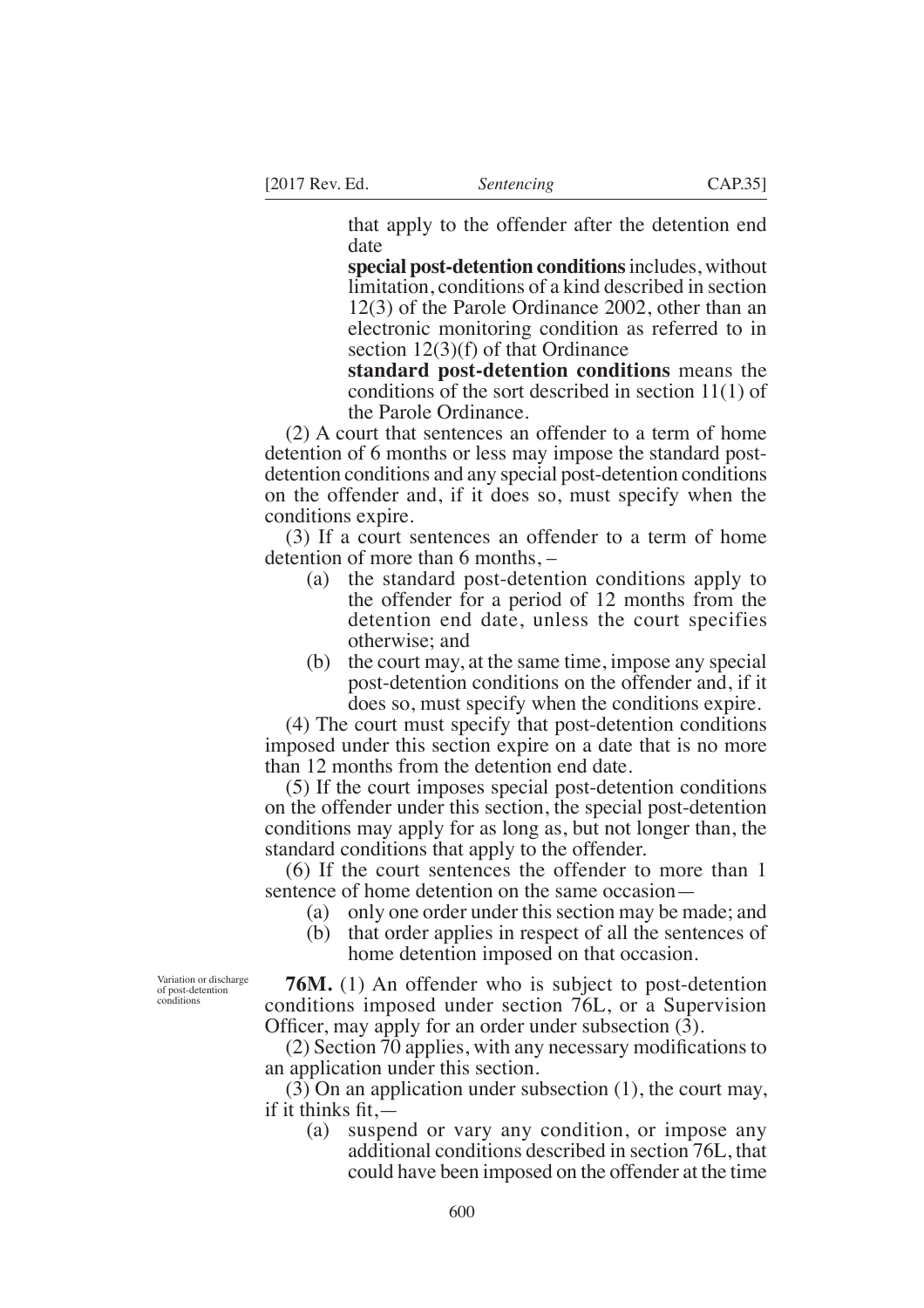that apply to the offender after the detention end date

**special post-detention conditions** includes, without limitation, conditions of a kind described in section 12(3) of the Parole Ordinance 2002, other than an electronic monitoring condition as referred to in section 12(3)(f) of that Ordinance

**standard post-detention conditions** means the conditions of the sort described in section 11(1) of the Parole Ordinance.

(2) A court that sentences an offender to a term of home detention of 6 months or less may impose the standard post-detention conditions and any special post-detention conditions on the offender and, if it does so, must specify when the conditions expire.

(3) If a court sentences an offender to a term of home detention of more than 6 months, –

- (a) the standard post-detention conditions apply to the offender for a period of 12 months from the detention end date, unless the court specifies otherwise; and
- (b) the court may, at the same time, impose any special post-detention conditions on the offender and, if it does so, must specify when the conditions expire.

(4) The court must specify that post-detention conditions imposed under this section expire on a date that is no more than 12 months from the detention end date.

(5) If the court imposes special post-detention conditions on the offender under this section, the special post-detention conditions may apply for as long as, but not longer than, the standard conditions that apply to the offender.

(6) If the court sentences the offender to more than 1 sentence of home detention on the same occasion—

- (a) only one order under this section may be made; and
- (b) that order applies in respect of all the sentences of home detention imposed on that occasion.

Variation or discharge of post-detention conditions

**76M.** (1) An offender who is subject to post-detention conditions imposed under section 76L, or a Supervision Officer, may apply for an order under subsection (3).

(2) Section 70 applies, with any necessary modifications to an application under this section.

(3) On an application under subsection (1), the court may, if it thinks fit,—

- (a) suspend or vary any condition, or impose any additional conditions described in section 76L, that could have been imposed on the offender at the time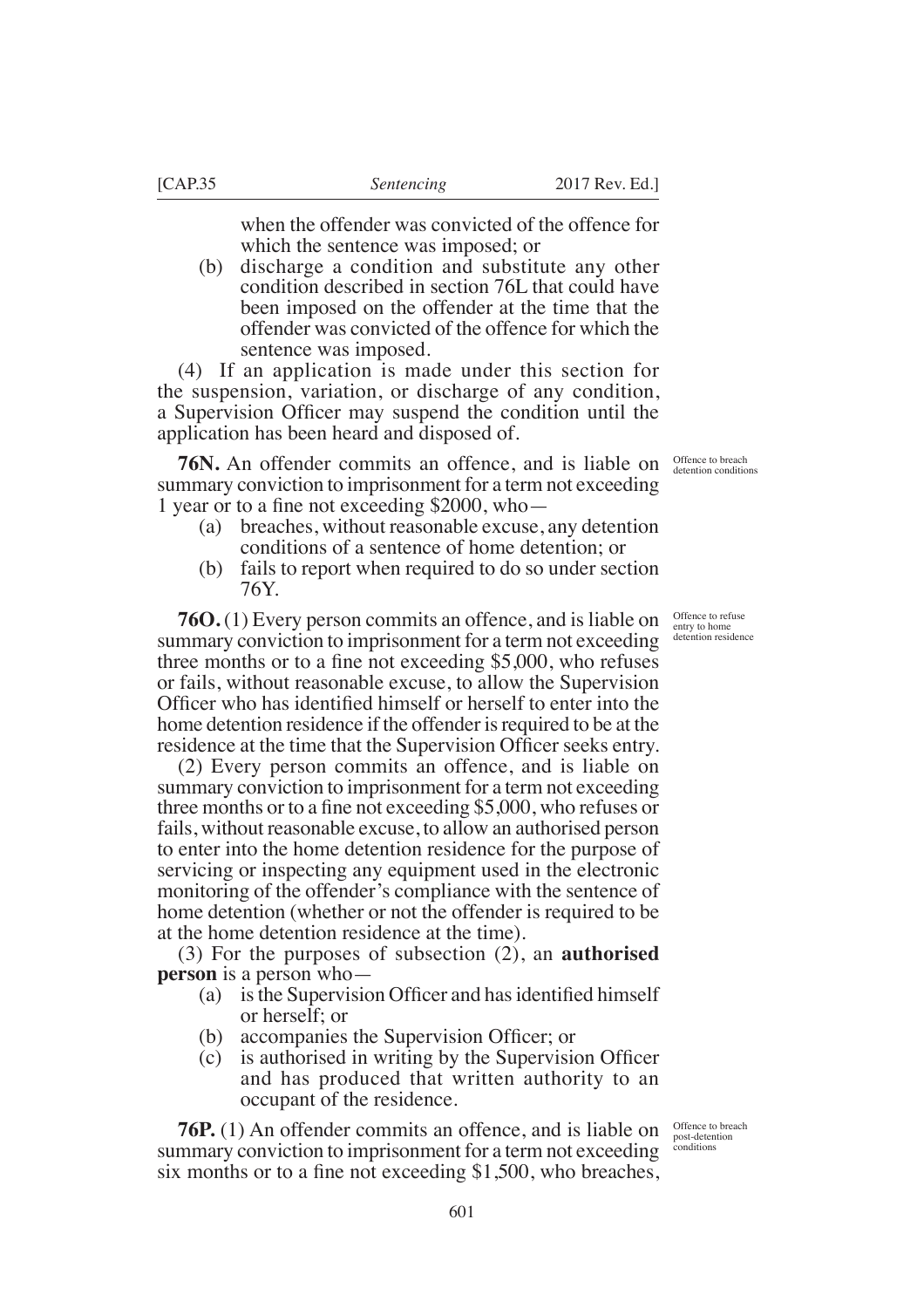when the offender was convicted of the offence for which the sentence was imposed; or

(b) discharge a condition and substitute any other condition described in section 76L that could have been imposed on the offender at the time that the offender was convicted of the offence for which the sentence was imposed.

(4) If an application is made under this section for the suspension, variation, or discharge of any condition, a Supervision Officer may suspend the condition until the application has been heard and disposed of.

*Offence to breach detention conditions*

**76N.** An offender commits an offence, and is liable on summary conviction to imprisonment for a term not exceeding 1 year or to a fine not exceeding $2000, who—

(a) breaches, without reasonable excuse, any detention conditions of a sentence of home detention; or

(b) fails to report when required to do so under section 76Y.

*Offence to refuse entry to home detention residence*

**76O.** (1) Every person commits an offence, and is liable on summary conviction to imprisonment for a term not exceeding three months or to a fine not exceeding $5,000, who refuses or fails, without reasonable excuse, to allow the Supervision Officer who has identified himself or herself to enter into the home detention residence if the offender is required to be at the residence at the time that the Supervision Officer seeks entry.

(2) Every person commits an offence, and is liable on summary conviction to imprisonment for a term not exceeding three months or to a fine not exceeding $5,000, who refuses or fails, without reasonable excuse, to allow an authorised person to enter into the home detention residence for the purpose of servicing or inspecting any equipment used in the electronic monitoring of the offender's compliance with the sentence of home detention (whether or not the offender is required to be at the home detention residence at the time).

(3) For the purposes of subsection (2), an **authorised person** is a person who—

(a) is the Supervision Officer and has identified himself or herself; or

(b) accompanies the Supervision Officer; or

(c) is authorised in writing by the Supervision Officer and has produced that written authority to an occupant of the residence.

*Offence to breach post-detention conditions*

**76P.** (1) An offender commits an offence, and is liable on summary conviction to imprisonment for a term not exceeding six months or to a fine not exceeding $1,500, who breaches,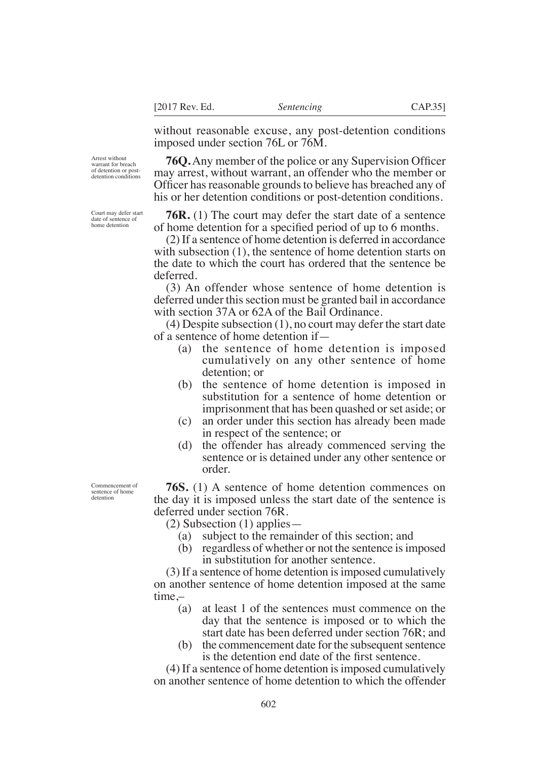without reasonable excuse, any post-detention conditions imposed under section 76L or 76M.

Arrest without warrant for breach of detention or post-detention conditions

**76Q.** Any member of the police or any Supervision Officer may arrest, without warrant, an offender who the member or Officer has reasonable grounds to believe has breached any of his or her detention conditions or post-detention conditions.

Court may defer start date of sentence of home detention

**76R.** (1) The court may defer the start date of a sentence of home detention for a specified period of up to 6 months.

(2) If a sentence of home detention is deferred in accordance with subsection (1), the sentence of home detention starts on the date to which the court has ordered that the sentence be deferred.

(3) An offender whose sentence of home detention is deferred under this section must be granted bail in accordance with section 37A or 62A of the Bail Ordinance.

(4) Despite subsection (1), no court may defer the start date of a sentence of home detention if—

- (a) the sentence of home detention is imposed cumulatively on any other sentence of home detention; or
- (b) the sentence of home detention is imposed in substitution for a sentence of home detention or imprisonment that has been quashed or set aside; or
- (c) an order under this section has already been made in respect of the sentence; or
- (d) the offender has already commenced serving the sentence or is detained under any other sentence or order.

Commencement of sentence of home detention

**76S.** (1) A sentence of home detention commences on the day it is imposed unless the start date of the sentence is deferred under section 76R.

(2) Subsection (1) applies—

- (a) subject to the remainder of this section; and
- (b) regardless of whether or not the sentence is imposed in substitution for another sentence.

(3) If a sentence of home detention is imposed cumulatively on another sentence of home detention imposed at the same time,–

- (a) at least 1 of the sentences must commence on the day that the sentence is imposed or to which the start date has been deferred under section 76R; and
- (b) the commencement date for the subsequent sentence is the detention end date of the first sentence.

(4) If a sentence of home detention is imposed cumulatively on another sentence of home detention to which the offender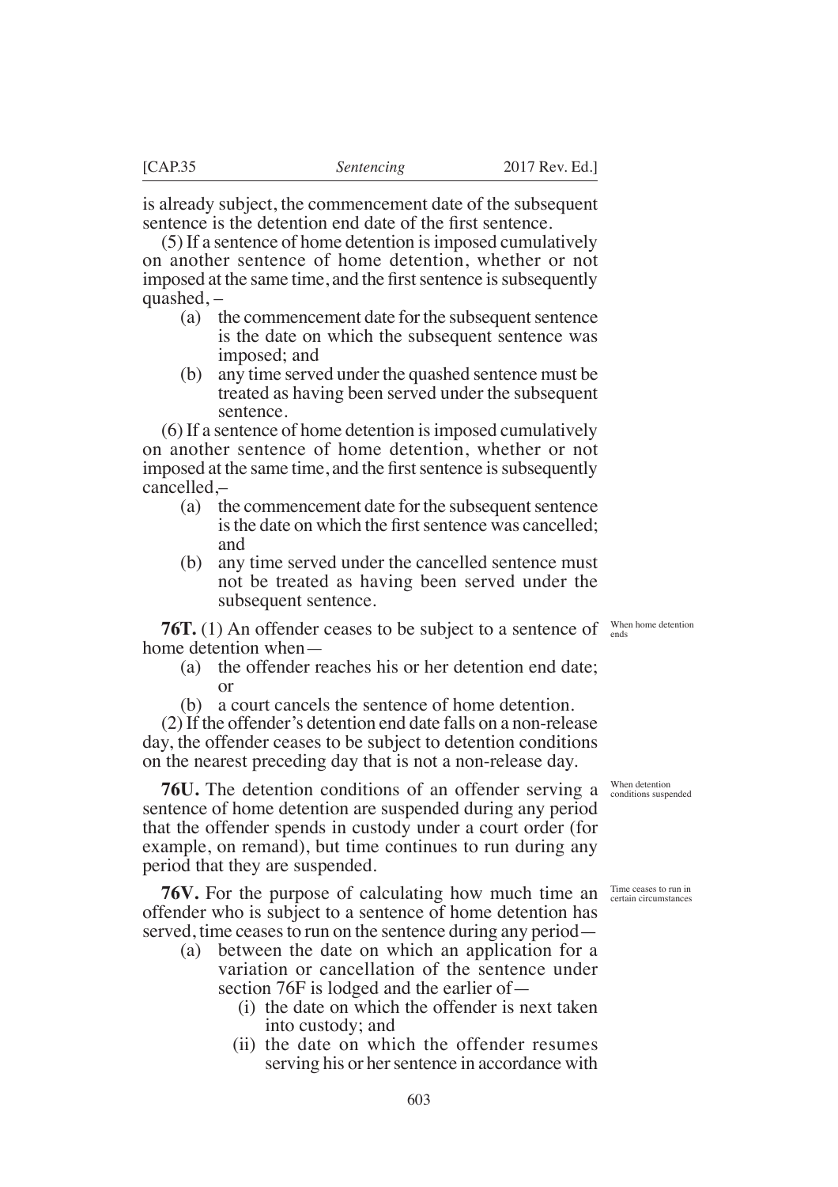is already subject, the commencement date of the subsequent sentence is the detention end date of the first sentence.

(5) If a sentence of home detention is imposed cumulatively on another sentence of home detention, whether or not imposed at the same time, and the first sentence is subsequently quashed, –

- (a) the commencement date for the subsequent sentence is the date on which the subsequent sentence was imposed; and
- (b) any time served under the quashed sentence must be treated as having been served under the subsequent sentence.

(6) If a sentence of home detention is imposed cumulatively on another sentence of home detention, whether or not imposed at the same time, and the first sentence is subsequently cancelled,–

- (a) the commencement date for the subsequent sentence is the date on which the first sentence was cancelled; and
- (b) any time served under the cancelled sentence must not be treated as having been served under the subsequent sentence.

When home detention ends

**76T.** (1) An offender ceases to be subject to a sentence of home detention when—

- (a) the offender reaches his or her detention end date; or
- (b) a court cancels the sentence of home detention.

(2) If the offender's detention end date falls on a non-release day, the offender ceases to be subject to detention conditions on the nearest preceding day that is not a non-release day.

When detention conditions suspended

**76U.** The detention conditions of an offender serving a sentence of home detention are suspended during any period that the offender spends in custody under a court order (for example, on remand), but time continues to run during any period that they are suspended.

Time ceases to run in certain circumstances

**76V.** For the purpose of calculating how much time an offender who is subject to a sentence of home detention has served, time ceases to run on the sentence during any period—

- (a) between the date on which an application for a variation or cancellation of the sentence under section 76F is lodged and the earlier of—
  - (i) the date on which the offender is next taken into custody; and
  - (ii) the date on which the offender resumes serving his or her sentence in accordance with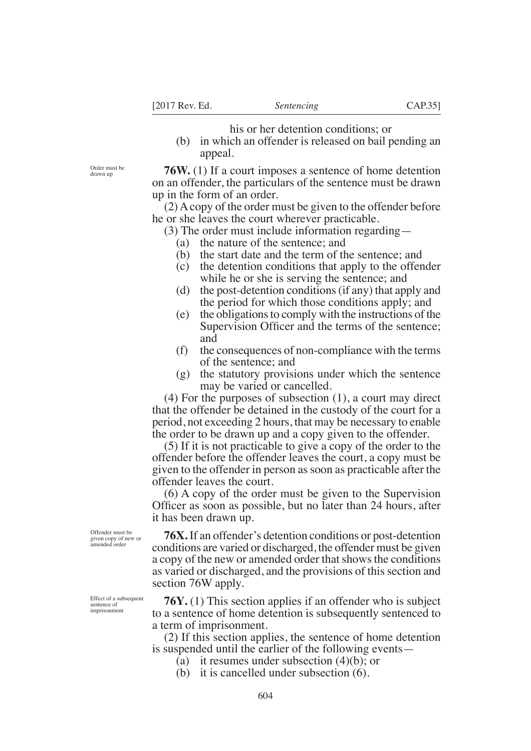his or her detention conditions; or

(b) in which an offender is released on bail pending an appeal.

*Order must be drawn up*

**76W.** (1) If a court imposes a sentence of home detention on an offender, the particulars of the sentence must be drawn up in the form of an order.

(2) A copy of the order must be given to the offender before he or she leaves the court wherever practicable.

(3) The order must include information regarding—

(a) the nature of the sentence; and

(b) the start date and the term of the sentence; and

(c) the detention conditions that apply to the offender while he or she is serving the sentence; and

(d) the post-detention conditions (if any) that apply and the period for which those conditions apply; and

(e) the obligations to comply with the instructions of the Supervision Officer and the terms of the sentence; and

(f) the consequences of non-compliance with the terms of the sentence; and

(g) the statutory provisions under which the sentence may be varied or cancelled.

(4) For the purposes of subsection (1), a court may direct that the offender be detained in the custody of the court for a period, not exceeding 2 hours, that may be necessary to enable the order to be drawn up and a copy given to the offender.

(5) If it is not practicable to give a copy of the order to the offender before the offender leaves the court, a copy must be given to the offender in person as soon as practicable after the offender leaves the court.

(6) A copy of the order must be given to the Supervision Officer as soon as possible, but no later than 24 hours, after it has been drawn up.

*Offender must be given copy of new or amended order*

**76X.** If an offender's detention conditions or post-detention conditions are varied or discharged, the offender must be given a copy of the new or amended order that shows the conditions as varied or discharged, and the provisions of this section and section 76W apply.

*Effect of a subsequent sentence of imprisonment*

**76Y.** (1) This section applies if an offender who is subject to a sentence of home detention is subsequently sentenced to a term of imprisonment.

(2) If this section applies, the sentence of home detention is suspended until the earlier of the following events—

(a) it resumes under subsection (4)(b); or

(b) it is cancelled under subsection (6).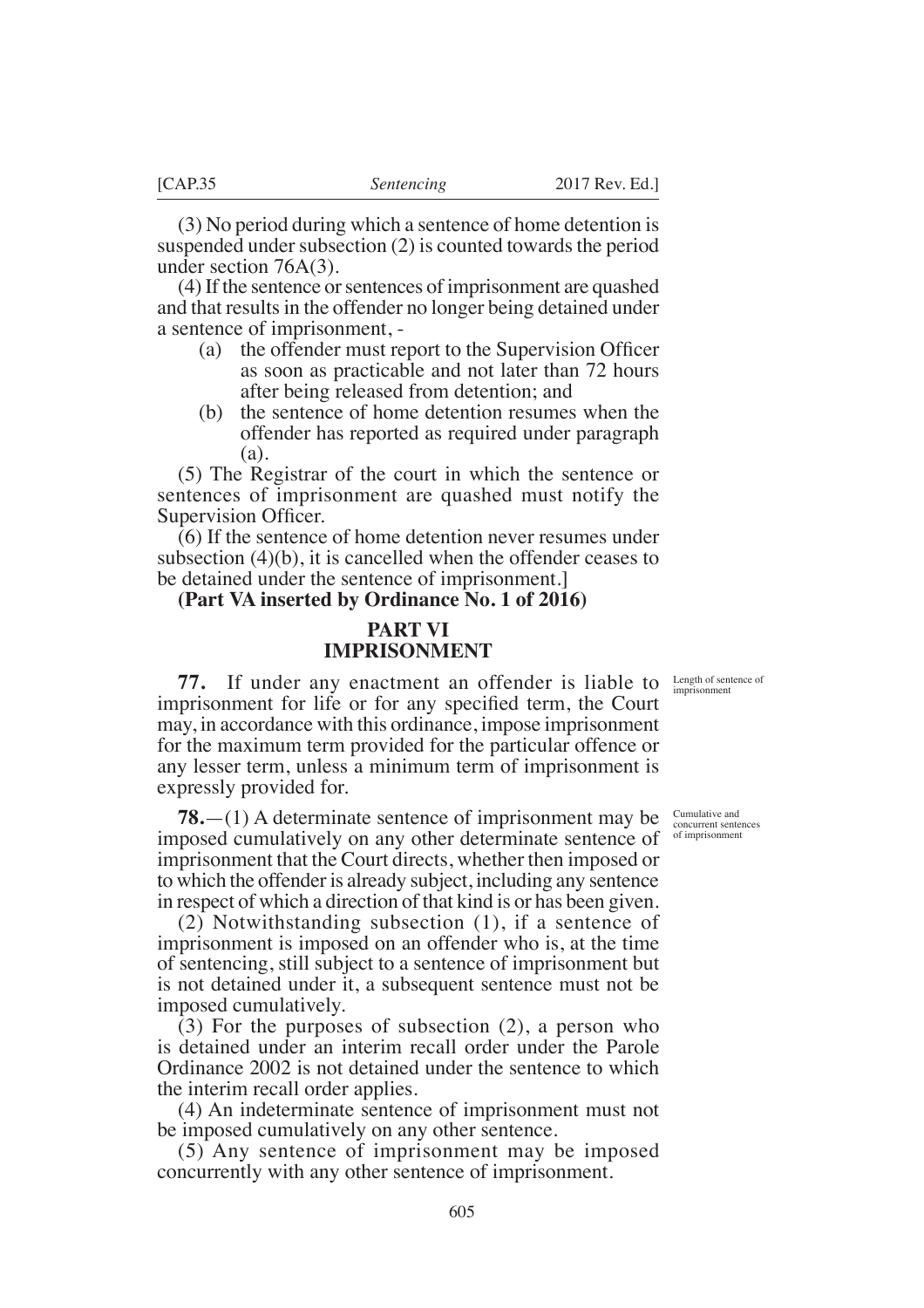(3) No period during which a sentence of home detention is suspended under subsection (2) is counted towards the period under section 76A(3).

(4) If the sentence or sentences of imprisonment are quashed and that results in the offender no longer being detained under a sentence of imprisonment, -

- (a) the offender must report to the Supervision Officer as soon as practicable and not later than 72 hours after being released from detention; and
- (b) the sentence of home detention resumes when the offender has reported as required under paragraph (a).

(5) The Registrar of the court in which the sentence or sentences of imprisonment are quashed must notify the Supervision Officer.

(6) If the sentence of home detention never resumes under subsection (4)(b), it is cancelled when the offender ceases to be detained under the sentence of imprisonment.]

**(Part VA inserted by Ordinance No. 1 of 2016)**

## PART VI
## IMPRISONMENT

*Length of sentence of imprisonment*

**77.** If under any enactment an offender is liable to imprisonment for life or for any specified term, the Court may, in accordance with this ordinance, impose imprisonment for the maximum term provided for the particular offence or any lesser term, unless a minimum term of imprisonment is expressly provided for.

*Cumulative and concurrent sentences of imprisonment*

**78.**—(1) A determinate sentence of imprisonment may be imposed cumulatively on any other determinate sentence of imprisonment that the Court directs, whether then imposed or to which the offender is already subject, including any sentence in respect of which a direction of that kind is or has been given.

(2) Notwithstanding subsection (1), if a sentence of imprisonment is imposed on an offender who is, at the time of sentencing, still subject to a sentence of imprisonment but is not detained under it, a subsequent sentence must not be imposed cumulatively.

(3) For the purposes of subsection (2), a person who is detained under an interim recall order under the Parole Ordinance 2002 is not detained under the sentence to which the interim recall order applies.

(4) An indeterminate sentence of imprisonment must not be imposed cumulatively on any other sentence.

(5) Any sentence of imprisonment may be imposed concurrently with any other sentence of imprisonment.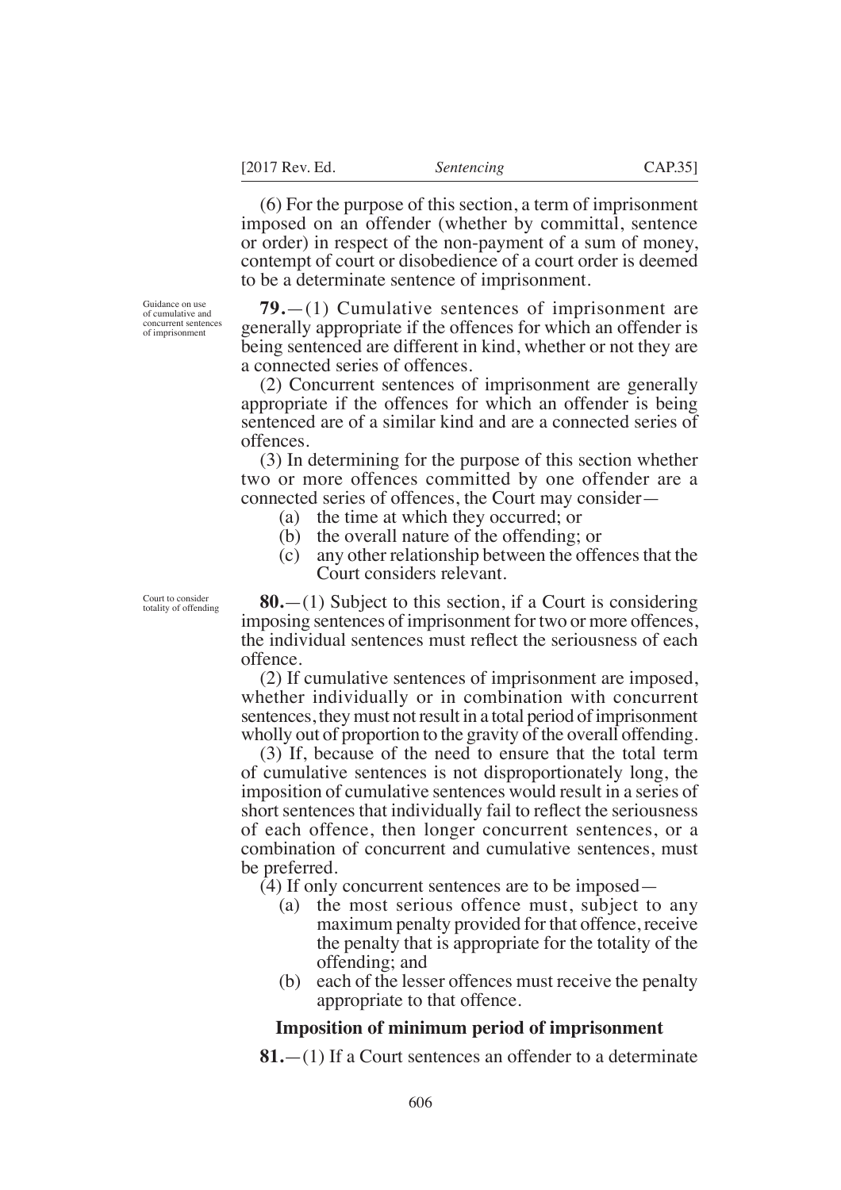(6) For the purpose of this section, a term of imprisonment imposed on an offender (whether by committal, sentence or order) in respect of the non-payment of a sum of money, contempt of court or disobedience of a court order is deemed to be a determinate sentence of imprisonment.

Guidance on use of cumulative and concurrent sentences of imprisonment

**79.**—(1) Cumulative sentences of imprisonment are generally appropriate if the offences for which an offender is being sentenced are different in kind, whether or not they are a connected series of offences.

(2) Concurrent sentences of imprisonment are generally appropriate if the offences for which an offender is being sentenced are of a similar kind and are a connected series of offences.

(3) In determining for the purpose of this section whether two or more offences committed by one offender are a connected series of offences, the Court may consider—

- (a) the time at which they occurred; or
- (b) the overall nature of the offending; or
- (c) any other relationship between the offences that the Court considers relevant.

Court to consider totality of offending

**80.**—(1) Subject to this section, if a Court is considering imposing sentences of imprisonment for two or more offences, the individual sentences must reflect the seriousness of each offence.

(2) If cumulative sentences of imprisonment are imposed, whether individually or in combination with concurrent sentences, they must not result in a total period of imprisonment wholly out of proportion to the gravity of the overall offending.

(3) If, because of the need to ensure that the total term of cumulative sentences is not disproportionately long, the imposition of cumulative sentences would result in a series of short sentences that individually fail to reflect the seriousness of each offence, then longer concurrent sentences, or a combination of concurrent and cumulative sentences, must be preferred.

(4) If only concurrent sentences are to be imposed—

- (a) the most serious offence must, subject to any maximum penalty provided for that offence, receive the penalty that is appropriate for the totality of the offending; and
- (b) each of the lesser offences must receive the penalty appropriate to that offence.

### Imposition of minimum period of imprisonment

**81.**—(1) If a Court sentences an offender to a determinate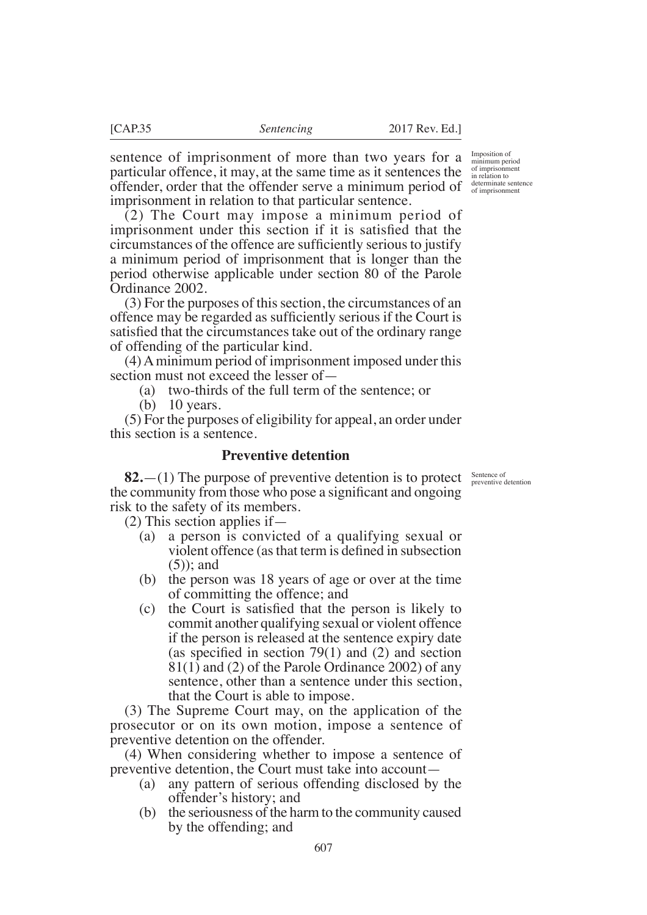sentence of imprisonment of more than two years for a particular offence, it may, at the same time as it sentences the offender, order that the offender serve a minimum period of imprisonment in relation to that particular sentence.

Imposition of minimum period of imprisonment in relation to determinate sentence of imprisonment

(2) The Court may impose a minimum period of imprisonment under this section if it is satisfied that the circumstances of the offence are sufficiently serious to justify a minimum period of imprisonment that is longer than the period otherwise applicable under section 80 of the Parole Ordinance 2002.

(3) For the purposes of this section, the circumstances of an offence may be regarded as sufficiently serious if the Court is satisfied that the circumstances take out of the ordinary range of offending of the particular kind.

(4) A minimum period of imprisonment imposed under this section must not exceed the lesser of—

- (a) two-thirds of the full term of the sentence; or
- (b) 10 years.

(5) For the purposes of eligibility for appeal, an order under this section is a sentence.

## Preventive detention

Sentence of preventive detention

**82.**—(1) The purpose of preventive detention is to protect the community from those who pose a significant and ongoing risk to the safety of its members.

(2) This section applies if—

- (a) a person is convicted of a qualifying sexual or violent offence (as that term is defined in subsection (5)); and
- (b) the person was 18 years of age or over at the time of committing the offence; and
- (c) the Court is satisfied that the person is likely to commit another qualifying sexual or violent offence if the person is released at the sentence expiry date (as specified in section 79(1) and (2) and section 81(1) and (2) of the Parole Ordinance 2002) of any sentence, other than a sentence under this section, that the Court is able to impose.

(3) The Supreme Court may, on the application of the prosecutor or on its own motion, impose a sentence of preventive detention on the offender.

(4) When considering whether to impose a sentence of preventive detention, the Court must take into account—

- (a) any pattern of serious offending disclosed by the offender's history; and
- (b) the seriousness of the harm to the community caused by the offending; and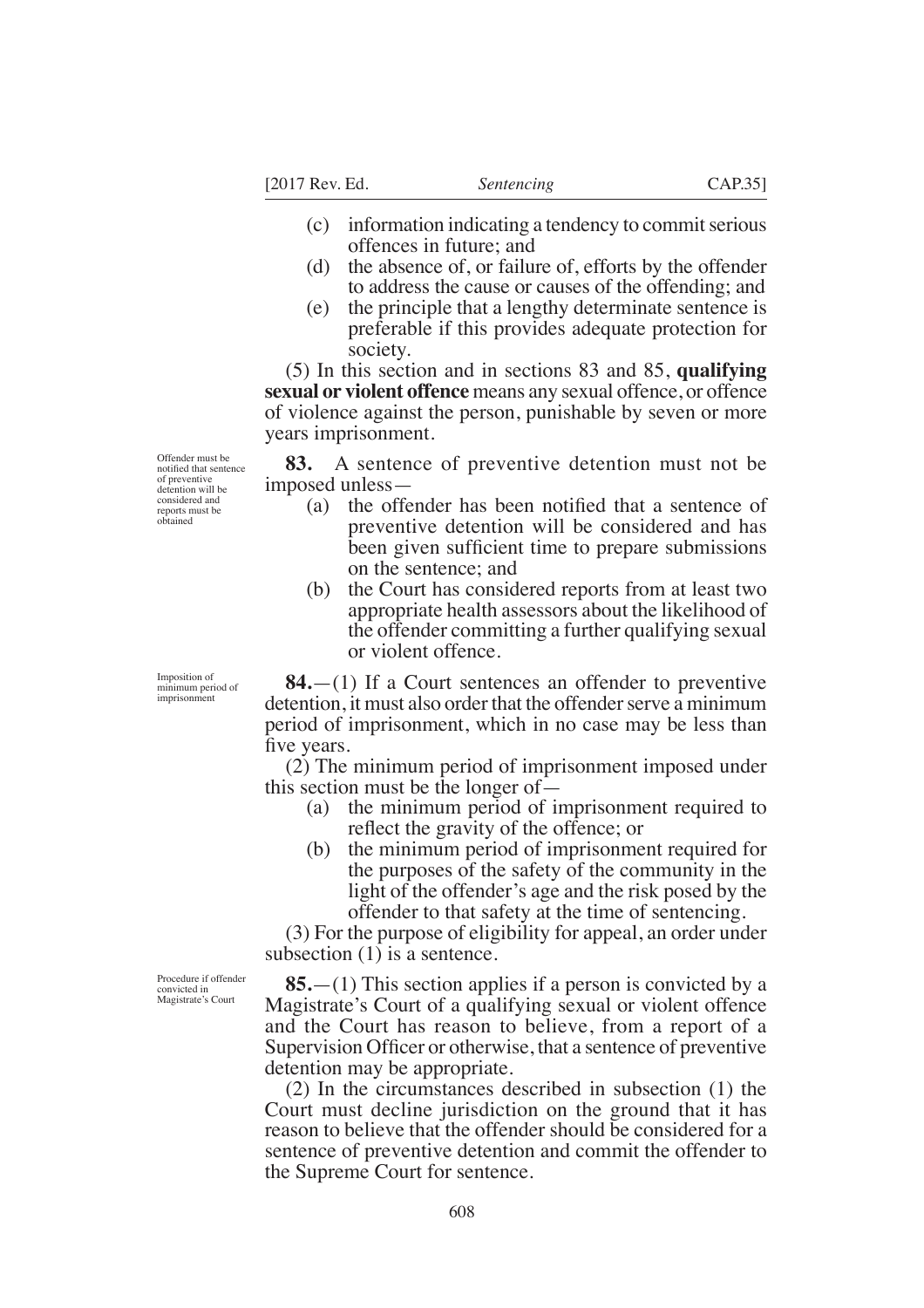(c) information indicating a tendency to commit serious offences in future; and

(d) the absence of, or failure of, efforts by the offender to address the cause or causes of the offending; and

(e) the principle that a lengthy determinate sentence is preferable if this provides adequate protection for society.

(5) In this section and in sections 83 and 85, **qualifying sexual or violent offence** means any sexual offence, or offence of violence against the person, punishable by seven or more years imprisonment.

*Offender must be notified that sentence of preventive detention will be considered and reports must be obtained*

**83.** A sentence of preventive detention must not be imposed unless—

(a) the offender has been notified that a sentence of preventive detention will be considered and has been given sufficient time to prepare submissions on the sentence; and

(b) the Court has considered reports from at least two appropriate health assessors about the likelihood of the offender committing a further qualifying sexual or violent offence.

*Imposition of minimum period of imprisonment*

**84.**—(1) If a Court sentences an offender to preventive detention, it must also order that the offender serve a minimum period of imprisonment, which in no case may be less than five years.

(2) The minimum period of imprisonment imposed under this section must be the longer of—

(a) the minimum period of imprisonment required to reflect the gravity of the offence; or

(b) the minimum period of imprisonment required for the purposes of the safety of the community in the light of the offender's age and the risk posed by the offender to that safety at the time of sentencing.

(3) For the purpose of eligibility for appeal, an order under subsection (1) is a sentence.

*Procedure if offender convicted in Magistrate's Court*

**85.**—(1) This section applies if a person is convicted by a Magistrate's Court of a qualifying sexual or violent offence and the Court has reason to believe, from a report of a Supervision Officer or otherwise, that a sentence of preventive detention may be appropriate.

(2) In the circumstances described in subsection (1) the Court must decline jurisdiction on the ground that it has reason to believe that the offender should be considered for a sentence of preventive detention and commit the offender to the Supreme Court for sentence.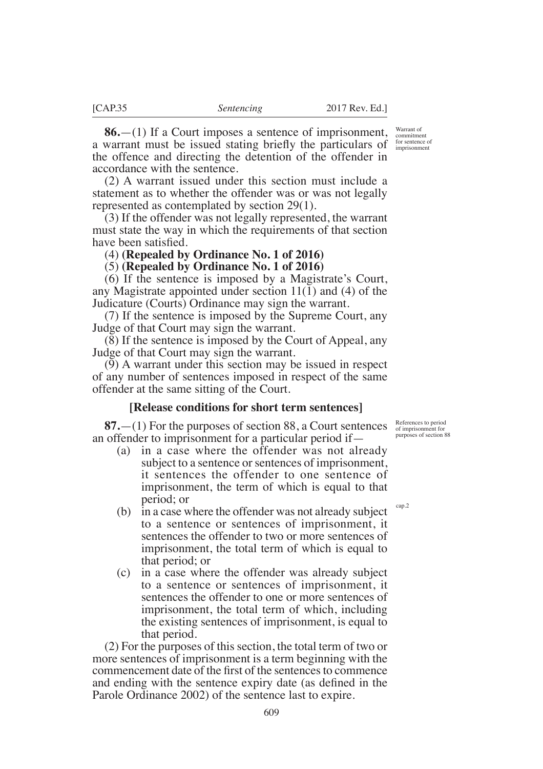**86.**—(1) If a Court imposes a sentence of imprisonment, a warrant must be issued stating briefly the particulars of the offence and directing the detention of the offender in accordance with the sentence.

Warrant of commitment for sentence of imprisonment

(2) A warrant issued under this section must include a statement as to whether the offender was or was not legally represented as contemplated by section 29(1).

(3) If the offender was not legally represented, the warrant must state the way in which the requirements of that section have been satisfied.

(4) **(Repealed by Ordinance No. 1 of 2016)**

(5) **(Repealed by Ordinance No. 1 of 2016)**

(6) If the sentence is imposed by a Magistrate's Court, any Magistrate appointed under section 11(1) and (4) of the Judicature (Courts) Ordinance may sign the warrant.

(7) If the sentence is imposed by the Supreme Court, any Judge of that Court may sign the warrant.

(8) If the sentence is imposed by the Court of Appeal, any Judge of that Court may sign the warrant.

(9) A warrant under this section may be issued in respect of any number of sentences imposed in respect of the same offender at the same sitting of the Court.

### [Release conditions for short term sentences]

**87.**—(1) For the purposes of section 88, a Court sentences an offender to imprisonment for a particular period if—

References to period of imprisonment for purposes of section 88

(a) in a case where the offender was not already subject to a sentence or sentences of imprisonment, it sentences the offender to one sentence of imprisonment, the term of which is equal to that period; or

cap.2

(b) in a case where the offender was not already subject to a sentence or sentences of imprisonment, it sentences the offender to two or more sentences of imprisonment, the total term of which is equal to that period; or

(c) in a case where the offender was already subject to a sentence or sentences of imprisonment, it sentences the offender to one or more sentences of imprisonment, the total term of which, including the existing sentences of imprisonment, is equal to that period.

(2) For the purposes of this section, the total term of two or more sentences of imprisonment is a term beginning with the commencement date of the first of the sentences to commence and ending with the sentence expiry date (as defined in the Parole Ordinance 2002) of the sentence last to expire.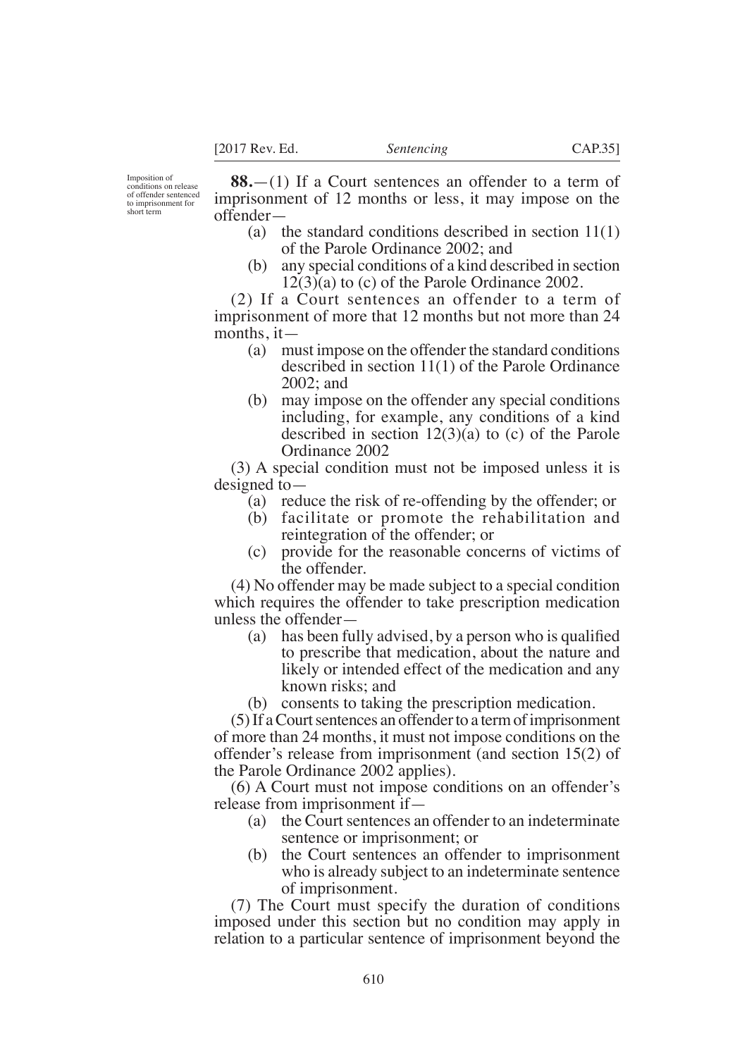Imposition of conditions on release of offender sentenced to imprisonment for short term

**88.**—(1) If a Court sentences an offender to a term of imprisonment of 12 months or less, it may impose on the offender—

(a) the standard conditions described in section 11(1) of the Parole Ordinance 2002; and

(b) any special conditions of a kind described in section 12(3)(a) to (c) of the Parole Ordinance 2002.

(2) If a Court sentences an offender to a term of imprisonment of more that 12 months but not more than 24 months, it—

(a) must impose on the offender the standard conditions described in section 11(1) of the Parole Ordinance 2002; and

(b) may impose on the offender any special conditions including, for example, any conditions of a kind described in section 12(3)(a) to (c) of the Parole Ordinance 2002

(3) A special condition must not be imposed unless it is designed to—

(a) reduce the risk of re-offending by the offender; or

(b) facilitate or promote the rehabilitation and reintegration of the offender; or

(c) provide for the reasonable concerns of victims of the offender.

(4) No offender may be made subject to a special condition which requires the offender to take prescription medication unless the offender—

(a) has been fully advised, by a person who is qualified to prescribe that medication, about the nature and likely or intended effect of the medication and any known risks; and

(b) consents to taking the prescription medication.

(5) If a Court sentences an offender to a term of imprisonment of more than 24 months, it must not impose conditions on the offender's release from imprisonment (and section 15(2) of the Parole Ordinance 2002 applies).

(6) A Court must not impose conditions on an offender's release from imprisonment if—

(a) the Court sentences an offender to an indeterminate sentence or imprisonment; or

(b) the Court sentences an offender to imprisonment who is already subject to an indeterminate sentence of imprisonment.

(7) The Court must specify the duration of conditions imposed under this section but no condition may apply in relation to a particular sentence of imprisonment beyond the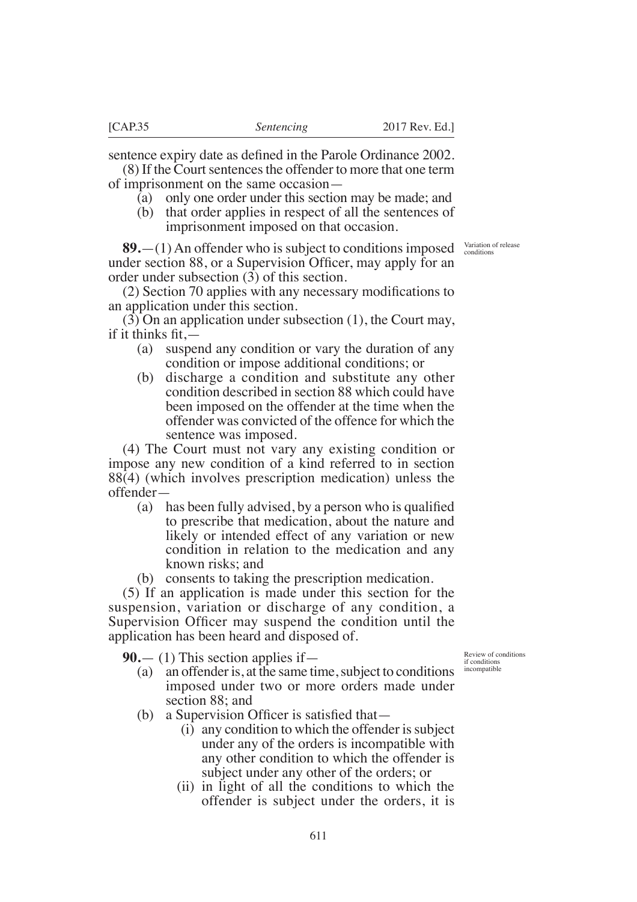sentence expiry date as defined in the Parole Ordinance 2002.

(8) If the Court sentences the offender to more that one term of imprisonment on the same occasion—

- (a) only one order under this section may be made; and
- (b) that order applies in respect of all the sentences of imprisonment imposed on that occasion.

Variation of release conditions

**89.**—(1) An offender who is subject to conditions imposed under section 88, or a Supervision Officer, may apply for an order under subsection (3) of this section.

(2) Section 70 applies with any necessary modifications to an application under this section.

(3) On an application under subsection (1), the Court may, if it thinks fit,—

- (a) suspend any condition or vary the duration of any condition or impose additional conditions; or
- (b) discharge a condition and substitute any other condition described in section 88 which could have been imposed on the offender at the time when the offender was convicted of the offence for which the sentence was imposed.

(4) The Court must not vary any existing condition or impose any new condition of a kind referred to in section 88(4) (which involves prescription medication) unless the offender—

- (a) has been fully advised, by a person who is qualified to prescribe that medication, about the nature and likely or intended effect of any variation or new condition in relation to the medication and any known risks; and
- (b) consents to taking the prescription medication.

(5) If an application is made under this section for the suspension, variation or discharge of any condition, a Supervision Officer may suspend the condition until the application has been heard and disposed of.

Review of conditions if conditions incompatible

**90.**— (1) This section applies if—

- (a) an offender is, at the same time, subject to conditions imposed under two or more orders made under section 88; and
- (b) a Supervision Officer is satisfied that—
  - (i) any condition to which the offender is subject under any of the orders is incompatible with any other condition to which the offender is subject under any other of the orders; or
  - (ii) in light of all the conditions to which the offender is subject under the orders, it is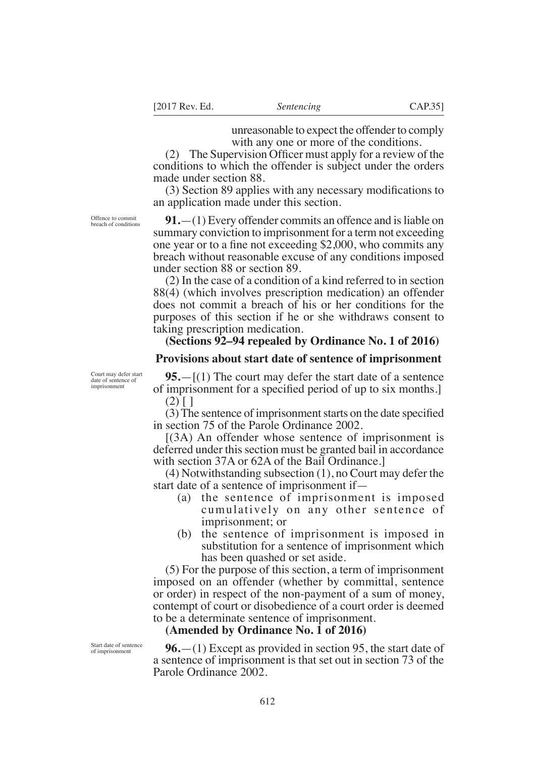unreasonable to expect the offender to comply with any one or more of the conditions.

(2) The Supervision Officer must apply for a review of the conditions to which the offender is subject under the orders made under section 88.

(3) Section 89 applies with any necessary modifications to an application made under this section.

*Offence to commit breach of conditions*

**91.**—(1) Every offender commits an offence and is liable on summary conviction to imprisonment for a term not exceeding one year or to a fine not exceeding $2,000, who commits any breach without reasonable excuse of any conditions imposed under section 88 or section 89.

(2) In the case of a condition of a kind referred to in section 88(4) (which involves prescription medication) an offender does not commit a breach of his or her conditions for the purposes of this section if he or she withdraws consent to taking prescription medication.

**(Sections 92–94 repealed by Ordinance No. 1 of 2016)**

**Provisions about start date of sentence of imprisonment**

*Court may defer start date of sentence of imprisonment*

**95.**—[(1) The court may defer the start date of a sentence of imprisonment for a specified period of up to six months.]

(2) [ ]

(3) The sentence of imprisonment starts on the date specified in section 75 of the Parole Ordinance 2002.

[(3A) An offender whose sentence of imprisonment is deferred under this section must be granted bail in accordance with section 37A or 62A of the Bail Ordinance.]

(4) Notwithstanding subsection (1), no Court may defer the start date of a sentence of imprisonment if—

- (a) the sentence of imprisonment is imposed cumulatively on any other sentence of imprisonment; or
- (b) the sentence of imprisonment is imposed in substitution for a sentence of imprisonment which has been quashed or set aside.

(5) For the purpose of this section, a term of imprisonment imposed on an offender (whether by committal, sentence or order) in respect of the non-payment of a sum of money, contempt of court or disobedience of a court order is deemed to be a determinate sentence of imprisonment.

**(Amended by Ordinance No. 1 of 2016)**

*Start date of sentence of imprisonment*

**96.**—(1) Except as provided in section 95, the start date of a sentence of imprisonment is that set out in section 73 of the Parole Ordinance 2002.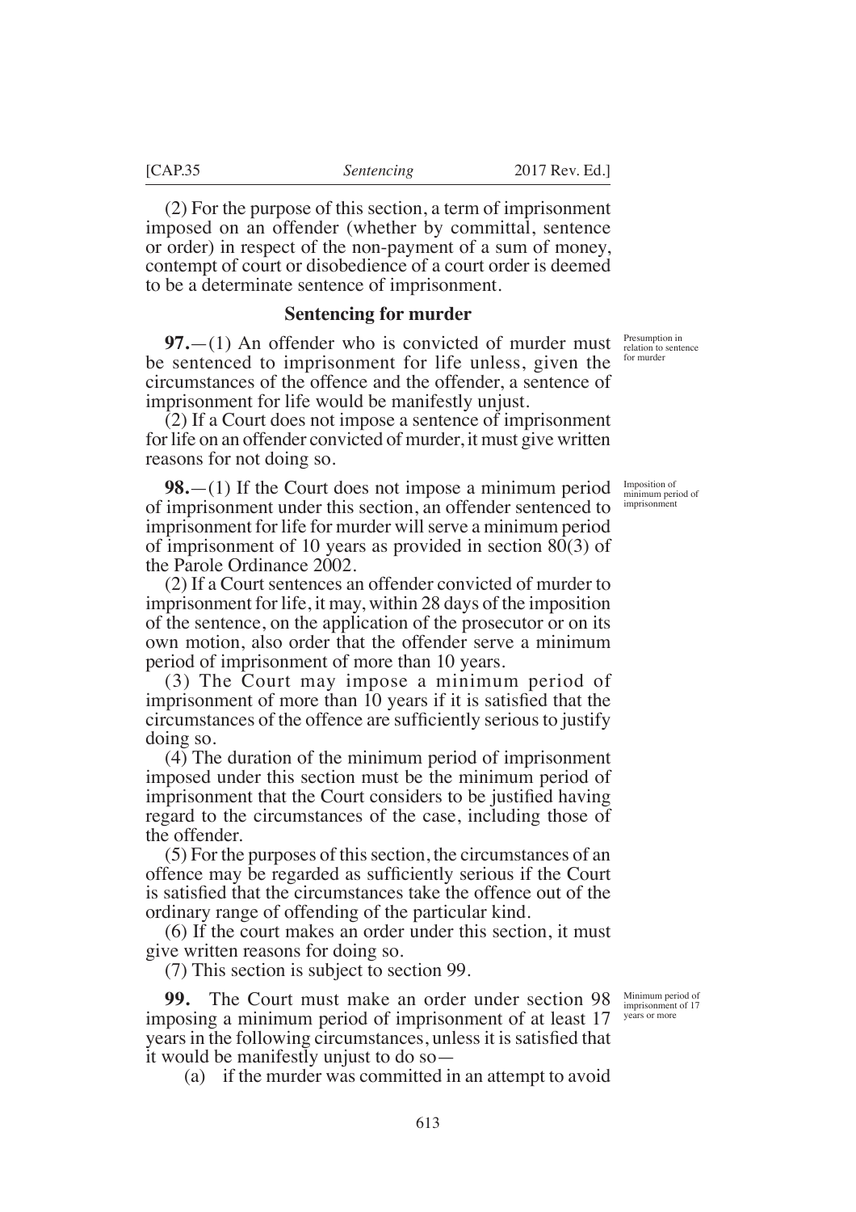(2) For the purpose of this section, a term of imprisonment imposed on an offender (whether by committal, sentence or order) in respect of the non-payment of a sum of money, contempt of court or disobedience of a court order is deemed to be a determinate sentence of imprisonment.

## Sentencing for murder

*Presumption in relation to sentence for murder*

**97.**—(1) An offender who is convicted of murder must be sentenced to imprisonment for life unless, given the circumstances of the offence and the offender, a sentence of imprisonment for life would be manifestly unjust.

(2) If a Court does not impose a sentence of imprisonment for life on an offender convicted of murder, it must give written reasons for not doing so.

*Imposition of minimum period of imprisonment*

**98.**—(1) If the Court does not impose a minimum period of imprisonment under this section, an offender sentenced to imprisonment for life for murder will serve a minimum period of imprisonment of 10 years as provided in section 80(3) of the Parole Ordinance 2002.

(2) If a Court sentences an offender convicted of murder to imprisonment for life, it may, within 28 days of the imposition of the sentence, on the application of the prosecutor or on its own motion, also order that the offender serve a minimum period of imprisonment of more than 10 years.

(3) The Court may impose a minimum period of imprisonment of more than 10 years if it is satisfied that the circumstances of the offence are sufficiently serious to justify doing so.

(4) The duration of the minimum period of imprisonment imposed under this section must be the minimum period of imprisonment that the Court considers to be justified having regard to the circumstances of the case, including those of the offender.

(5) For the purposes of this section, the circumstances of an offence may be regarded as sufficiently serious if the Court is satisfied that the circumstances take the offence out of the ordinary range of offending of the particular kind.

(6) If the court makes an order under this section, it must give written reasons for doing so.

(7) This section is subject to section 99.

*Minimum period of imprisonment of 17 years or more*

**99.** The Court must make an order under section 98 imposing a minimum period of imprisonment of at least 17 years in the following circumstances, unless it is satisfied that it would be manifestly unjust to do so—

(a) if the murder was committed in an attempt to avoid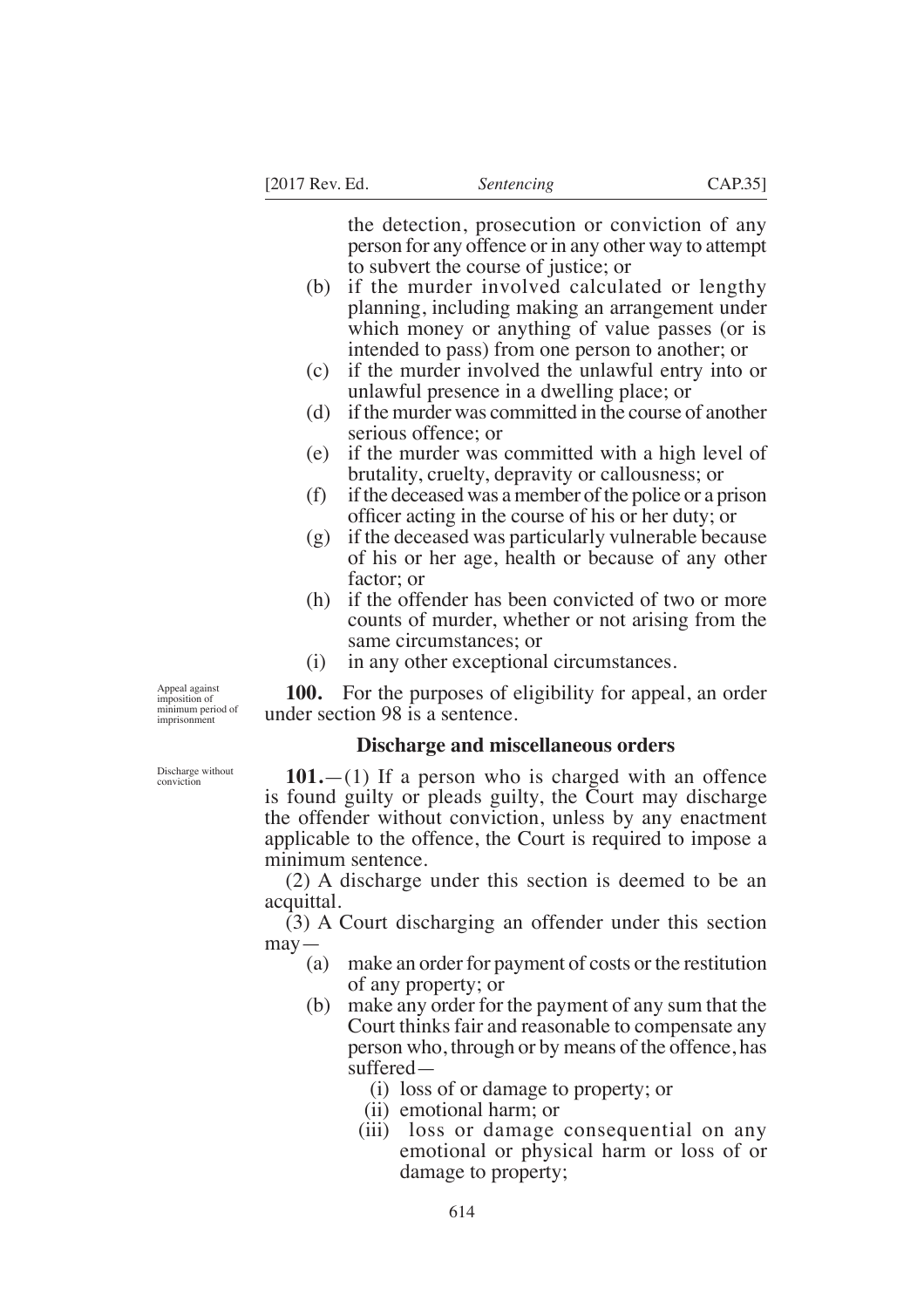the detection, prosecution or conviction of any person for any offence or in any other way to attempt to subvert the course of justice; or

(b) if the murder involved calculated or lengthy planning, including making an arrangement under which money or anything of value passes (or is intended to pass) from one person to another; or

(c) if the murder involved the unlawful entry into or unlawful presence in a dwelling place; or

(d) if the murder was committed in the course of another serious offence; or

(e) if the murder was committed with a high level of brutality, cruelty, depravity or callousness; or

(f) if the deceased was a member of the police or a prison officer acting in the course of his or her duty; or

(g) if the deceased was particularly vulnerable because of his or her age, health or because of any other factor; or

(h) if the offender has been convicted of two or more counts of murder, whether or not arising from the same circumstances; or

(i) in any other exceptional circumstances.

Appeal against imposition of minimum period of imprisonment

**100.** For the purposes of eligibility for appeal, an order under section 98 is a sentence.

**Discharge and miscellaneous orders**

Discharge without conviction

**101.**—(1) If a person who is charged with an offence is found guilty or pleads guilty, the Court may discharge the offender without conviction, unless by any enactment applicable to the offence, the Court is required to impose a minimum sentence.

(2) A discharge under this section is deemed to be an acquittal.

(3) A Court discharging an offender under this section may—

(a) make an order for payment of costs or the restitution of any property; or

(b) make any order for the payment of any sum that the Court thinks fair and reasonable to compensate any person who, through or by means of the offence, has suffered—

(i) loss of or damage to property; or

(ii) emotional harm; or

(iii) loss or damage consequential on any emotional or physical harm or loss of or damage to property;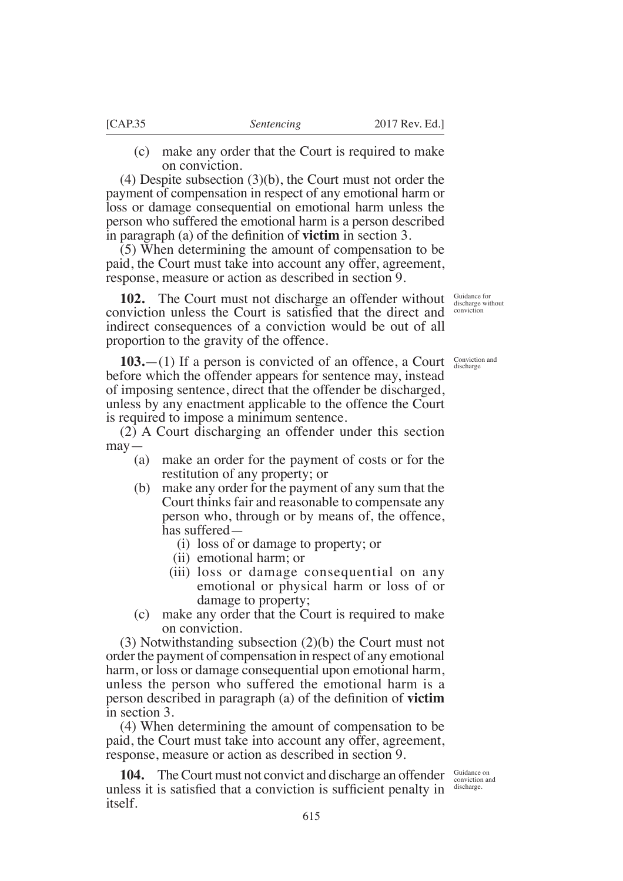(c) make any order that the Court is required to make on conviction.

(4) Despite subsection (3)(b), the Court must not order the payment of compensation in respect of any emotional harm or loss or damage consequential on emotional harm unless the person who suffered the emotional harm is a person described in paragraph (a) of the definition of **victim** in section 3.

(5) When determining the amount of compensation to be paid, the Court must take into account any offer, agreement, response, measure or action as described in section 9.

*Guidance for discharge without conviction*

**102.** The Court must not discharge an offender without conviction unless the Court is satisfied that the direct and indirect consequences of a conviction would be out of all proportion to the gravity of the offence.

*Conviction and discharge*

**103.**—(1) If a person is convicted of an offence, a Court before which the offender appears for sentence may, instead of imposing sentence, direct that the offender be discharged, unless by any enactment applicable to the offence the Court is required to impose a minimum sentence.

(2) A Court discharging an offender under this section may—

- (a) make an order for the payment of costs or for the restitution of any property; or
- (b) make any order for the payment of any sum that the Court thinks fair and reasonable to compensate any person who, through or by means of, the offence, has suffered—
  - (i) loss of or damage to property; or
  - (ii) emotional harm; or
  - (iii) loss or damage consequential on any emotional or physical harm or loss of or damage to property;
- (c) make any order that the Court is required to make on conviction.

(3) Notwithstanding subsection (2)(b) the Court must not order the payment of compensation in respect of any emotional harm, or loss or damage consequential upon emotional harm, unless the person who suffered the emotional harm is a person described in paragraph (a) of the definition of **victim** in section 3.

(4) When determining the amount of compensation to be paid, the Court must take into account any offer, agreement, response, measure or action as described in section 9.

*Guidance on conviction and discharge.*

**104.** The Court must not convict and discharge an offender unless it is satisfied that a conviction is sufficient penalty in itself.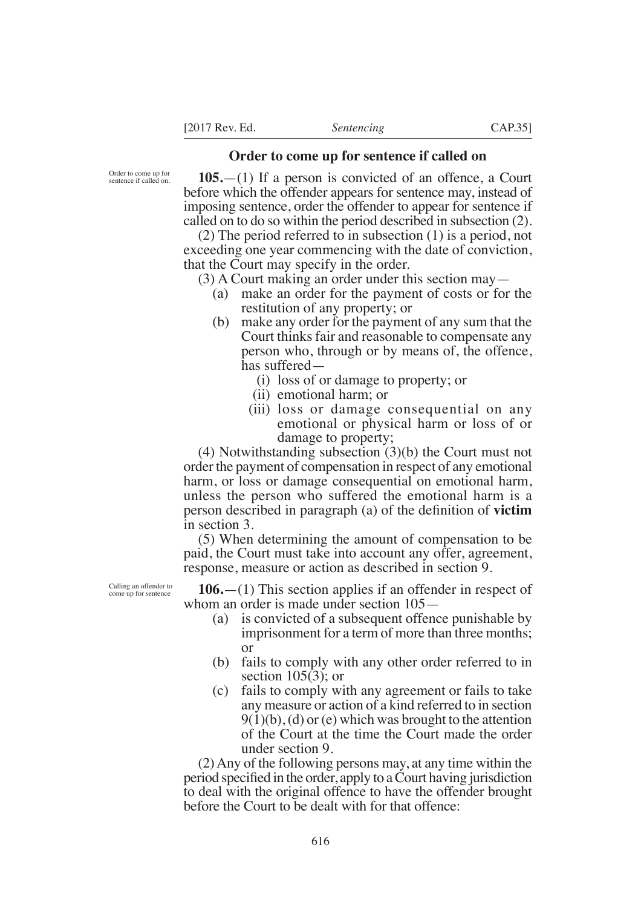## Order to come up for sentence if called on

Order to come up for sentence if called on.

**105.**—(1) If a person is convicted of an offence, a Court before which the offender appears for sentence may, instead of imposing sentence, order the offender to appear for sentence if called on to do so within the period described in subsection (2).

(2) The period referred to in subsection (1) is a period, not exceeding one year commencing with the date of conviction, that the Court may specify in the order.

(3) A Court making an order under this section may—

- (a) make an order for the payment of costs or for the restitution of any property; or
- (b) make any order for the payment of any sum that the Court thinks fair and reasonable to compensate any person who, through or by means of, the offence, has suffered—
  - (i) loss of or damage to property; or
  - (ii) emotional harm; or
  - (iii) loss or damage consequential on any emotional or physical harm or loss of or damage to property;

(4) Notwithstanding subsection (3)(b) the Court must not order the payment of compensation in respect of any emotional harm, or loss or damage consequential on emotional harm, unless the person who suffered the emotional harm is a person described in paragraph (a) of the definition of **victim** in section 3.

(5) When determining the amount of compensation to be paid, the Court must take into account any offer, agreement, response, measure or action as described in section 9.

Calling an offender to come up for sentence

**106.**—(1) This section applies if an offender in respect of whom an order is made under section 105—

- (a) is convicted of a subsequent offence punishable by imprisonment for a term of more than three months; or
- (b) fails to comply with any other order referred to in section 105(3); or
- (c) fails to comply with any agreement or fails to take any measure or action of a kind referred to in section 9(1)(b), (d) or (e) which was brought to the attention of the Court at the time the Court made the order under section 9.

(2) Any of the following persons may, at any time within the period specified in the order, apply to a Court having jurisdiction to deal with the original offence to have the offender brought before the Court to be dealt with for that offence: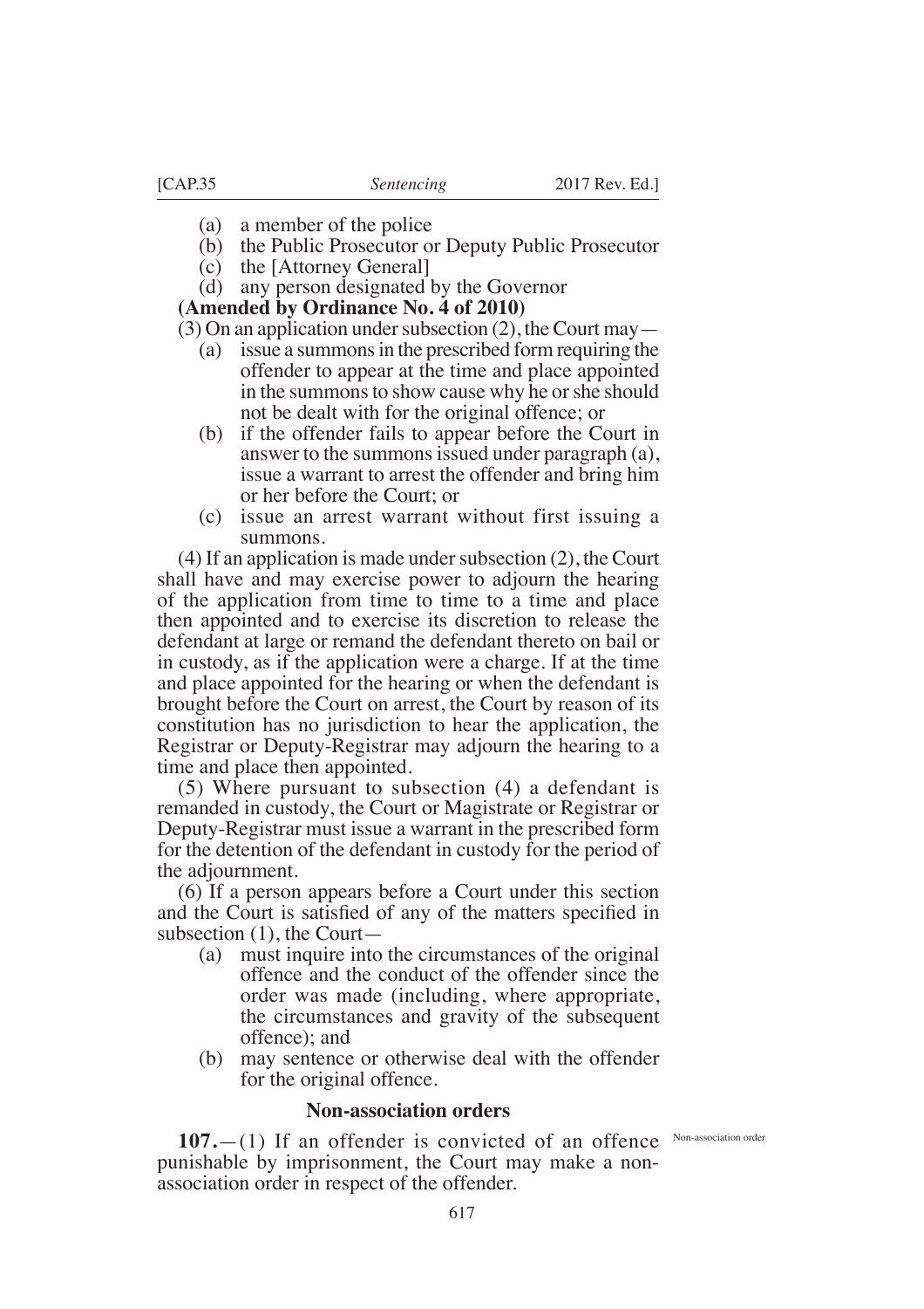(a) a member of the police
(b) the Public Prosecutor or Deputy Public Prosecutor
(c) the [Attorney General]
(d) any person designated by the Governor

**(Amended by Ordinance No. 4 of 2010)**

(3) On an application under subsection (2), the Court may—

(a) issue a summons in the prescribed form requiring the offender to appear at the time and place appointed in the summons to show cause why he or she should not be dealt with for the original offence; or
(b) if the offender fails to appear before the Court in answer to the summons issued under paragraph (a), issue a warrant to arrest the offender and bring him or her before the Court; or
(c) issue an arrest warrant without first issuing a summons.

(4) If an application is made under subsection (2), the Court shall have and may exercise power to adjourn the hearing of the application from time to time to a time and place then appointed and to exercise its discretion to release the defendant at large or remand the defendant thereto on bail or in custody, as if the application were a charge. If at the time and place appointed for the hearing or when the defendant is brought before the Court on arrest, the Court by reason of its constitution has no jurisdiction to hear the application, the Registrar or Deputy-Registrar may adjourn the hearing to a time and place then appointed.

(5) Where pursuant to subsection (4) a defendant is remanded in custody, the Court or Magistrate or Registrar or Deputy-Registrar must issue a warrant in the prescribed form for the detention of the defendant in custody for the period of the adjournment.

(6) If a person appears before a Court under this section and the Court is satisfied of any of the matters specified in subsection (1), the Court—

(a) must inquire into the circumstances of the original offence and the conduct of the offender since the order was made (including, where appropriate, the circumstances and gravity of the subsequent offence); and
(b) may sentence or otherwise deal with the offender for the original offence.

## Non-association orders

Non-association order

**107.**—(1) If an offender is convicted of an offence punishable by imprisonment, the Court may make a non-association order in respect of the offender.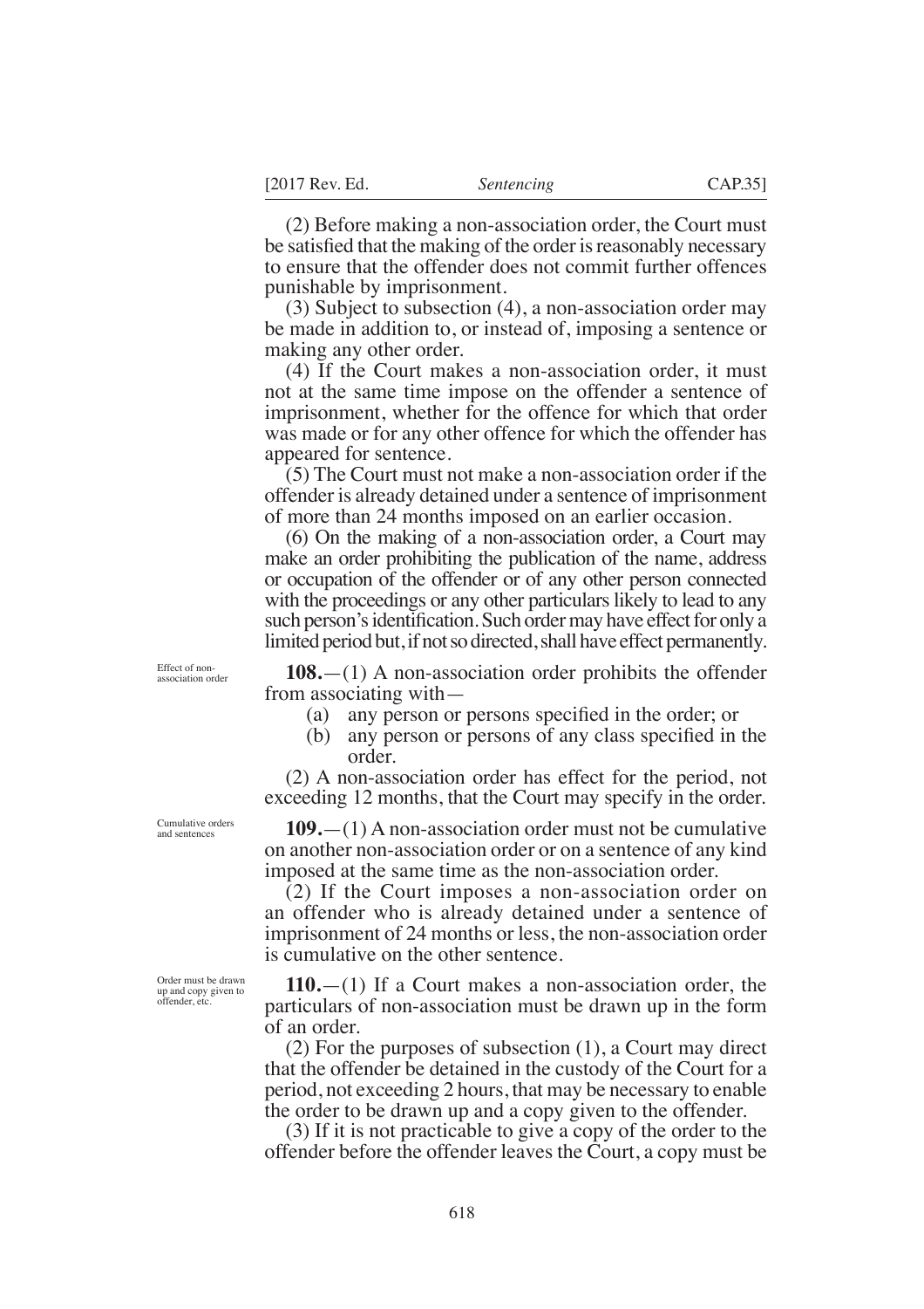(2) Before making a non-association order, the Court must be satisfied that the making of the order is reasonably necessary to ensure that the offender does not commit further offences punishable by imprisonment.

(3) Subject to subsection (4), a non-association order may be made in addition to, or instead of, imposing a sentence or making any other order.

(4) If the Court makes a non-association order, it must not at the same time impose on the offender a sentence of imprisonment, whether for the offence for which that order was made or for any other offence for which the offender has appeared for sentence.

(5) The Court must not make a non-association order if the offender is already detained under a sentence of imprisonment of more than 24 months imposed on an earlier occasion.

(6) On the making of a non-association order, a Court may make an order prohibiting the publication of the name, address or occupation of the offender or of any other person connected with the proceedings or any other particulars likely to lead to any such person's identification. Such order may have effect for only a limited period but, if not so directed, shall have effect permanently.

*Effect of non-association order*

**108.**—(1) A non-association order prohibits the offender from associating with—

(a) any person or persons specified in the order; or

(b) any person or persons of any class specified in the order.

(2) A non-association order has effect for the period, not exceeding 12 months, that the Court may specify in the order.

*Cumulative orders and sentences*

**109.**—(1) A non-association order must not be cumulative on another non-association order or on a sentence of any kind imposed at the same time as the non-association order.

(2) If the Court imposes a non-association order on an offender who is already detained under a sentence of imprisonment of 24 months or less, the non-association order is cumulative on the other sentence.

*Order must be drawn up and copy given to offender, etc.*

**110.**—(1) If a Court makes a non-association order, the particulars of non-association must be drawn up in the form of an order.

(2) For the purposes of subsection (1), a Court may direct that the offender be detained in the custody of the Court for a period, not exceeding 2 hours, that may be necessary to enable the order to be drawn up and a copy given to the offender.

(3) If it is not practicable to give a copy of the order to the offender before the offender leaves the Court, a copy must be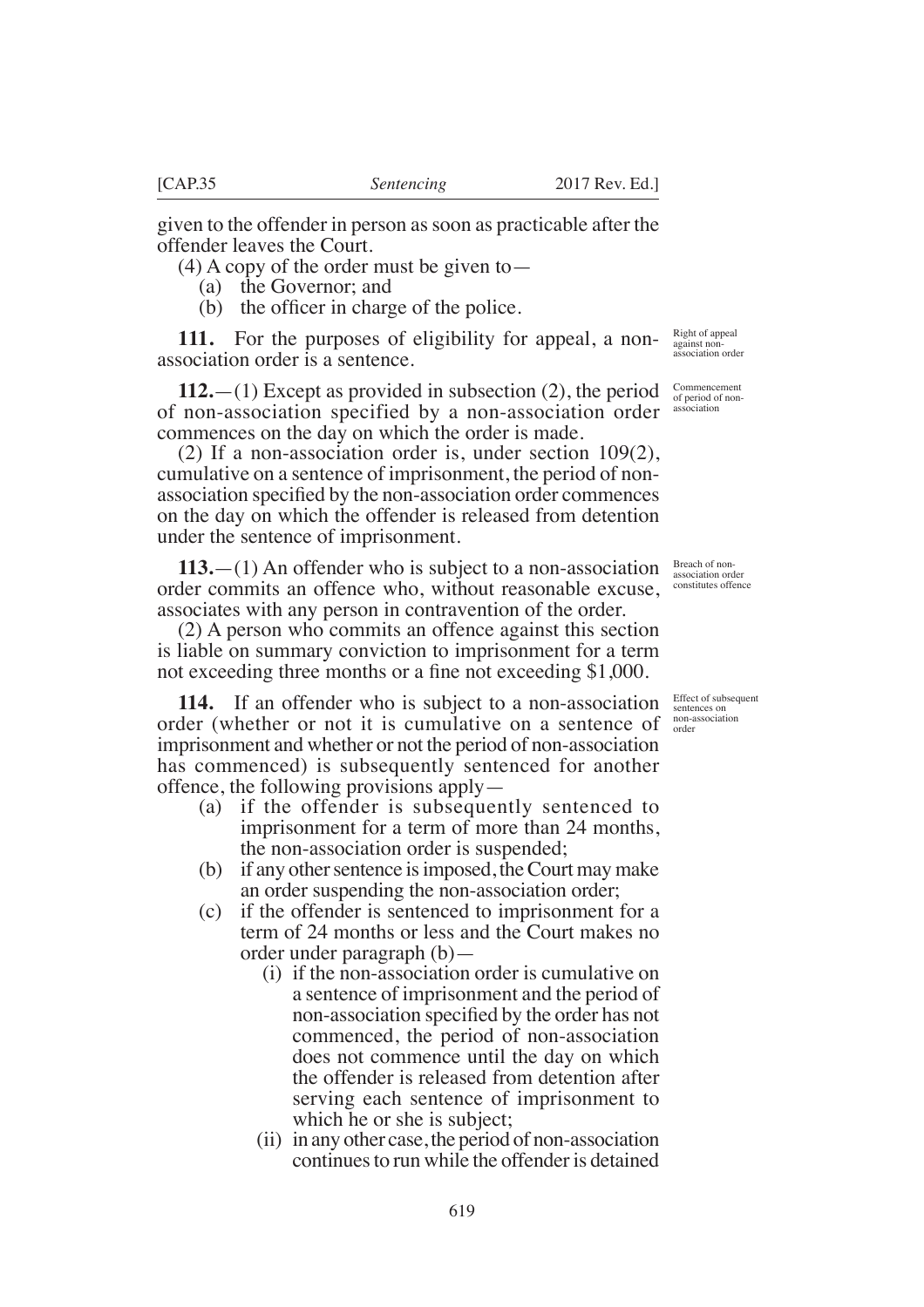given to the offender in person as soon as practicable after the offender leaves the Court.

(4) A copy of the order must be given to—

(a) the Governor; and

(b) the officer in charge of the police.

Right of appeal against non-association order

**111.** For the purposes of eligibility for appeal, a non-association order is a sentence.

Commencement of period of non-association

**112.**—(1) Except as provided in subsection (2), the period of non-association specified by a non-association order commences on the day on which the order is made.

(2) If a non-association order is, under section 109(2), cumulative on a sentence of imprisonment, the period of non-association specified by the non-association order commences on the day on which the offender is released from detention under the sentence of imprisonment.

Breach of non-association order constitutes offence

**113.**—(1) An offender who is subject to a non-association order commits an offence who, without reasonable excuse, associates with any person in contravention of the order.

(2) A person who commits an offence against this section is liable on summary conviction to imprisonment for a term not exceeding three months or a fine not exceeding $1,000.

Effect of subsequent sentences on non-association order

**114.** If an offender who is subject to a non-association order (whether or not it is cumulative on a sentence of imprisonment and whether or not the period of non-association has commenced) is subsequently sentenced for another offence, the following provisions apply—

(a) if the offender is subsequently sentenced to imprisonment for a term of more than 24 months, the non-association order is suspended;

(b) if any other sentence is imposed, the Court may make an order suspending the non-association order;

(c) if the offender is sentenced to imprisonment for a term of 24 months or less and the Court makes no order under paragraph (b)—

(i) if the non-association order is cumulative on a sentence of imprisonment and the period of non-association specified by the order has not commenced, the period of non-association does not commence until the day on which the offender is released from detention after serving each sentence of imprisonment to which he or she is subject;

(ii) in any other case, the period of non-association continues to run while the offender is detained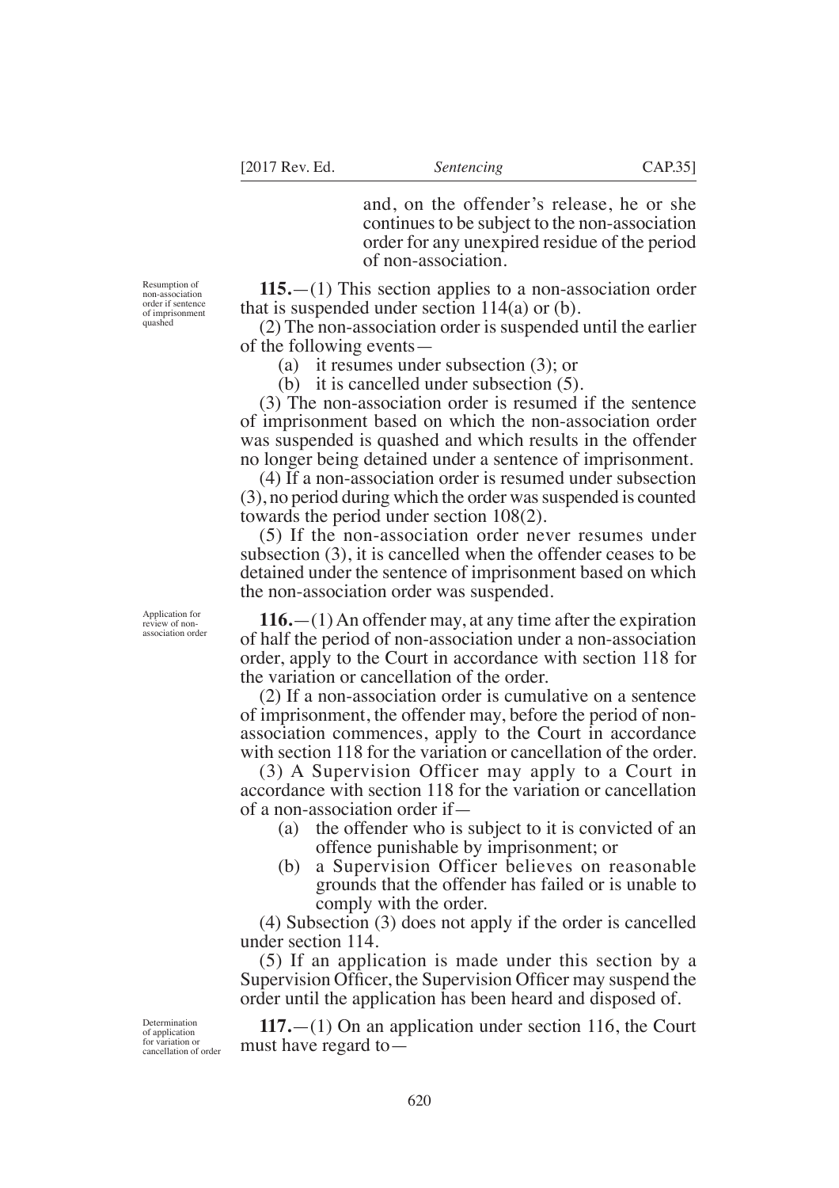and, on the offender's release, he or she continues to be subject to the non-association order for any unexpired residue of the period of non-association.

*Resumption of non-association order if sentence of imprisonment quashed*

**115.**—(1) This section applies to a non-association order that is suspended under section 114(a) or (b).

(2) The non-association order is suspended until the earlier of the following events—

(a) it resumes under subsection (3); or

(b) it is cancelled under subsection (5).

(3) The non-association order is resumed if the sentence of imprisonment based on which the non-association order was suspended is quashed and which results in the offender no longer being detained under a sentence of imprisonment.

(4) If a non-association order is resumed under subsection (3), no period during which the order was suspended is counted towards the period under section 108(2).

(5) If the non-association order never resumes under subsection (3), it is cancelled when the offender ceases to be detained under the sentence of imprisonment based on which the non-association order was suspended.

*Application for review of non-association order*

**116.**—(1) An offender may, at any time after the expiration of half the period of non-association under a non-association order, apply to the Court in accordance with section 118 for the variation or cancellation of the order.

(2) If a non-association order is cumulative on a sentence of imprisonment, the offender may, before the period of non-association commences, apply to the Court in accordance with section 118 for the variation or cancellation of the order.

(3) A Supervision Officer may apply to a Court in accordance with section 118 for the variation or cancellation of a non-association order if—

(a) the offender who is subject to it is convicted of an offence punishable by imprisonment; or

(b) a Supervision Officer believes on reasonable grounds that the offender has failed or is unable to comply with the order.

(4) Subsection (3) does not apply if the order is cancelled under section 114.

(5) If an application is made under this section by a Supervision Officer, the Supervision Officer may suspend the order until the application has been heard and disposed of.

*Determination of application for variation or cancellation of order*

**117.**—(1) On an application under section 116, the Court must have regard to—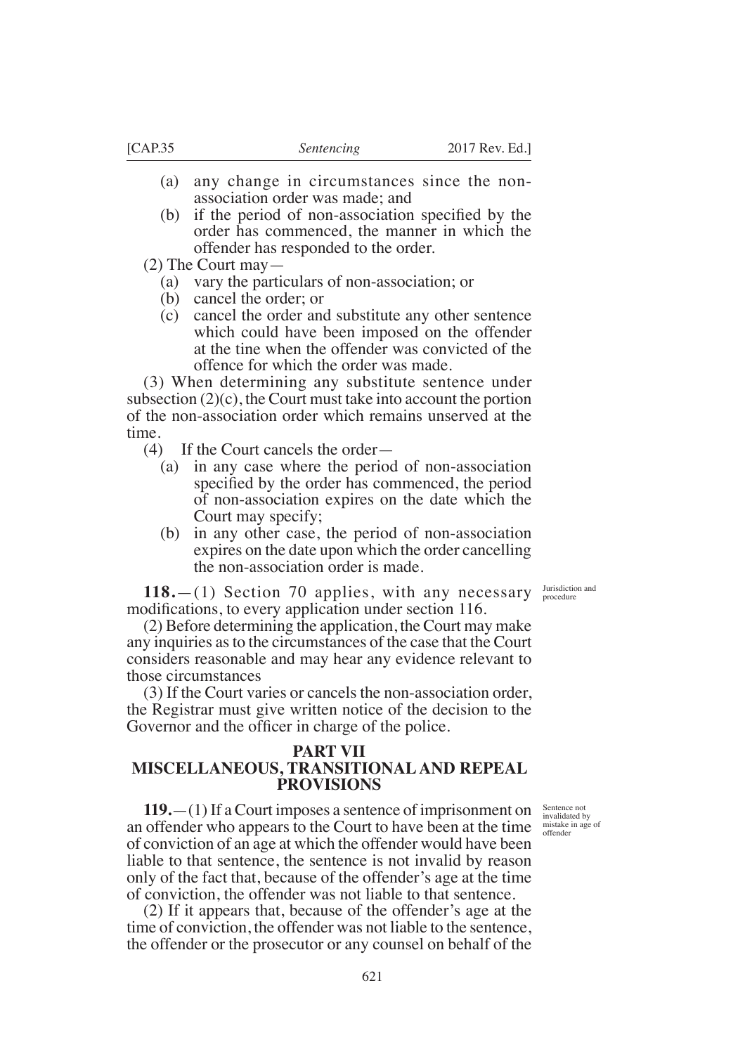(a) any change in circumstances since the non-association order was made; and

(b) if the period of non-association specified by the order has commenced, the manner in which the offender has responded to the order.

(2) The Court may—

(a) vary the particulars of non-association; or

(b) cancel the order; or

(c) cancel the order and substitute any other sentence which could have been imposed on the offender at the tine when the offender was convicted of the offence for which the order was made.

(3) When determining any substitute sentence under subsection (2)(c), the Court must take into account the portion of the non-association order which remains unserved at the time.

(4) If the Court cancels the order—

(a) in any case where the period of non-association specified by the order has commenced, the period of non-association expires on the date which the Court may specify;

(b) in any other case, the period of non-association expires on the date upon which the order cancelling the non-association order is made.

*Jurisdiction and procedure*

**118.**—(1) Section 70 applies, with any necessary modifications, to every application under section 116.

(2) Before determining the application, the Court may make any inquiries as to the circumstances of the case that the Court considers reasonable and may hear any evidence relevant to those circumstances

(3) If the Court varies or cancels the non-association order, the Registrar must give written notice of the decision to the Governor and the officer in charge of the police.

## PART VII
## MISCELLANEOUS, TRANSITIONAL AND REPEAL PROVISIONS

*Sentence not invalidated by mistake in age of offender*

**119.**—(1) If a Court imposes a sentence of imprisonment on an offender who appears to the Court to have been at the time of conviction of an age at which the offender would have been liable to that sentence, the sentence is not invalid by reason only of the fact that, because of the offender's age at the time of conviction, the offender was not liable to that sentence.

(2) If it appears that, because of the offender's age at the time of conviction, the offender was not liable to the sentence, the offender or the prosecutor or any counsel on behalf of the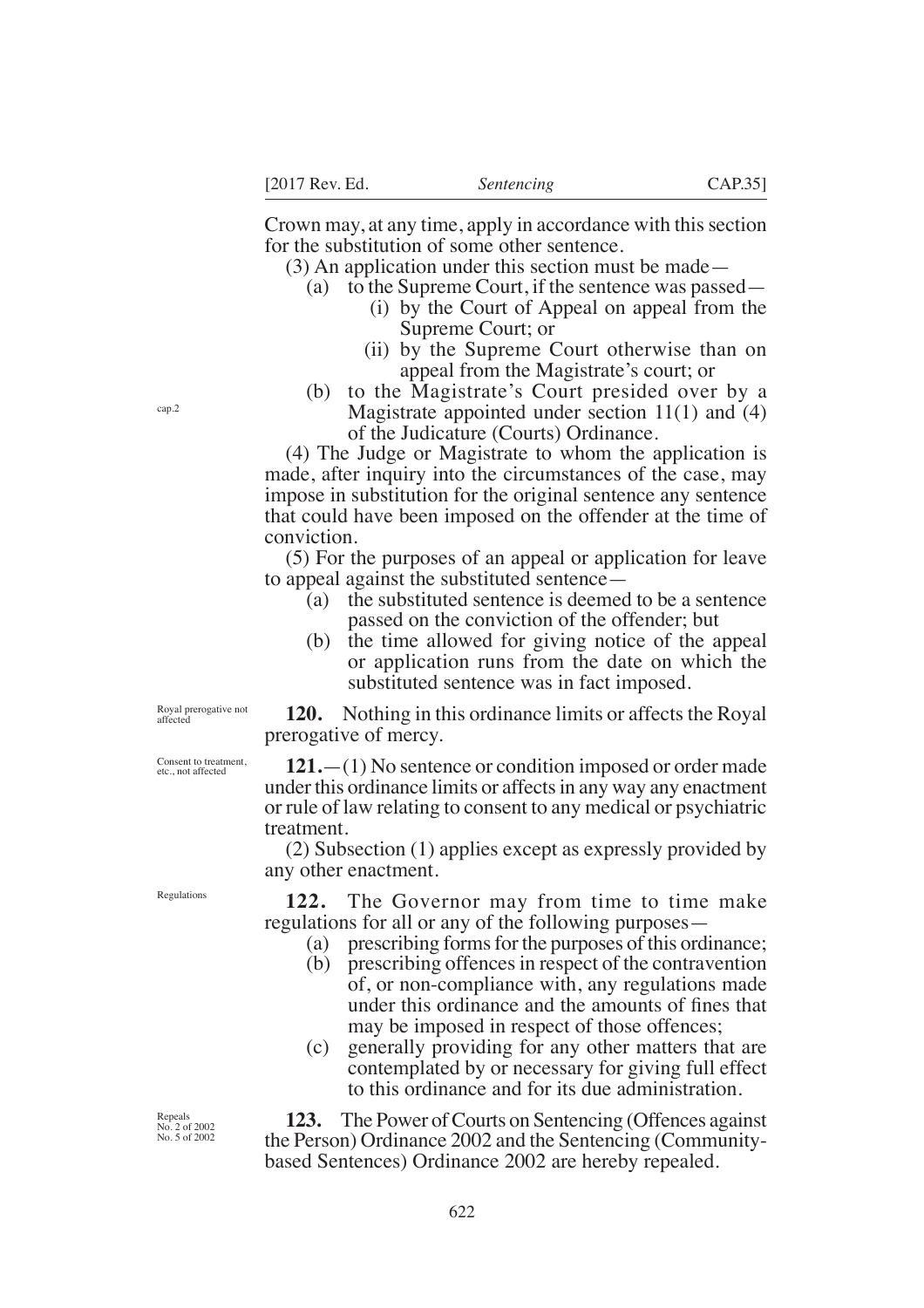Crown may, at any time, apply in accordance with this section for the substitution of some other sentence.

(3) An application under this section must be made—

(a) to the Supreme Court, if the sentence was passed—

(i) by the Court of Appeal on appeal from the Supreme Court; or

(ii) by the Supreme Court otherwise than on appeal from the Magistrate's court; or

(b) to the Magistrate's Court presided over by a Magistrate appointed under section 11(1) and (4) of the Judicature (Courts) Ordinance.

cap.2

(4) The Judge or Magistrate to whom the application is made, after inquiry into the circumstances of the case, may impose in substitution for the original sentence any sentence that could have been imposed on the offender at the time of conviction.

(5) For the purposes of an appeal or application for leave to appeal against the substituted sentence—

(a) the substituted sentence is deemed to be a sentence passed on the conviction of the offender; but

(b) the time allowed for giving notice of the appeal or application runs from the date on which the substituted sentence was in fact imposed.

Royal prerogative not affected

**120.** Nothing in this ordinance limits or affects the Royal prerogative of mercy.

Consent to treatment, etc., not affected

**121.**—(1) No sentence or condition imposed or order made under this ordinance limits or affects in any way any enactment or rule of law relating to consent to any medical or psychiatric treatment.

(2) Subsection (1) applies except as expressly provided by any other enactment.

Regulations

**122.** The Governor may from time to time make regulations for all or any of the following purposes—

(a) prescribing forms for the purposes of this ordinance;

(b) prescribing offences in respect of the contravention of, or non-compliance with, any regulations made under this ordinance and the amounts of fines that may be imposed in respect of those offences;

(c) generally providing for any other matters that are contemplated by or necessary for giving full effect to this ordinance and for its due administration.

Repeals
No. 2 of 2002
No. 5 of 2002

**123.** The Power of Courts on Sentencing (Offences against the Person) Ordinance 2002 and the Sentencing (Community-based Sentences) Ordinance 2002 are hereby repealed.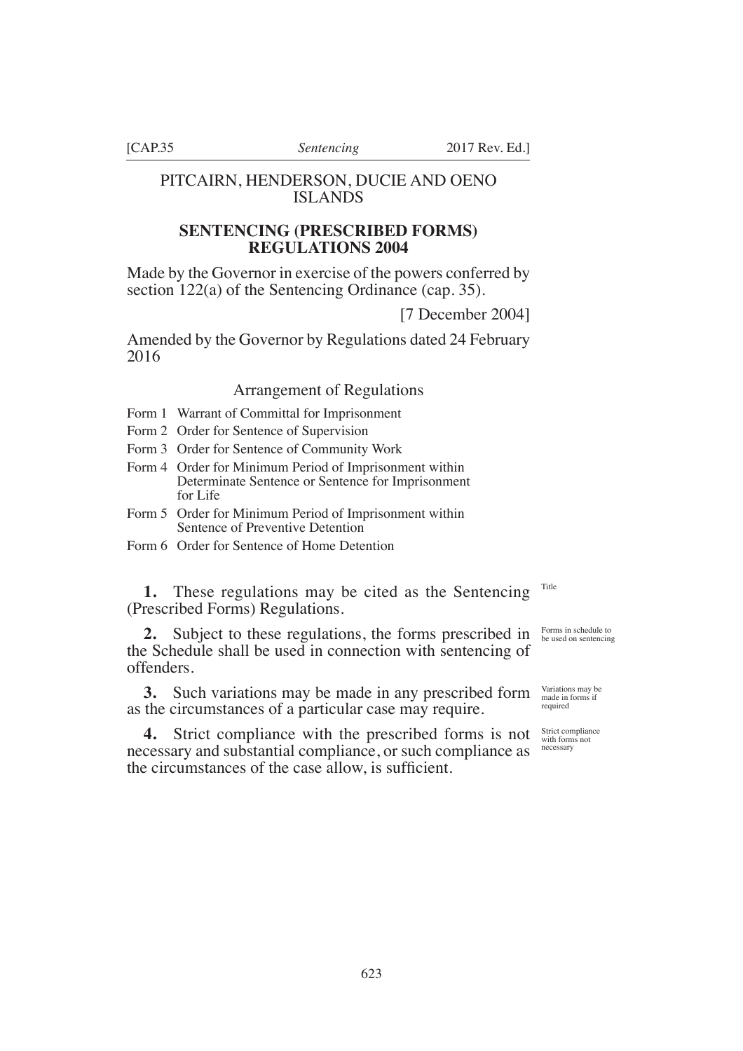# PITCAIRN, HENDERSON, DUCIE AND OENO ISLANDS

## SENTENCING (PRESCRIBED FORMS) REGULATIONS 2004

Made by the Governor in exercise of the powers conferred by section 122(a) of the Sentencing Ordinance (cap. 35).

[7 December 2004]

Amended by the Governor by Regulations dated 24 February 2016

### Arrangement of Regulations

- Form 1 Warrant of Committal for Imprisonment
- Form 2 Order for Sentence of Supervision
- Form 3 Order for Sentence of Community Work
- Form 4 Order for Minimum Period of Imprisonment within Determinate Sentence or Sentence for Imprisonment for Life
- Form 5 Order for Minimum Period of Imprisonment within Sentence of Preventive Detention
- Form 6 Order for Sentence of Home Detention

*Title*

**1.** These regulations may be cited as the Sentencing (Prescribed Forms) Regulations.

*Forms in schedule to be used on sentencing*

**2.** Subject to these regulations, the forms prescribed in the Schedule shall be used in connection with sentencing of offenders.

*Variations may be made in forms if required*

**3.** Such variations may be made in any prescribed form as the circumstances of a particular case may require.

*Strict compliance with forms not necessary*

**4.** Strict compliance with the prescribed forms is not necessary and substantial compliance, or such compliance as the circumstances of the case allow, is sufficient.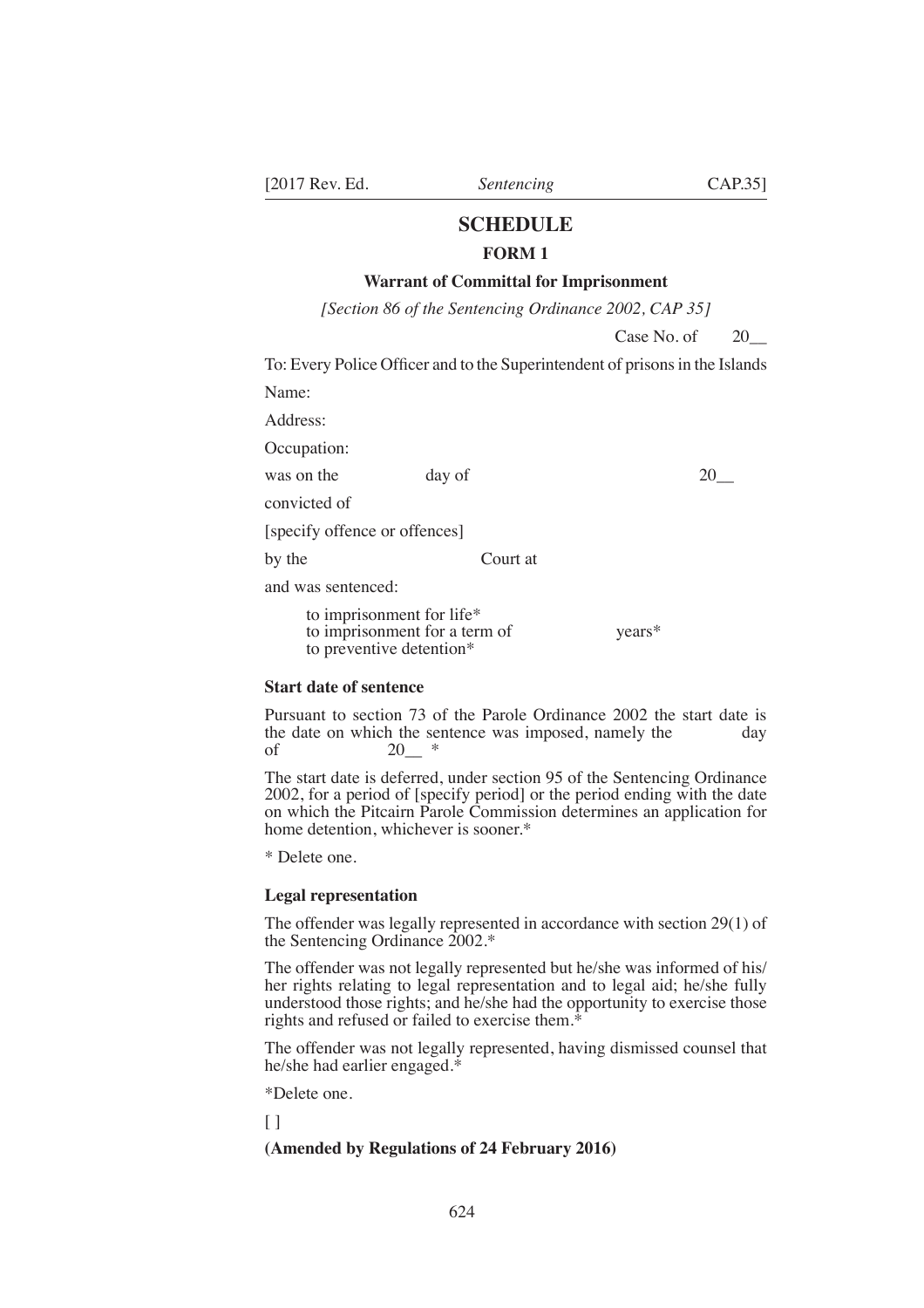# SCHEDULE

## FORM 1

### Warrant of Committal for Imprisonment

*[Section 86 of the Sentencing Ordinance 2002, CAP 35]*

Case No. of 20__

To: Every Police Officer and to the Superintendent of prisons in the Islands

Name:

Address:

Occupation:

was on the day of 20__

convicted of

[specify offence or offences]

by the Court at

and was sentenced:

to imprisonment for life*
to imprisonment for a term of years*
to preventive detention*

**Start date of sentence**

Pursuant to section 73 of the Parole Ordinance 2002 the start date is the date on which the sentence was imposed, namely the day of 20__ *

The start date is deferred, under section 95 of the Sentencing Ordinance 2002, for a period of [specify period] or the period ending with the date on which the Pitcairn Parole Commission determines an application for home detention, whichever is sooner.*

* Delete one.

**Legal representation**

The offender was legally represented in accordance with section 29(1) of the Sentencing Ordinance 2002.*

The offender was not legally represented but he/she was informed of his/her rights relating to legal representation and to legal aid; he/she fully understood those rights; and he/she had the opportunity to exercise those rights and refused or failed to exercise them.*

The offender was not legally represented, having dismissed counsel that he/she had earlier engaged.*

*Delete one.

[ ]

**(Amended by Regulations of 24 February 2016)**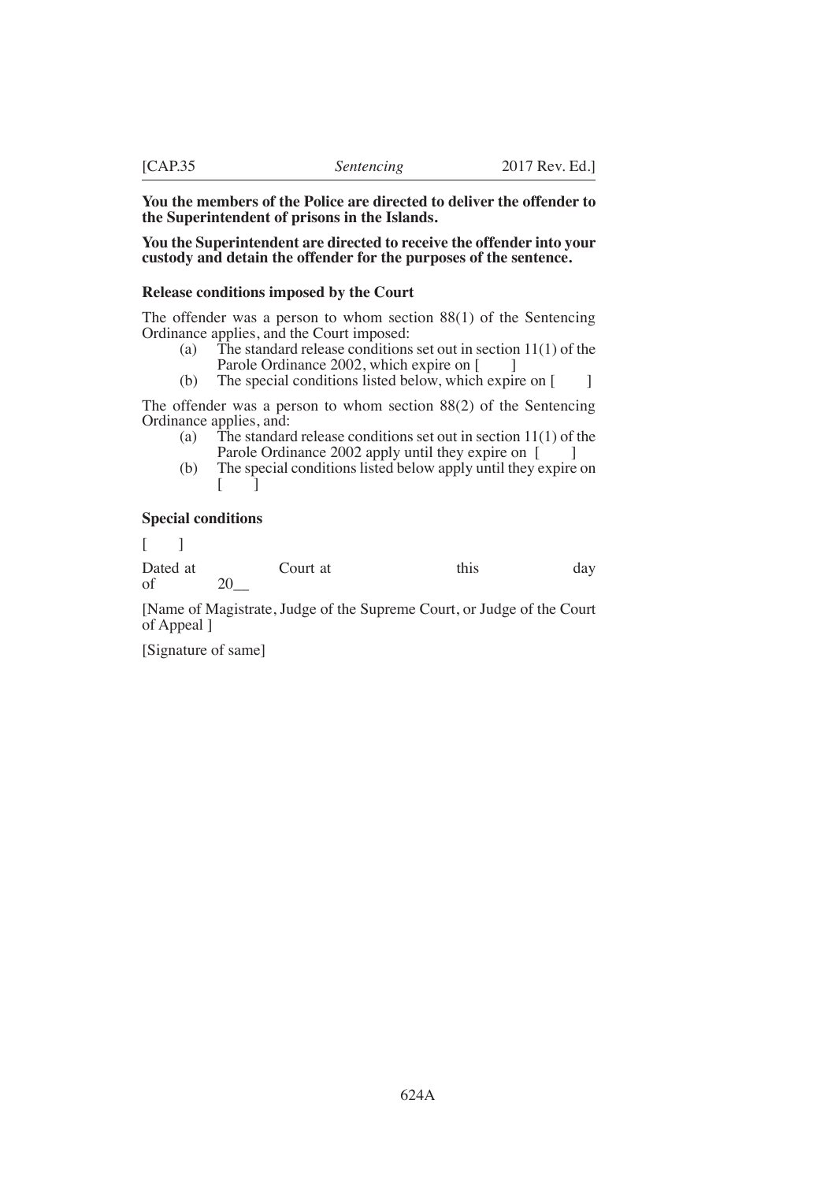**You the members of the Police are directed to deliver the offender to the Superintendent of prisons in the Islands.**

**You the Superintendent are directed to receive the offender into your custody and detain the offender for the purposes of the sentence.**

**Release conditions imposed by the Court**

The offender was a person to whom section 88(1) of the Sentencing Ordinance applies, and the Court imposed:

(a) The standard release conditions set out in section 11(1) of the Parole Ordinance 2002, which expire on [ ]

(b) The special conditions listed below, which expire on [ ]

The offender was a person to whom section 88(2) of the Sentencing Ordinance applies, and:

(a) The standard release conditions set out in section 11(1) of the Parole Ordinance 2002 apply until they expire on [ ]

(b) The special conditions listed below apply until they expire on [ ]

**Special conditions**

[ ]

Dated at Court at this day of 20__

[Name of Magistrate, Judge of the Supreme Court, or Judge of the Court of Appeal ]

[Signature of same]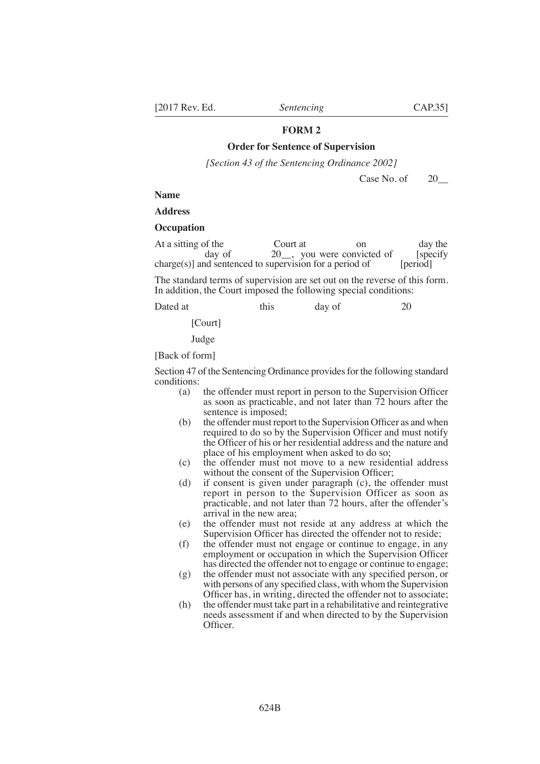## FORM 2

### Order for Sentence of Supervision

*[Section 43 of the Sentencing Ordinance 2002]*

Case No. of 20__

**Name**

**Address**

**Occupation**

At a sitting of the Court at on day the day of 20__, you were convicted of [specify charge(s)] and sentenced to supervision for a period of [period]

The standard terms of supervision are set out on the reverse of this form. In addition, the Court imposed the following special conditions:

Dated at this day of 20

[Court]

Judge

[Back of form]

Section 47 of the Sentencing Ordinance provides for the following standard conditions:

(a) the offender must report in person to the Supervision Officer as soon as practicable, and not later than 72 hours after the sentence is imposed;

(b) the offender must report to the Supervision Officer as and when required to do so by the Supervision Officer and must notify the Officer of his or her residential address and the nature and place of his employment when asked to do so;

(c) the offender must not move to a new residential address without the consent of the Supervision Officer;

(d) if consent is given under paragraph (c), the offender must report in person to the Supervision Officer as soon as practicable, and not later than 72 hours, after the offender's arrival in the new area;

(e) the offender must not reside at any address at which the Supervision Officer has directed the offender not to reside;

(f) the offender must not engage or continue to engage, in any employment or occupation in which the Supervision Officer has directed the offender not to engage or continue to engage;

(g) the offender must not associate with any specified person, or with persons of any specified class, with whom the Supervision Officer has, in writing, directed the offender not to associate;

(h) the offender must take part in a rehabilitative and reintegrative needs assessment if and when directed to by the Supervision Officer.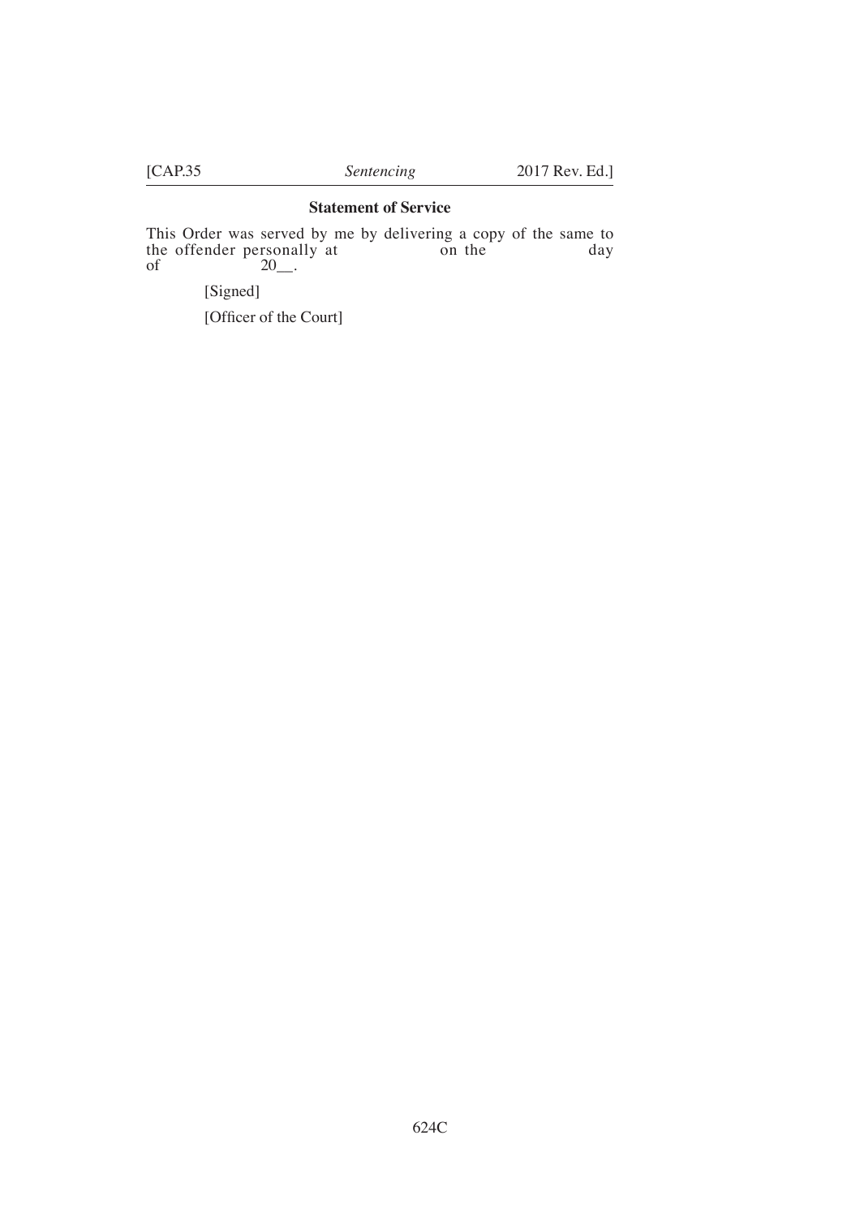**Statement of Service**

This Order was served by me by delivering a copy of the same to the offender personally at on the day of 20__.

[Signed]

[Officer of the Court]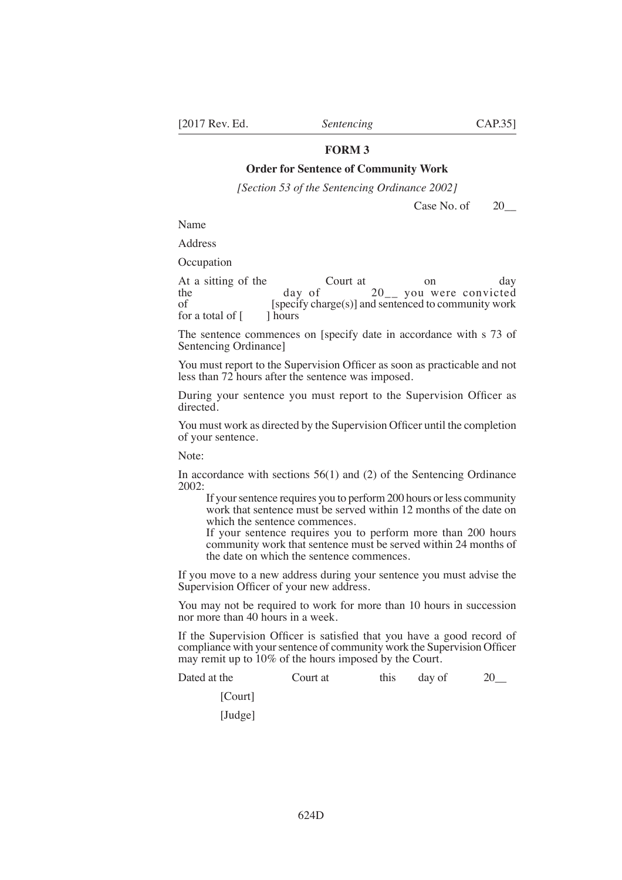## FORM 3

### Order for Sentence of Community Work

*[Section 53 of the Sentencing Ordinance 2002]*

Case No. of 20__

Name

Address

Occupation

At a sitting of the Court at on day the day of 20__ you were convicted of [specify charge(s)] and sentenced to community work for a total of [ ] hours

The sentence commences on [specify date in accordance with s 73 of Sentencing Ordinance]

You must report to the Supervision Officer as soon as practicable and not less than 72 hours after the sentence was imposed.

During your sentence you must report to the Supervision Officer as directed.

You must work as directed by the Supervision Officer until the completion of your sentence.

Note:

In accordance with sections 56(1) and (2) of the Sentencing Ordinance 2002:

> If your sentence requires you to perform 200 hours or less community work that sentence must be served within 12 months of the date on which the sentence commences.
>
> If your sentence requires you to perform more than 200 hours community work that sentence must be served within 24 months of the date on which the sentence commences.

If you move to a new address during your sentence you must advise the Supervision Officer of your new address.

You may not be required to work for more than 10 hours in succession nor more than 40 hours in a week.

If the Supervision Officer is satisfied that you have a good record of compliance with your sentence of community work the Supervision Officer may remit up to 10% of the hours imposed by the Court.

Dated at the Court at this day of 20__

[Court]

[Judge]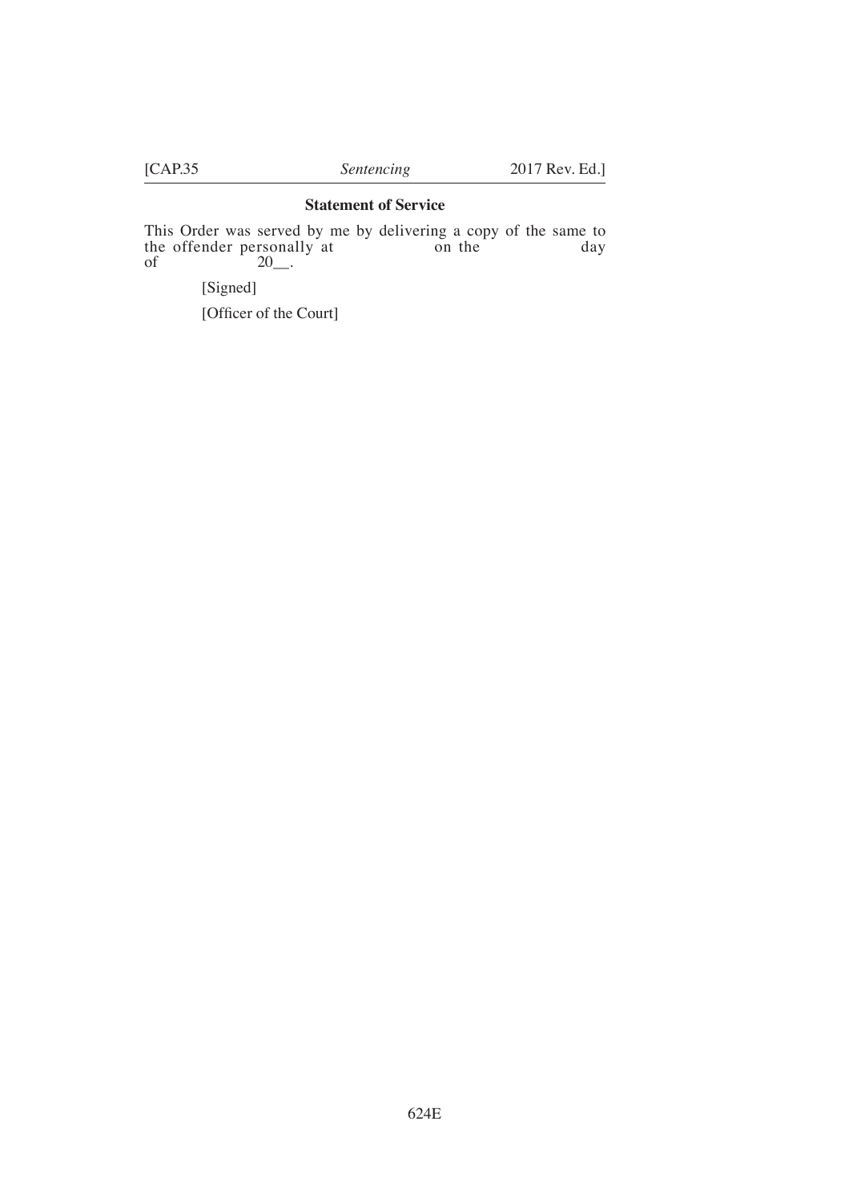**Statement of Service**

This Order was served by me by delivering a copy of the same to the offender personally at on the day of 20__.

[Signed]

[Officer of the Court]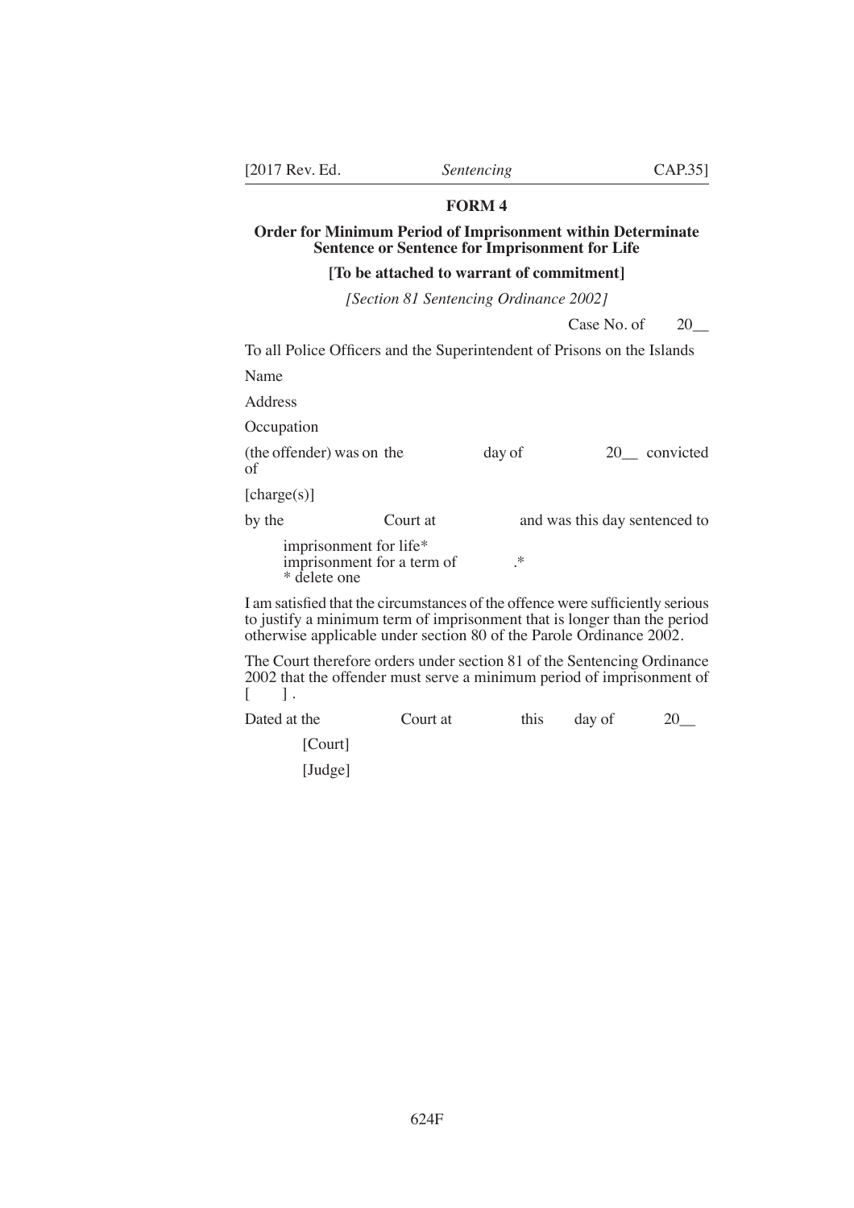## FORM 4

**Order for Minimum Period of Imprisonment within Determinate Sentence or Sentence for Imprisonment for Life**

**[To be attached to warrant of commitment]**

*[Section 81 Sentencing Ordinance 2002]*

Case No. of 20__

To all Police Officers and the Superintendent of Prisons on the Islands

Name

Address

Occupation

(the offender) was on the day of 20__ convicted of

[charge(s)]

by the Court at and was this day sentenced to

imprisonment for life*
imprisonment for a term of .*
* delete one

I am satisfied that the circumstances of the offence were sufficiently serious to justify a minimum term of imprisonment that is longer than the period otherwise applicable under section 80 of the Parole Ordinance 2002.

The Court therefore orders under section 81 of the Sentencing Ordinance 2002 that the offender must serve a minimum period of imprisonment of [ ] .

Dated at the Court at this day of 20__

[Court]

[Judge]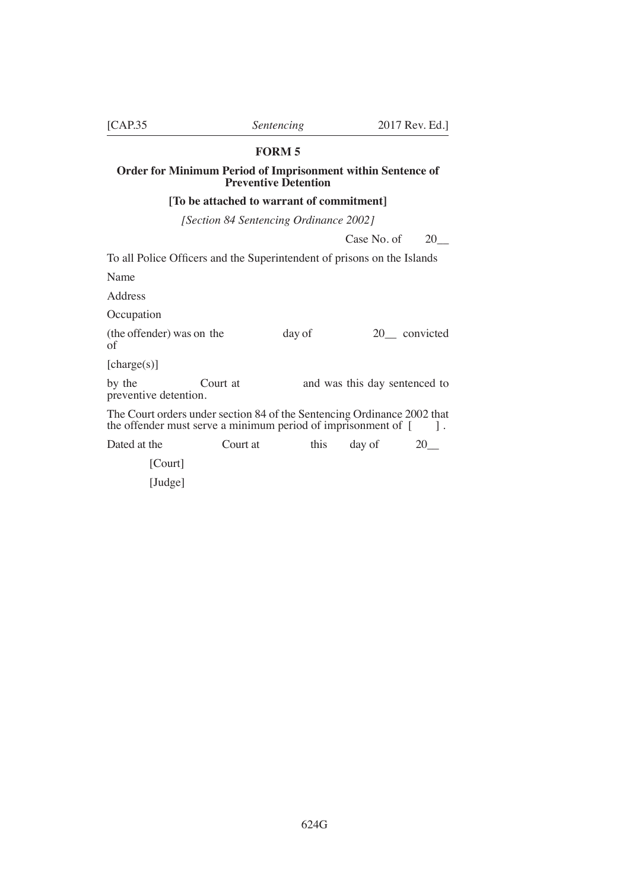## FORM 5

### Order for Minimum Period of Imprisonment within Sentence of Preventive Detention

**[To be attached to warrant of commitment]**

*[Section 84 Sentencing Ordinance 2002]*

Case No. of 20__

To all Police Officers and the Superintendent of prisons on the Islands

Name

Address

Occupation

(the offender) was on the day of 20__ convicted of

[charge(s)]

by the Court at and was this day sentenced to preventive detention.

The Court orders under section 84 of the Sentencing Ordinance 2002 that the offender must serve a minimum period of imprisonment of [ ] .

Dated at the Court at this day of 20__

[Court]

[Judge]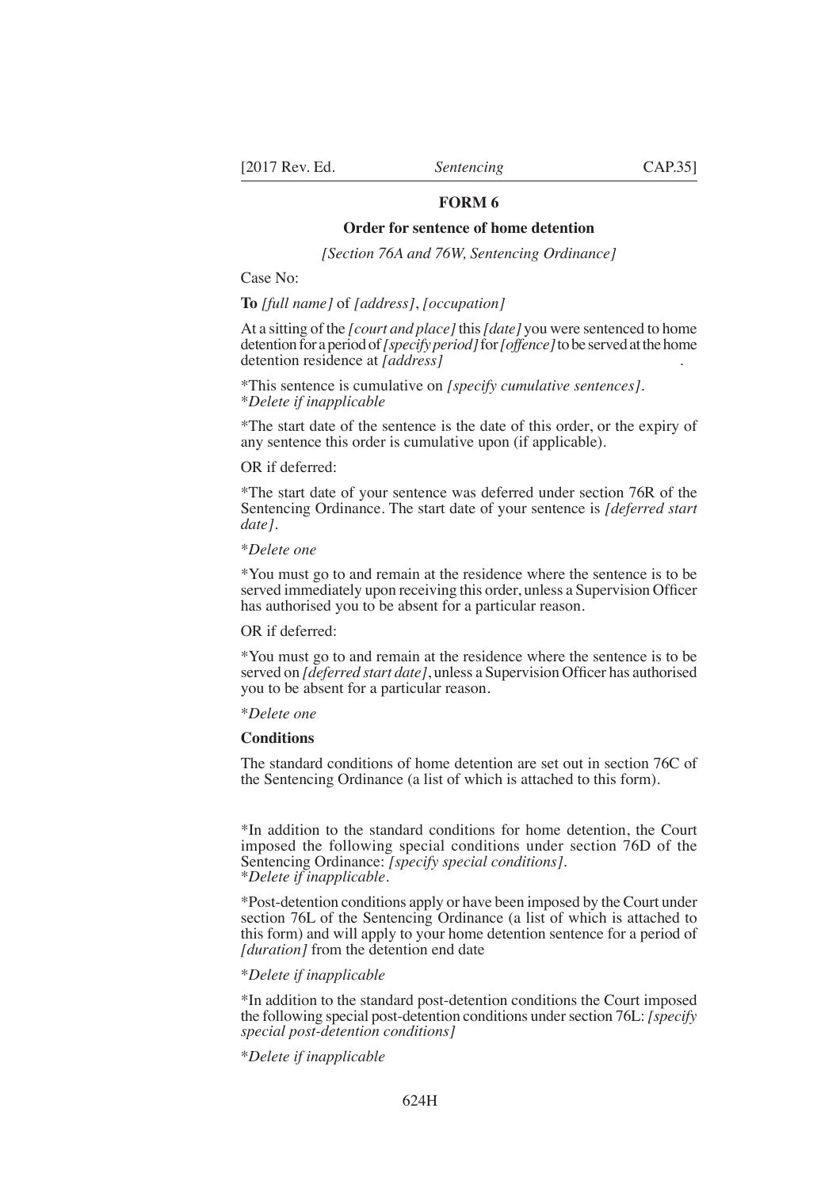## FORM 6

### Order for sentence of home detention

*[Section 76A and 76W, Sentencing Ordinance]*

Case No:

**To** *[full name]* of *[address]*, *[occupation]*

At a sitting of the *[court and place]* this *[date]* you were sentenced to home detention for a period of *[specify period]* for *[offence]* to be served at the home detention residence at *[address]* .

*This sentence is cumulative on *[specify cumulative sentences]*.
**Delete if inapplicable*

*The start date of the sentence is the date of this order, or the expiry of any sentence this order is cumulative upon (if applicable).

OR if deferred:

*The start date of your sentence was deferred under section 76R of the Sentencing Ordinance. The start date of your sentence is *[deferred start date]*.

**Delete one*

*You must go to and remain at the residence where the sentence is to be served immediately upon receiving this order, unless a Supervision Officer has authorised you to be absent for a particular reason.

OR if deferred:

*You must go to and remain at the residence where the sentence is to be served on *[deferred start date]*, unless a Supervision Officer has authorised you to be absent for a particular reason.

**Delete one*

**Conditions**

The standard conditions of home detention are set out in section 76C of the Sentencing Ordinance (a list of which is attached to this form).

*In addition to the standard conditions for home detention, the Court imposed the following special conditions under section 76D of the Sentencing Ordinance: *[specify special conditions]*.
**Delete if inapplicable*.

*Post-detention conditions apply or have been imposed by the Court under section 76L of the Sentencing Ordinance (a list of which is attached to this form) and will apply to your home detention sentence for a period of *[duration]* from the detention end date

**Delete if inapplicable*

*In addition to the standard post-detention conditions the Court imposed the following special post-detention conditions under section 76L: *[specify special post-detention conditions]*

**Delete if inapplicable*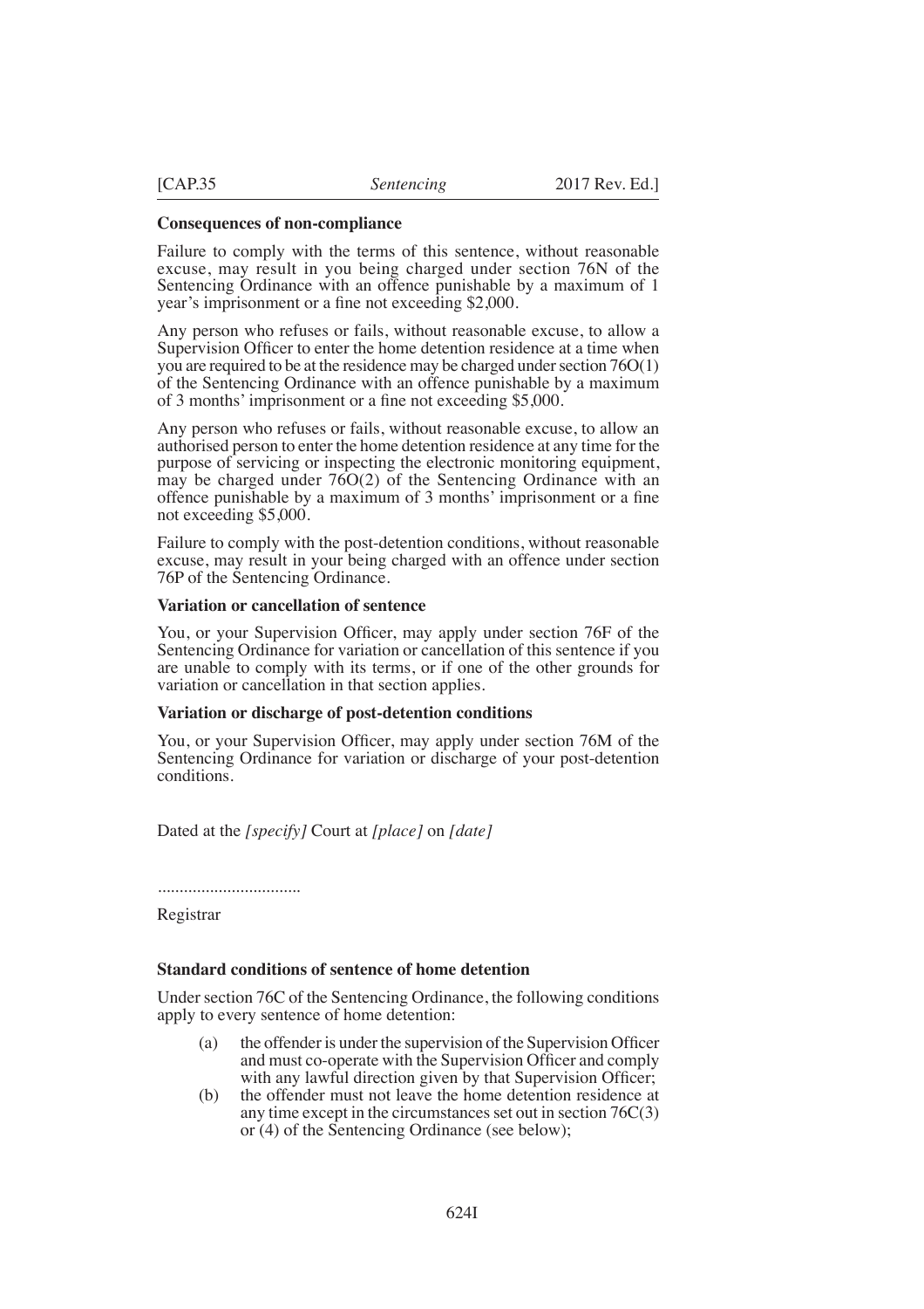**Consequences of non-compliance**

Failure to comply with the terms of this sentence, without reasonable excuse, may result in you being charged under section 76N of the Sentencing Ordinance with an offence punishable by a maximum of 1 year's imprisonment or a fine not exceeding $2,000.

Any person who refuses or fails, without reasonable excuse, to allow a Supervision Officer to enter the home detention residence at a time when you are required to be at the residence may be charged under section 76O(1) of the Sentencing Ordinance with an offence punishable by a maximum of 3 months' imprisonment or a fine not exceeding $5,000.

Any person who refuses or fails, without reasonable excuse, to allow an authorised person to enter the home detention residence at any time for the purpose of servicing or inspecting the electronic monitoring equipment, may be charged under 76O(2) of the Sentencing Ordinance with an offence punishable by a maximum of 3 months' imprisonment or a fine not exceeding $5,000.

Failure to comply with the post-detention conditions, without reasonable excuse, may result in your being charged with an offence under section 76P of the Sentencing Ordinance.

**Variation or cancellation of sentence**

You, or your Supervision Officer, may apply under section 76F of the Sentencing Ordinance for variation or cancellation of this sentence if you are unable to comply with its terms, or if one of the other grounds for variation or cancellation in that section applies.

**Variation or discharge of post-detention conditions**

You, or your Supervision Officer, may apply under section 76M of the Sentencing Ordinance for variation or discharge of your post-detention conditions.

Dated at the *[specify]* Court at *[place]* on *[date]*

................................

Registrar

**Standard conditions of sentence of home detention**

Under section 76C of the Sentencing Ordinance, the following conditions apply to every sentence of home detention:

(a) the offender is under the supervision of the Supervision Officer and must co-operate with the Supervision Officer and comply with any lawful direction given by that Supervision Officer;

(b) the offender must not leave the home detention residence at any time except in the circumstances set out in section 76C(3) or (4) of the Sentencing Ordinance (see below);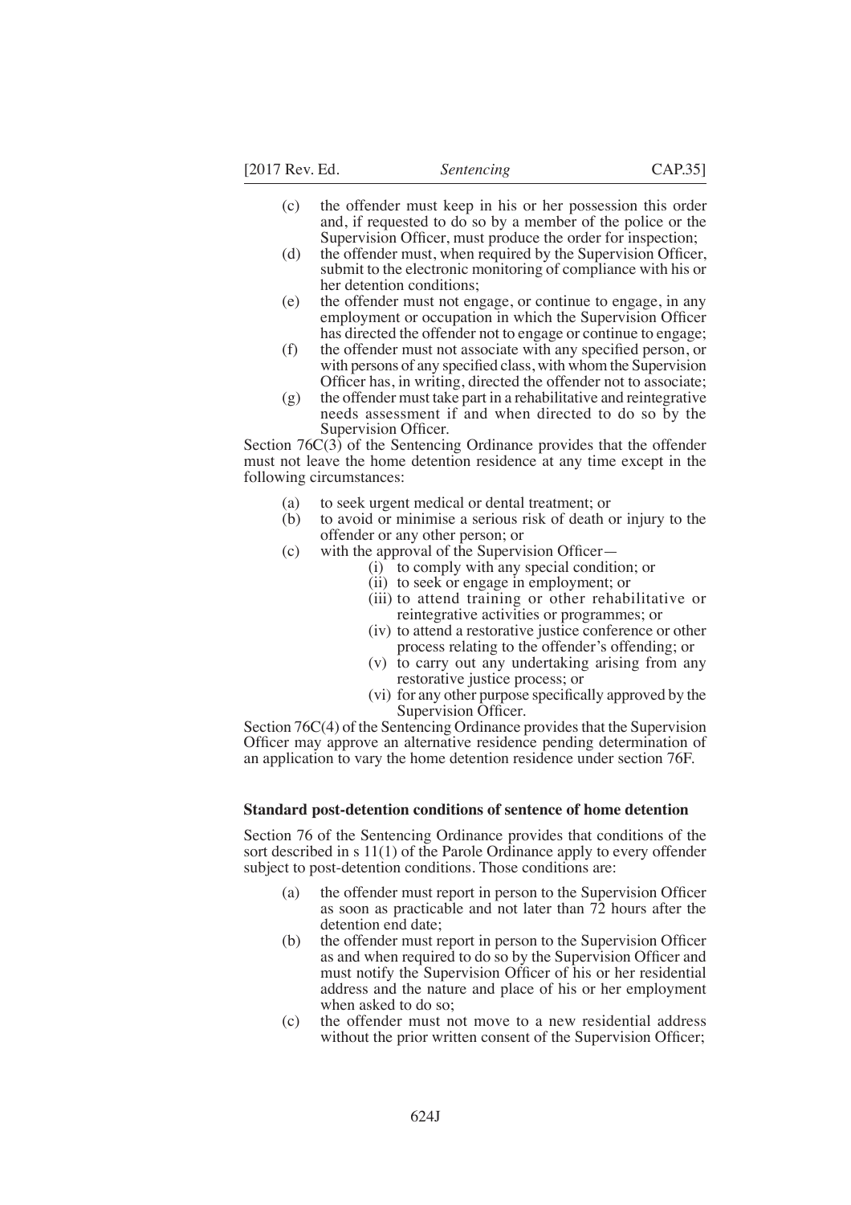(c) the offender must keep in his or her possession this order and, if requested to do so by a member of the police or the Supervision Officer, must produce the order for inspection;

(d) the offender must, when required by the Supervision Officer, submit to the electronic monitoring of compliance with his or her detention conditions;

(e) the offender must not engage, or continue to engage, in any employment or occupation in which the Supervision Officer has directed the offender not to engage or continue to engage;

(f) the offender must not associate with any specified person, or with persons of any specified class, with whom the Supervision Officer has, in writing, directed the offender not to associate;

(g) the offender must take part in a rehabilitative and reintegrative needs assessment if and when directed to do so by the Supervision Officer.

Section 76C(3) of the Sentencing Ordinance provides that the offender must not leave the home detention residence at any time except in the following circumstances:

(a) to seek urgent medical or dental treatment; or

(b) to avoid or minimise a serious risk of death or injury to the offender or any other person; or

(c) with the approval of the Supervision Officer—

  (i) to comply with any special condition; or

  (ii) to seek or engage in employment; or

  (iii) to attend training or other rehabilitative or reintegrative activities or programmes; or

  (iv) to attend a restorative justice conference or other process relating to the offender's offending; or

  (v) to carry out any undertaking arising from any restorative justice process; or

  (vi) for any other purpose specifically approved by the Supervision Officer.

Section 76C(4) of the Sentencing Ordinance provides that the Supervision Officer may approve an alternative residence pending determination of an application to vary the home detention residence under section 76F.

**Standard post-detention conditions of sentence of home detention**

Section 76 of the Sentencing Ordinance provides that conditions of the sort described in s 11(1) of the Parole Ordinance apply to every offender subject to post-detention conditions. Those conditions are:

(a) the offender must report in person to the Supervision Officer as soon as practicable and not later than 72 hours after the detention end date;

(b) the offender must report in person to the Supervision Officer as and when required to do so by the Supervision Officer and must notify the Supervision Officer of his or her residential address and the nature and place of his or her employment when asked to do so;

(c) the offender must not move to a new residential address without the prior written consent of the Supervision Officer;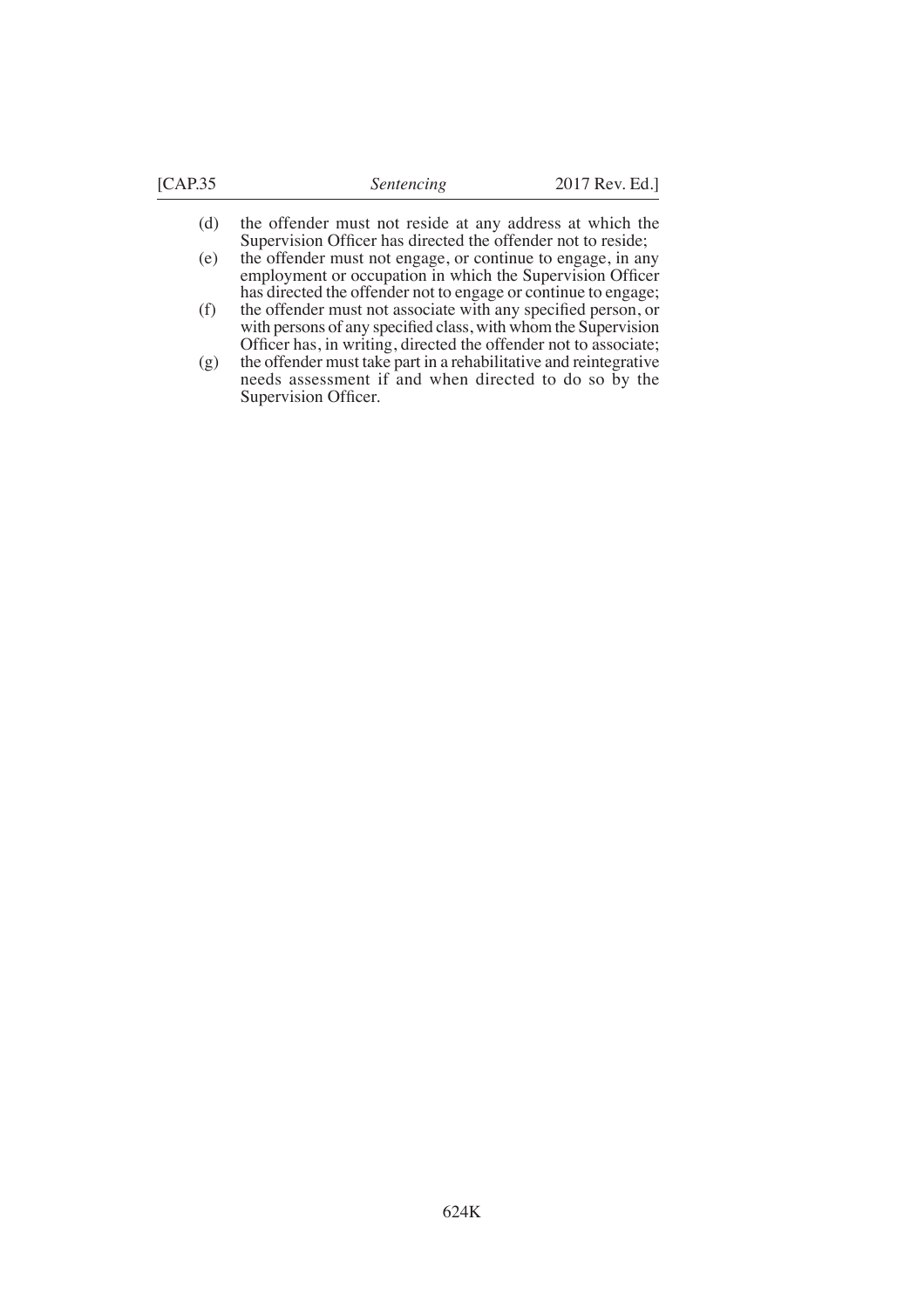(d) the offender must not reside at any address at which the Supervision Officer has directed the offender not to reside;

(e) the offender must not engage, or continue to engage, in any employment or occupation in which the Supervision Officer has directed the offender not to engage or continue to engage;

(f) the offender must not associate with any specified person, or with persons of any specified class, with whom the Supervision Officer has, in writing, directed the offender not to associate;

(g) the offender must take part in a rehabilitative and reintegrative needs assessment if and when directed to do so by the Supervision Officer.